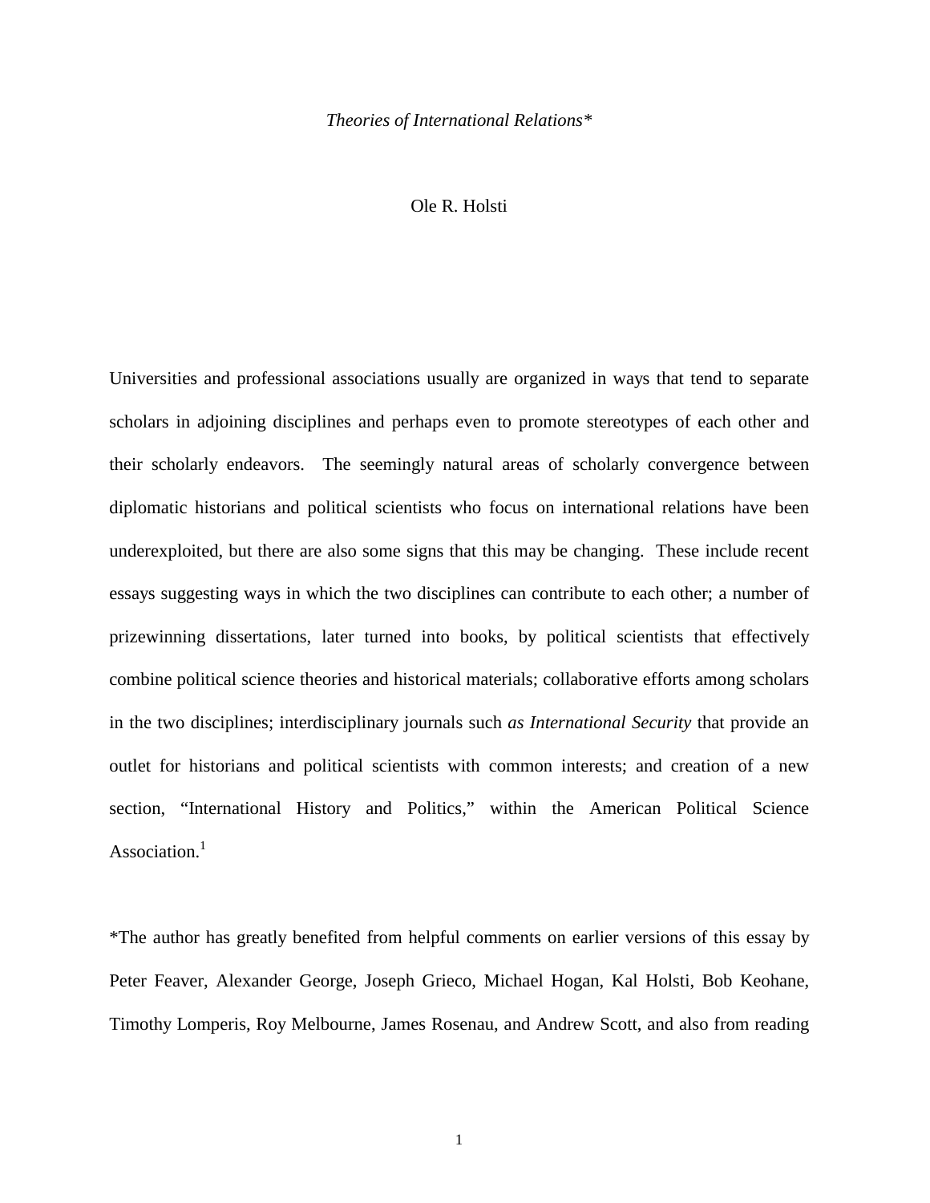*Theories of International Relations**

Ole R. Holsti

Universities and professional associations usually are organized in ways that tend to separate scholars in adjoining disciplines and perhaps even to promote stereotypes of each other and their scholarly endeavors. The seemingly natural areas of scholarly convergence between diplomatic historians and political scientists who focus on international relations have been underexploited, but there are also some signs that this may be changing. These include recent essays suggesting ways in which the two disciplines can contribute to each other; a number of prizewinning dissertations, later turned into books, by political scientists that effectively combine political science theories and historical materials; collaborative efforts among scholars in the two disciplines; interdisciplinary journals such *as International Security* that provide an outlet for historians and political scientists with common interests; and creation of a new section, "International History and Politics," within the American Political Science Association.[1]

*The author has greatly benefited from helpful comments on earlier versions of this essay by Peter Feaver, Alexander George, Joseph Grieco, Michael Hogan, Kal Holsti, Bob Keohane, Timothy Lomperis, Roy Melbourne, James Rosenau, and Andrew Scott, and also from reading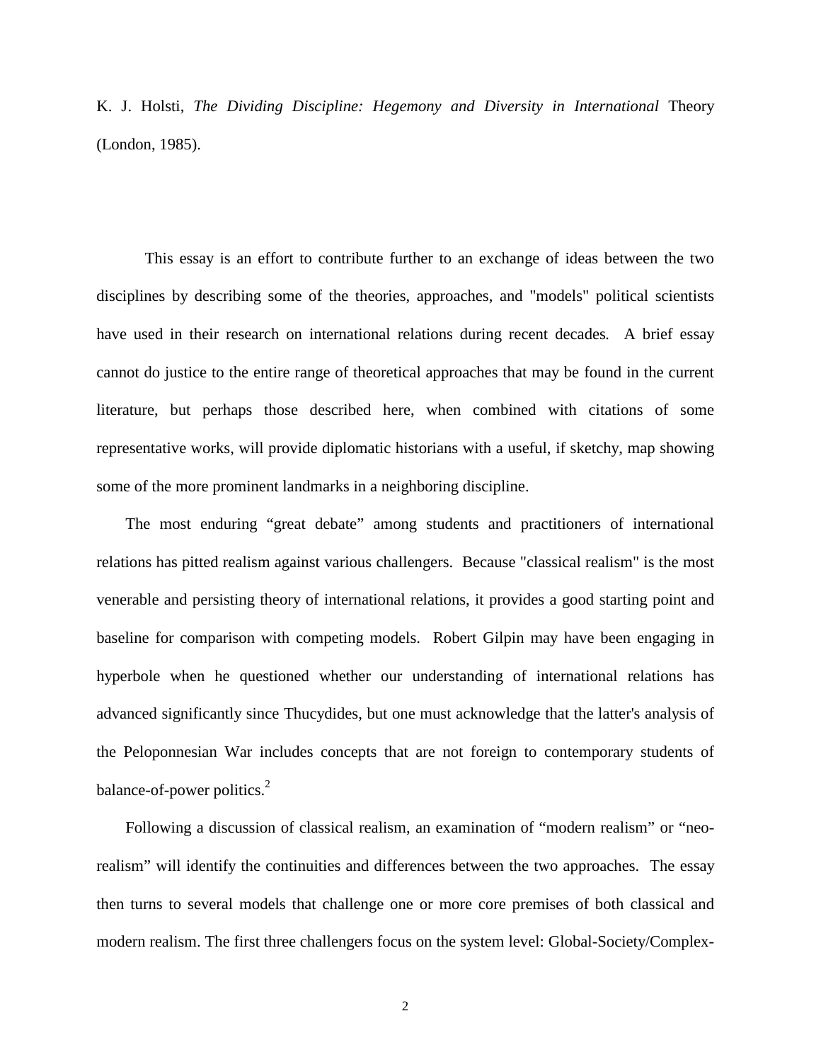K. J. Holsti, *The Dividing Discipline: Hegemony and Diversity in International* Theory (London, 1985).

This essay is an effort to contribute further to an exchange of ideas between the two disciplines by describing some of the theories, approaches, and "models" political scientists have used in their research on international relations during recent decades. A brief essay cannot do justice to the entire range of theoretical approaches that may be found in the current literature, but perhaps those described here, when combined with citations of some representative works, will provide diplomatic historians with a useful, if sketchy, map showing some of the more prominent landmarks in a neighboring discipline.

The most enduring "great debate" among students and practitioners of international relations has pitted realism against various challengers. Because "classical realism" is the most venerable and persisting theory of international relations, it provides a good starting point and baseline for comparison with competing models. Robert Gilpin may have been engaging in hyperbole when he questioned whether our understanding of international relations has advanced significantly since Thucydides, but one must acknowledge that the latter's analysis of the Peloponnesian War includes concepts that are not foreign to contemporary students of balance-of-power politics.[2]

Following a discussion of classical realism, an examination of "modern realism" or "neo-realism" will identify the continuities and differences between the two approaches. The essay then turns to several models that challenge one or more core premises of both classical and modern realism. The first three challengers focus on the system level: Global-Society/Complex-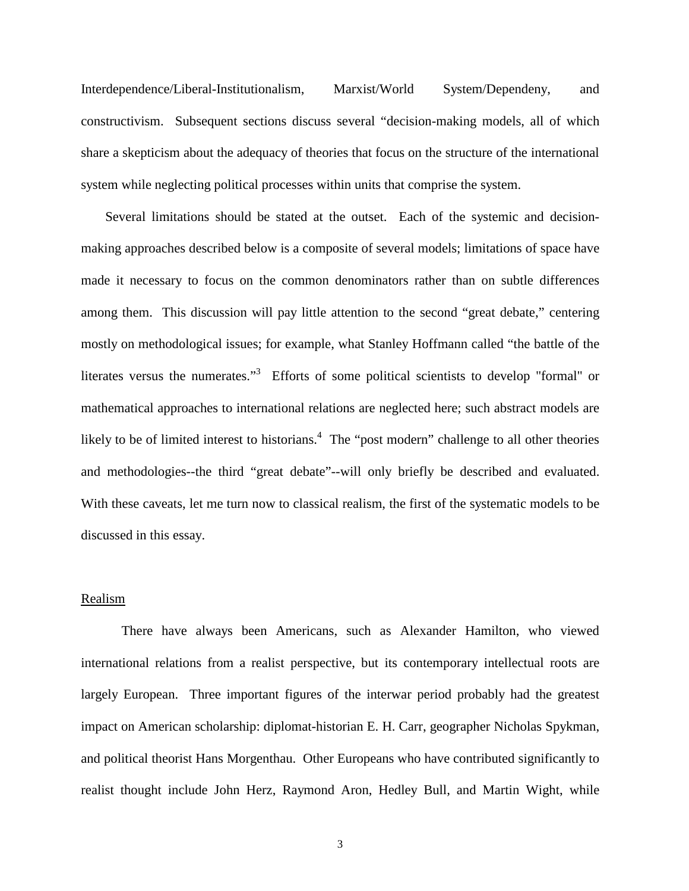Interdependence/Liberal-Institutionalism, Marxist/World System/Dependeny, and constructivism. Subsequent sections discuss several "decision-making models, all of which share a skepticism about the adequacy of theories that focus on the structure of the international system while neglecting political processes within units that comprise the system.

Several limitations should be stated at the outset. Each of the systemic and decision-making approaches described below is a composite of several models; limitations of space have made it necessary to focus on the common denominators rather than on subtle differences among them. This discussion will pay little attention to the second "great debate," centering mostly on methodological issues; for example, what Stanley Hoffmann called "the battle of the literates versus the numerates."[3] Efforts of some political scientists to develop "formal" or mathematical approaches to international relations are neglected here; such abstract models are likely to be of limited interest to historians.[4] The "post modern" challenge to all other theories and methodologies--the third "great debate"--will only briefly be described and evaluated. With these caveats, let me turn now to classical realism, the first of the systematic models to be discussed in this essay.

## Realism

There have always been Americans, such as Alexander Hamilton, who viewed international relations from a realist perspective, but its contemporary intellectual roots are largely European. Three important figures of the interwar period probably had the greatest impact on American scholarship: diplomat-historian E. H. Carr, geographer Nicholas Spykman, and political theorist Hans Morgenthau. Other Europeans who have contributed significantly to realist thought include John Herz, Raymond Aron, Hedley Bull, and Martin Wight, while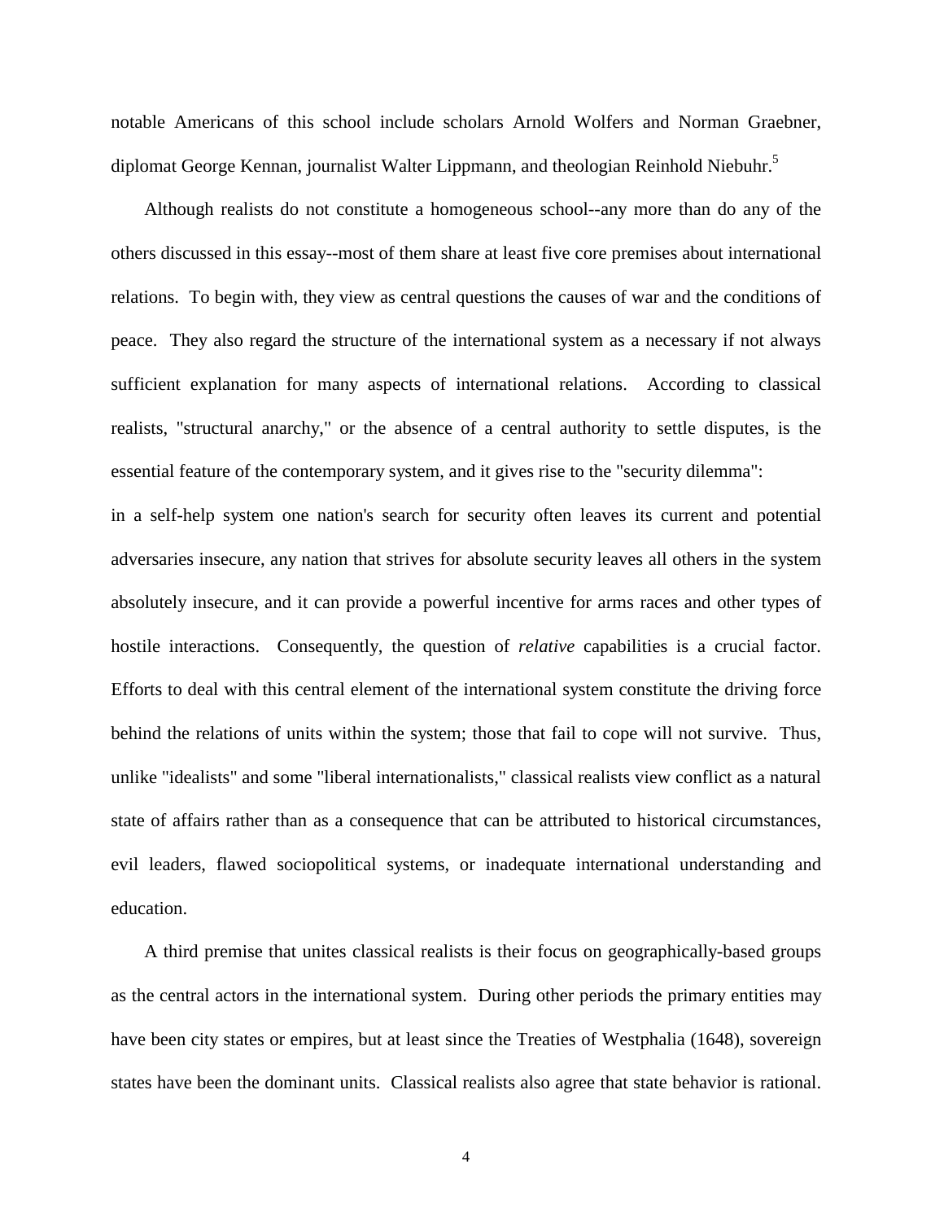notable Americans of this school include scholars Arnold Wolfers and Norman Graebner, diplomat George Kennan, journalist Walter Lippmann, and theologian Reinhold Niebuhr.[5]

Although realists do not constitute a homogeneous school--any more than do any of the others discussed in this essay--most of them share at least five core premises about international relations. To begin with, they view as central questions the causes of war and the conditions of peace. They also regard the structure of the international system as a necessary if not always sufficient explanation for many aspects of international relations. According to classical realists, "structural anarchy," or the absence of a central authority to settle disputes, is the essential feature of the contemporary system, and it gives rise to the "security dilemma": in a self-help system one nation's search for security often leaves its current and potential adversaries insecure, any nation that strives for absolute security leaves all others in the system absolutely insecure, and it can provide a powerful incentive for arms races and other types of hostile interactions. Consequently, the question of *relative* capabilities is a crucial factor. Efforts to deal with this central element of the international system constitute the driving force behind the relations of units within the system; those that fail to cope will not survive. Thus, unlike "idealists" and some "liberal internationalists," classical realists view conflict as a natural state of affairs rather than as a consequence that can be attributed to historical circumstances, evil leaders, flawed sociopolitical systems, or inadequate international understanding and education.

A third premise that unites classical realists is their focus on geographically-based groups as the central actors in the international system. During other periods the primary entities may have been city states or empires, but at least since the Treaties of Westphalia (1648), sovereign states have been the dominant units. Classical realists also agree that state behavior is rational.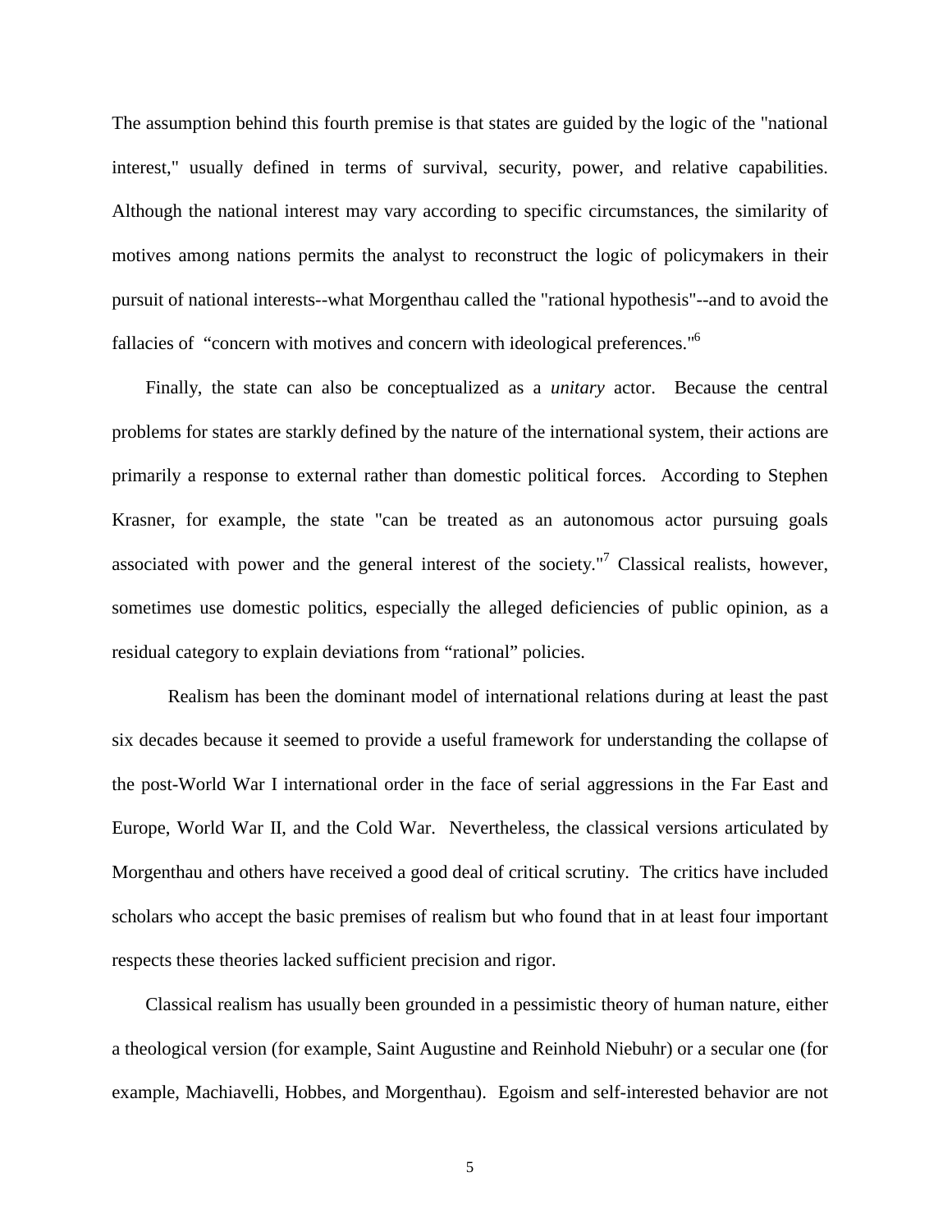The assumption behind this fourth premise is that states are guided by the logic of the "national interest," usually defined in terms of survival, security, power, and relative capabilities. Although the national interest may vary according to specific circumstances, the similarity of motives among nations permits the analyst to reconstruct the logic of policymakers in their pursuit of national interests--what Morgenthau called the "rational hypothesis"--and to avoid the fallacies of "concern with motives and concern with ideological preferences."[6]

Finally, the state can also be conceptualized as a *unitary* actor. Because the central problems for states are starkly defined by the nature of the international system, their actions are primarily a response to external rather than domestic political forces. According to Stephen Krasner, for example, the state "can be treated as an autonomous actor pursuing goals associated with power and the general interest of the society."[7] Classical realists, however, sometimes use domestic politics, especially the alleged deficiencies of public opinion, as a residual category to explain deviations from "rational" policies.

Realism has been the dominant model of international relations during at least the past six decades because it seemed to provide a useful framework for understanding the collapse of the post-World War I international order in the face of serial aggressions in the Far East and Europe, World War II, and the Cold War. Nevertheless, the classical versions articulated by Morgenthau and others have received a good deal of critical scrutiny. The critics have included scholars who accept the basic premises of realism but who found that in at least four important respects these theories lacked sufficient precision and rigor.

Classical realism has usually been grounded in a pessimistic theory of human nature, either a theological version (for example, Saint Augustine and Reinhold Niebuhr) or a secular one (for example, Machiavelli, Hobbes, and Morgenthau). Egoism and self-interested behavior are not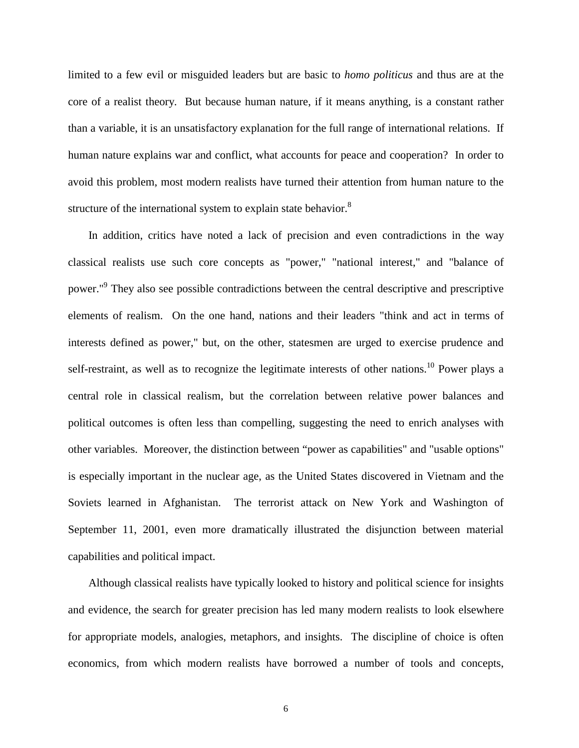limited to a few evil or misguided leaders but are basic to *homo politicus* and thus are at the core of a realist theory. But because human nature, if it means anything, is a constant rather than a variable, it is an unsatisfactory explanation for the full range of international relations. If human nature explains war and conflict, what accounts for peace and cooperation? In order to avoid this problem, most modern realists have turned their attention from human nature to the structure of the international system to explain state behavior.[8]

In addition, critics have noted a lack of precision and even contradictions in the way classical realists use such core concepts as "power," "national interest," and "balance of power."[9] They also see possible contradictions between the central descriptive and prescriptive elements of realism. On the one hand, nations and their leaders "think and act in terms of interests defined as power," but, on the other, statesmen are urged to exercise prudence and self-restraint, as well as to recognize the legitimate interests of other nations.[10] Power plays a central role in classical realism, but the correlation between relative power balances and political outcomes is often less than compelling, suggesting the need to enrich analyses with other variables. Moreover, the distinction between "power as capabilities" and "usable options" is especially important in the nuclear age, as the United States discovered in Vietnam and the Soviets learned in Afghanistan. The terrorist attack on New York and Washington of September 11, 2001, even more dramatically illustrated the disjunction between material capabilities and political impact.

Although classical realists have typically looked to history and political science for insights and evidence, the search for greater precision has led many modern realists to look elsewhere for appropriate models, analogies, metaphors, and insights. The discipline of choice is often economics, from which modern realists have borrowed a number of tools and concepts,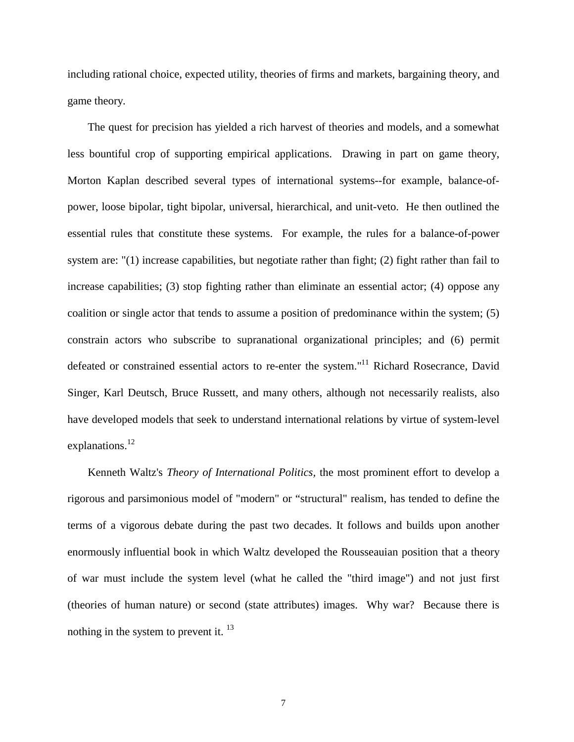including rational choice, expected utility, theories of firms and markets, bargaining theory, and game theory.

The quest for precision has yielded a rich harvest of theories and models, and a somewhat less bountiful crop of supporting empirical applications. Drawing in part on game theory, Morton Kaplan described several types of international systems--for example, balance-of-power, loose bipolar, tight bipolar, universal, hierarchical, and unit-veto. He then outlined the essential rules that constitute these systems. For example, the rules for a balance-of-power system are: "(1) increase capabilities, but negotiate rather than fight; (2) fight rather than fail to increase capabilities; (3) stop fighting rather than eliminate an essential actor; (4) oppose any coalition or single actor that tends to assume a position of predominance within the system; (5) constrain actors who subscribe to supranational organizational principles; and (6) permit defeated or constrained essential actors to re-enter the system."[11] Richard Rosecrance, David Singer, Karl Deutsch, Bruce Russett, and many others, although not necessarily realists, also have developed models that seek to understand international relations by virtue of system-level explanations.[12]

Kenneth Waltz's *Theory of International Politics*, the most prominent effort to develop a rigorous and parsimonious model of "modern" or “structural" realism, has tended to define the terms of a vigorous debate during the past two decades. It follows and builds upon another enormously influential book in which Waltz developed the Rousseauian position that a theory of war must include the system level (what he called the "third image") and not just first (theories of human nature) or second (state attributes) images. Why war? Because there is nothing in the system to prevent it. [13]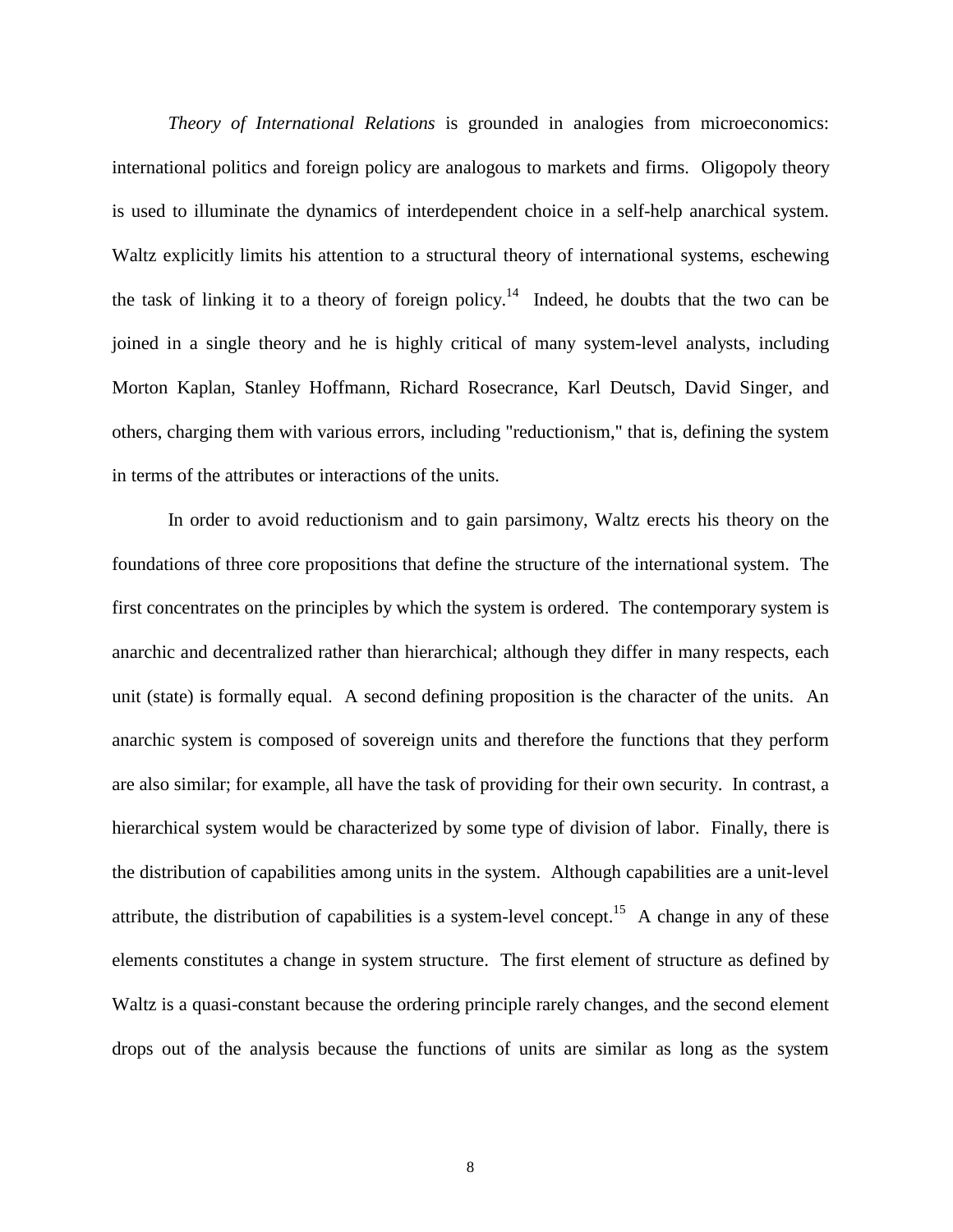*Theory of International Relations* is grounded in analogies from microeconomics: international politics and foreign policy are analogous to markets and firms. Oligopoly theory is used to illuminate the dynamics of interdependent choice in a self-help anarchical system. Waltz explicitly limits his attention to a structural theory of international systems, eschewing the task of linking it to a theory of foreign policy.[14] Indeed, he doubts that the two can be joined in a single theory and he is highly critical of many system-level analysts, including Morton Kaplan, Stanley Hoffmann, Richard Rosecrance, Karl Deutsch, David Singer, and others, charging them with various errors, including "reductionism," that is, defining the system in terms of the attributes or interactions of the units.

In order to avoid reductionism and to gain parsimony, Waltz erects his theory on the foundations of three core propositions that define the structure of the international system. The first concentrates on the principles by which the system is ordered. The contemporary system is anarchic and decentralized rather than hierarchical; although they differ in many respects, each unit (state) is formally equal. A second defining proposition is the character of the units. An anarchic system is composed of sovereign units and therefore the functions that they perform are also similar; for example, all have the task of providing for their own security. In contrast, a hierarchical system would be characterized by some type of division of labor. Finally, there is the distribution of capabilities among units in the system. Although capabilities are a unit-level attribute, the distribution of capabilities is a system-level concept.[15] A change in any of these elements constitutes a change in system structure. The first element of structure as defined by Waltz is a quasi-constant because the ordering principle rarely changes, and the second element drops out of the analysis because the functions of units are similar as long as the system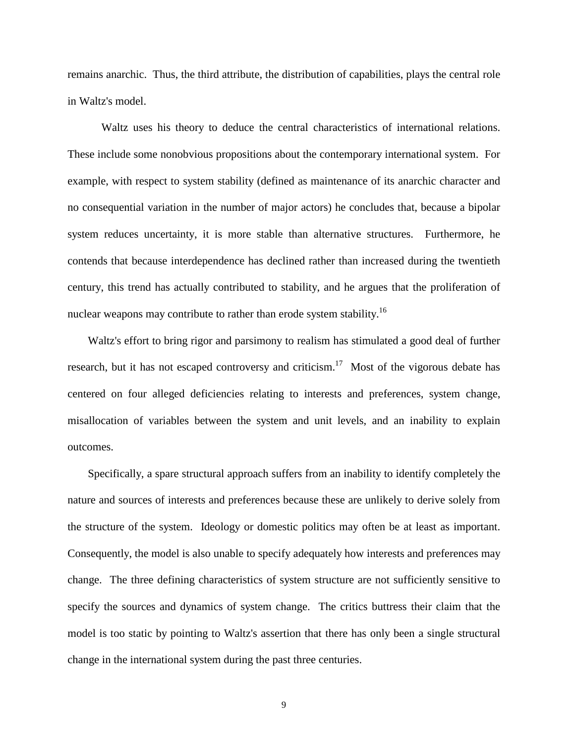remains anarchic. Thus, the third attribute, the distribution of capabilities, plays the central role in Waltz's model.

Waltz uses his theory to deduce the central characteristics of international relations. These include some nonobvious propositions about the contemporary international system. For example, with respect to system stability (defined as maintenance of its anarchic character and no consequential variation in the number of major actors) he concludes that, because a bipolar system reduces uncertainty, it is more stable than alternative structures. Furthermore, he contends that because interdependence has declined rather than increased during the twentieth century, this trend has actually contributed to stability, and he argues that the proliferation of nuclear weapons may contribute to rather than erode system stability.[16]

Waltz's effort to bring rigor and parsimony to realism has stimulated a good deal of further research, but it has not escaped controversy and criticism.[17] Most of the vigorous debate has centered on four alleged deficiencies relating to interests and preferences, system change, misallocation of variables between the system and unit levels, and an inability to explain outcomes.

Specifically, a spare structural approach suffers from an inability to identify completely the nature and sources of interests and preferences because these are unlikely to derive solely from the structure of the system. Ideology or domestic politics may often be at least as important. Consequently, the model is also unable to specify adequately how interests and preferences may change. The three defining characteristics of system structure are not sufficiently sensitive to specify the sources and dynamics of system change. The critics buttress their claim that the model is too static by pointing to Waltz's assertion that there has only been a single structural change in the international system during the past three centuries.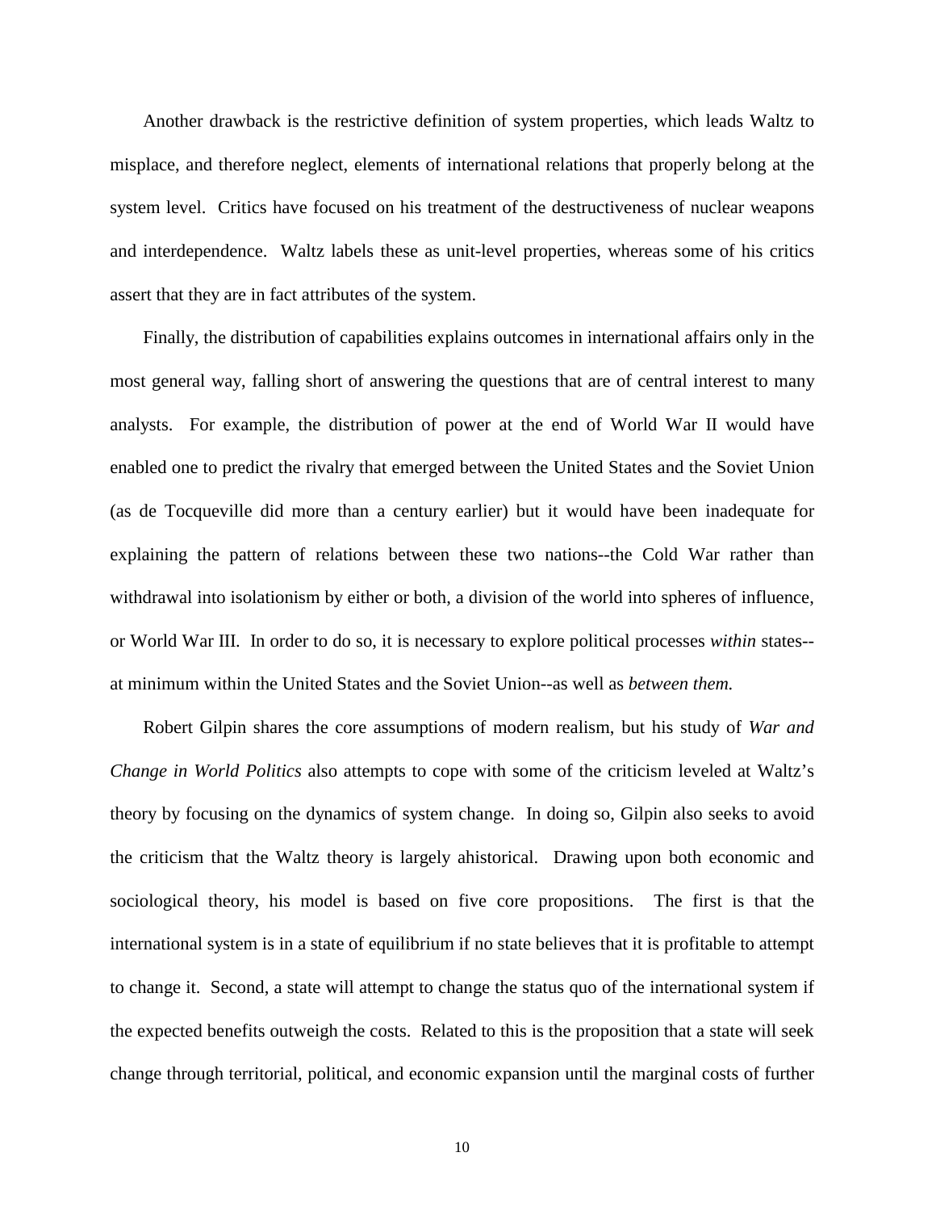Another drawback is the restrictive definition of system properties, which leads Waltz to misplace, and therefore neglect, elements of international relations that properly belong at the system level. Critics have focused on his treatment of the destructiveness of nuclear weapons and interdependence. Waltz labels these as unit-level properties, whereas some of his critics assert that they are in fact attributes of the system.

Finally, the distribution of capabilities explains outcomes in international affairs only in the most general way, falling short of answering the questions that are of central interest to many analysts. For example, the distribution of power at the end of World War II would have enabled one to predict the rivalry that emerged between the United States and the Soviet Union (as de Tocqueville did more than a century earlier) but it would have been inadequate for explaining the pattern of relations between these two nations--the Cold War rather than withdrawal into isolationism by either or both, a division of the world into spheres of influence, or World War III. In order to do so, it is necessary to explore political processes *within* states--at minimum within the United States and the Soviet Union--as well as *between them.*

Robert Gilpin shares the core assumptions of modern realism, but his study of *War and Change in World Politics* also attempts to cope with some of the criticism leveled at Waltz's theory by focusing on the dynamics of system change. In doing so, Gilpin also seeks to avoid the criticism that the Waltz theory is largely ahistorical. Drawing upon both economic and sociological theory, his model is based on five core propositions. The first is that the international system is in a state of equilibrium if no state believes that it is profitable to attempt to change it. Second, a state will attempt to change the status quo of the international system if the expected benefits outweigh the costs. Related to this is the proposition that a state will seek change through territorial, political, and economic expansion until the marginal costs of further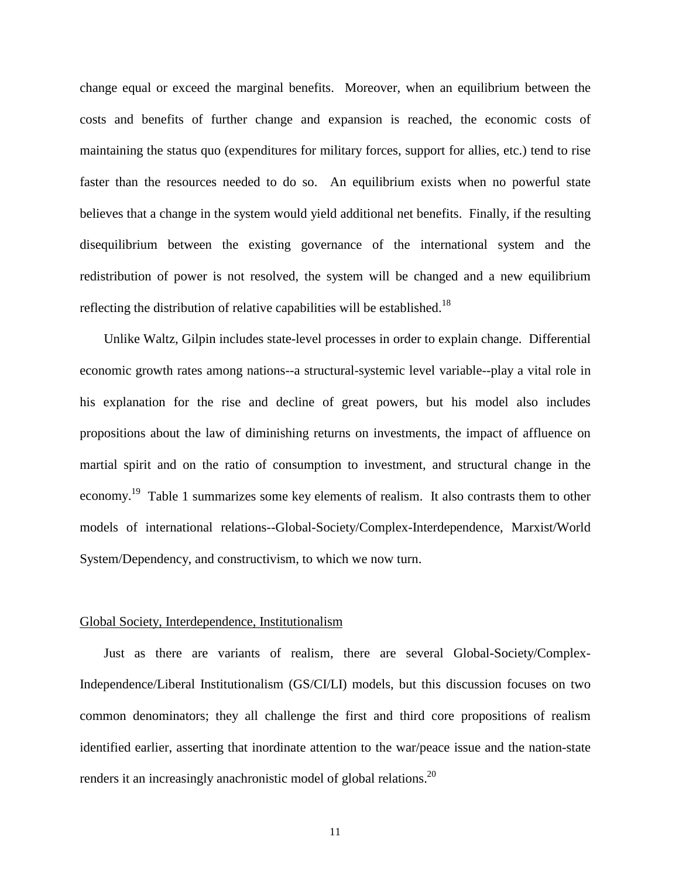change equal or exceed the marginal benefits. Moreover, when an equilibrium between the costs and benefits of further change and expansion is reached, the economic costs of maintaining the status quo (expenditures for military forces, support for allies, etc.) tend to rise faster than the resources needed to do so. An equilibrium exists when no powerful state believes that a change in the system would yield additional net benefits. Finally, if the resulting disequilibrium between the existing governance of the international system and the redistribution of power is not resolved, the system will be changed and a new equilibrium reflecting the distribution of relative capabilities will be established.[18]

Unlike Waltz, Gilpin includes state-level processes in order to explain change. Differential economic growth rates among nations--a structural-systemic level variable--play a vital role in his explanation for the rise and decline of great powers, but his model also includes propositions about the law of diminishing returns on investments, the impact of affluence on martial spirit and on the ratio of consumption to investment, and structural change in the economy.[19] Table 1 summarizes some key elements of realism. It also contrasts them to other models of international relations--Global-Society/Complex-Interdependence, Marxist/World System/Dependency, and constructivism, to which we now turn.

<u>Global Society, Interdependence, Institutionalism</u>

Just as there are variants of realism, there are several Global-Society/Complex-Independence/Liberal Institutionalism (GS/CI/LI) models, but this discussion focuses on two common denominators; they all challenge the first and third core propositions of realism identified earlier, asserting that inordinate attention to the war/peace issue and the nation-state renders it an increasingly anachronistic model of global relations.[20]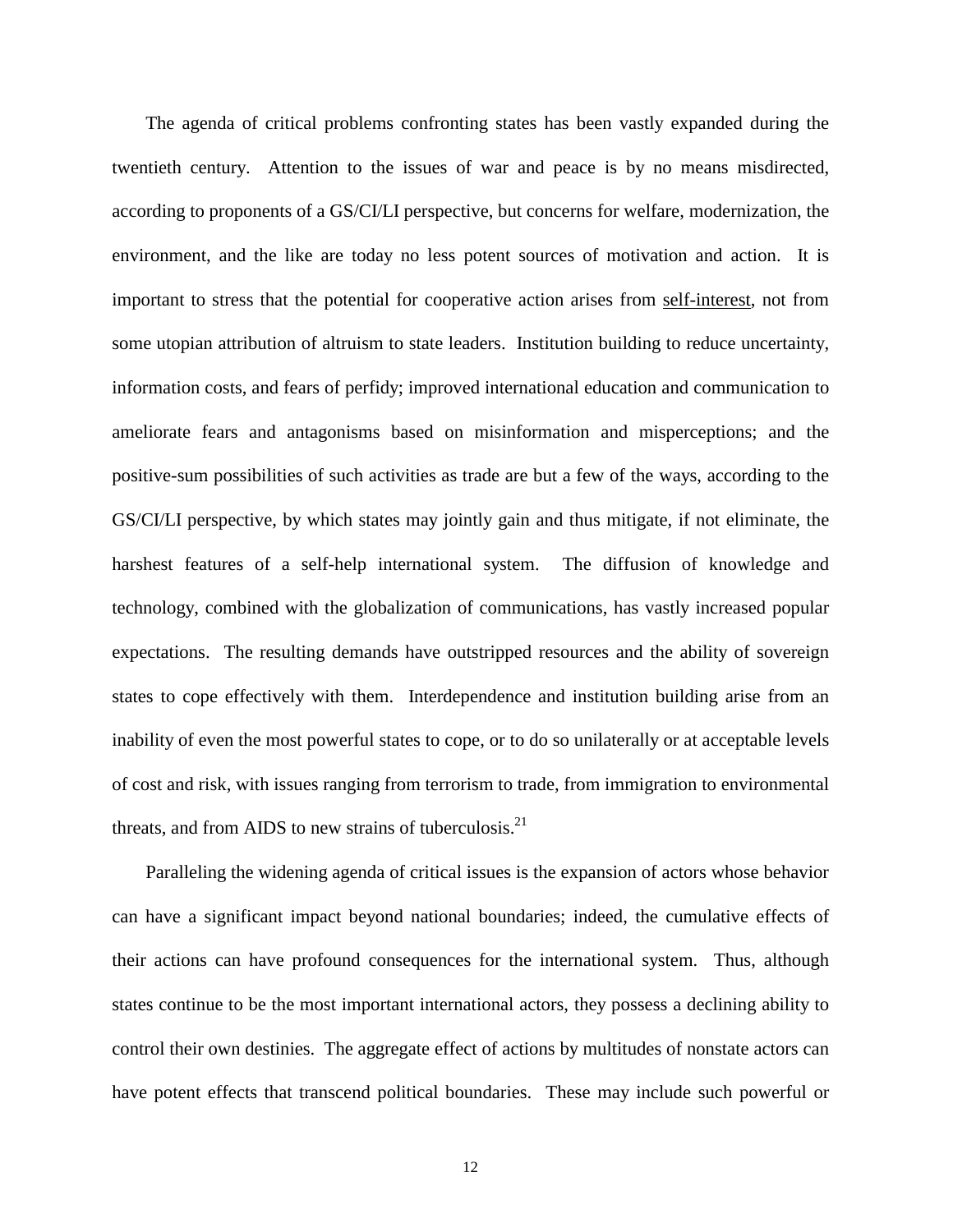The agenda of critical problems confronting states has been vastly expanded during the twentieth century. Attention to the issues of war and peace is by no means misdirected, according to proponents of a GS/CI/LI perspective, but concerns for welfare, modernization, the environment, and the like are today no less potent sources of motivation and action. It is important to stress that the potential for cooperative action arises from self-interest, not from some utopian attribution of altruism to state leaders. Institution building to reduce uncertainty, information costs, and fears of perfidy; improved international education and communication to ameliorate fears and antagonisms based on misinformation and misperceptions; and the positive-sum possibilities of such activities as trade are but a few of the ways, according to the GS/CI/LI perspective, by which states may jointly gain and thus mitigate, if not eliminate, the harshest features of a self-help international system. The diffusion of knowledge and technology, combined with the globalization of communications, has vastly increased popular expectations. The resulting demands have outstripped resources and the ability of sovereign states to cope effectively with them. Interdependence and institution building arise from an inability of even the most powerful states to cope, or to do so unilaterally or at acceptable levels of cost and risk, with issues ranging from terrorism to trade, from immigration to environmental threats, and from AIDS to new strains of tuberculosis.[21]

Paralleling the widening agenda of critical issues is the expansion of actors whose behavior can have a significant impact beyond national boundaries; indeed, the cumulative effects of their actions can have profound consequences for the international system. Thus, although states continue to be the most important international actors, they possess a declining ability to control their own destinies. The aggregate effect of actions by multitudes of nonstate actors can have potent effects that transcend political boundaries. These may include such powerful or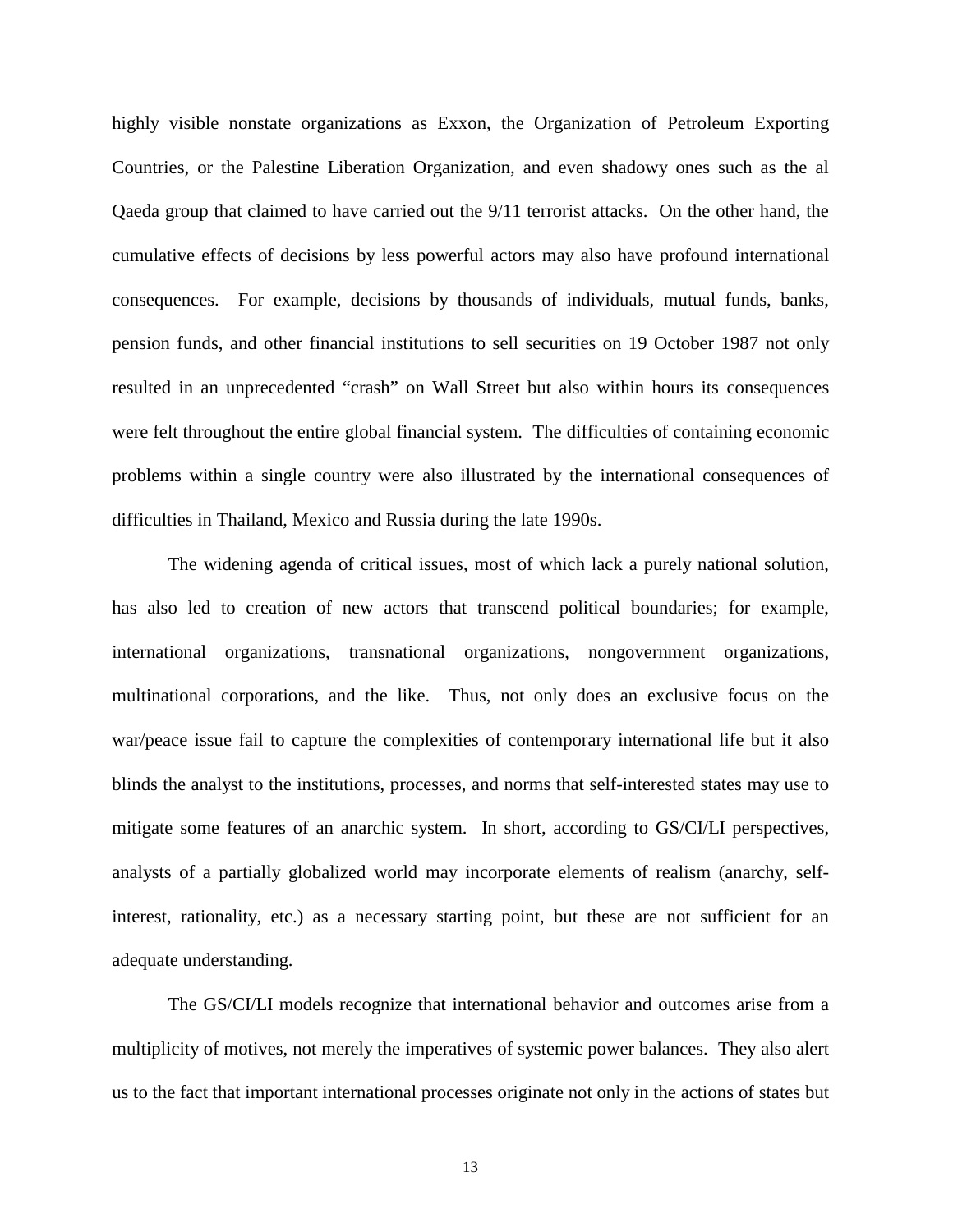highly visible nonstate organizations as Exxon, the Organization of Petroleum Exporting Countries, or the Palestine Liberation Organization, and even shadowy ones such as the al Qaeda group that claimed to have carried out the 9/11 terrorist attacks. On the other hand, the cumulative effects of decisions by less powerful actors may also have profound international consequences. For example, decisions by thousands of individuals, mutual funds, banks, pension funds, and other financial institutions to sell securities on 19 October 1987 not only resulted in an unprecedented "crash" on Wall Street but also within hours its consequences were felt throughout the entire global financial system. The difficulties of containing economic problems within a single country were also illustrated by the international consequences of difficulties in Thailand, Mexico and Russia during the late 1990s.

The widening agenda of critical issues, most of which lack a purely national solution, has also led to creation of new actors that transcend political boundaries; for example, international organizations, transnational organizations, nongovernment organizations, multinational corporations, and the like. Thus, not only does an exclusive focus on the war/peace issue fail to capture the complexities of contemporary international life but it also blinds the analyst to the institutions, processes, and norms that self-interested states may use to mitigate some features of an anarchic system. In short, according to GS/CI/LI perspectives, analysts of a partially globalized world may incorporate elements of realism (anarchy, self-interest, rationality, etc.) as a necessary starting point, but these are not sufficient for an adequate understanding.

The GS/CI/LI models recognize that international behavior and outcomes arise from a multiplicity of motives, not merely the imperatives of systemic power balances. They also alert us to the fact that important international processes originate not only in the actions of states but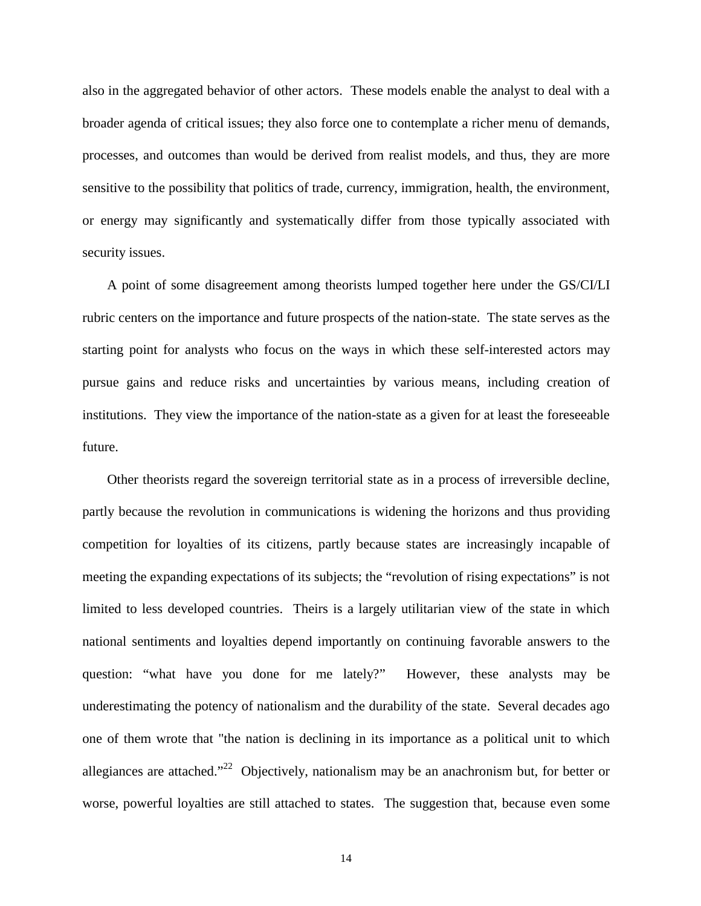also in the aggregated behavior of other actors. These models enable the analyst to deal with a broader agenda of critical issues; they also force one to contemplate a richer menu of demands, processes, and outcomes than would be derived from realist models, and thus, they are more sensitive to the possibility that politics of trade, currency, immigration, health, the environment, or energy may significantly and systematically differ from those typically associated with security issues.

A point of some disagreement among theorists lumped together here under the GS/CI/LI rubric centers on the importance and future prospects of the nation-state. The state serves as the starting point for analysts who focus on the ways in which these self-interested actors may pursue gains and reduce risks and uncertainties by various means, including creation of institutions. They view the importance of the nation-state as a given for at least the foreseeable future.

Other theorists regard the sovereign territorial state as in a process of irreversible decline, partly because the revolution in communications is widening the horizons and thus providing competition for loyalties of its citizens, partly because states are increasingly incapable of meeting the expanding expectations of its subjects; the "revolution of rising expectations" is not limited to less developed countries. Theirs is a largely utilitarian view of the state in which national sentiments and loyalties depend importantly on continuing favorable answers to the question: "what have you done for me lately?" However, these analysts may be underestimating the potency of nationalism and the durability of the state. Several decades ago one of them wrote that "the nation is declining in its importance as a political unit to which allegiances are attached."[22] Objectively, nationalism may be an anachronism but, for better or worse, powerful loyalties are still attached to states. The suggestion that, because even some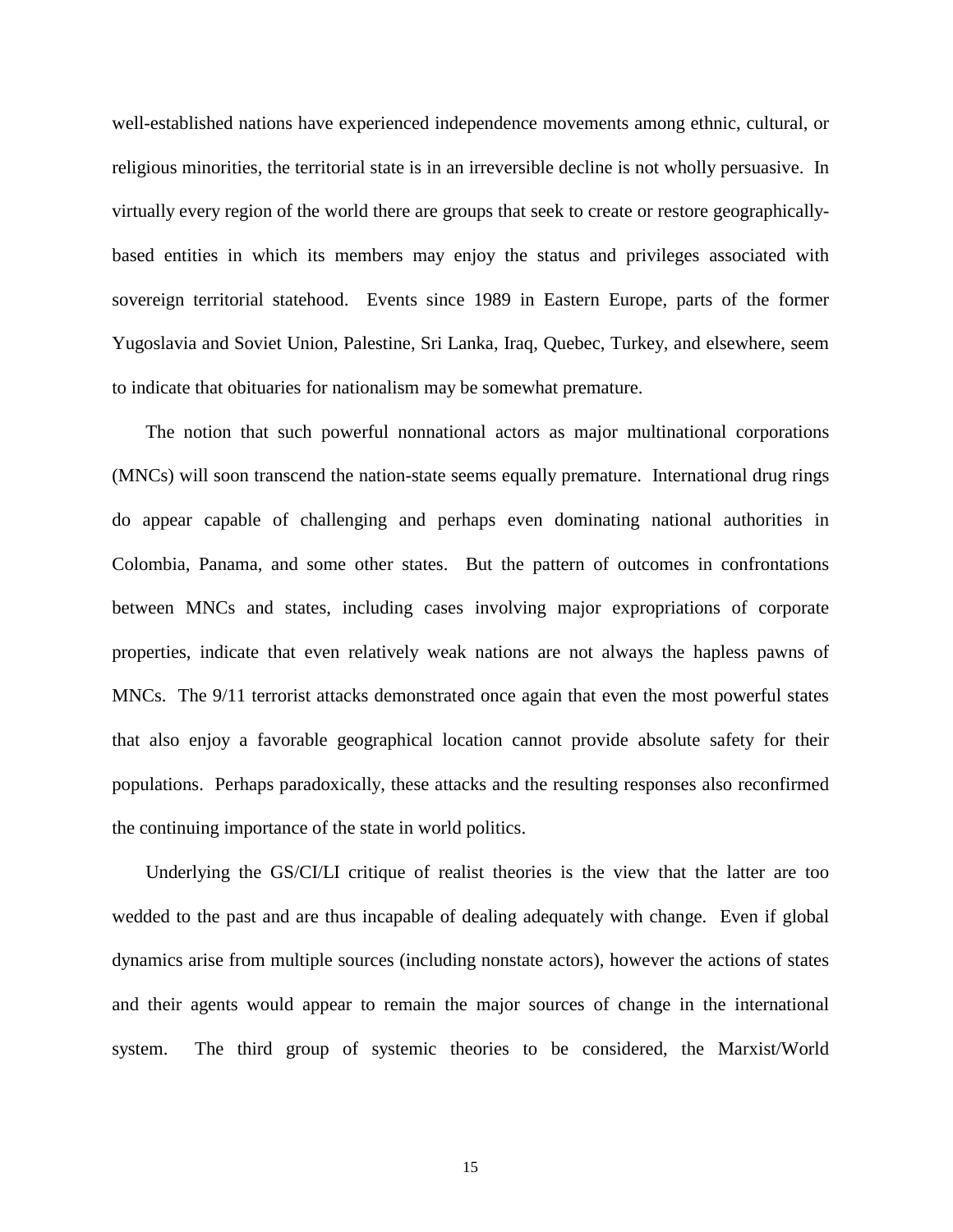well-established nations have experienced independence movements among ethnic, cultural, or religious minorities, the territorial state is in an irreversible decline is not wholly persuasive. In virtually every region of the world there are groups that seek to create or restore geographically-based entities in which its members may enjoy the status and privileges associated with sovereign territorial statehood. Events since 1989 in Eastern Europe, parts of the former Yugoslavia and Soviet Union, Palestine, Sri Lanka, Iraq, Quebec, Turkey, and elsewhere, seem to indicate that obituaries for nationalism may be somewhat premature.

The notion that such powerful nonnational actors as major multinational corporations (MNCs) will soon transcend the nation-state seems equally premature. International drug rings do appear capable of challenging and perhaps even dominating national authorities in Colombia, Panama, and some other states. But the pattern of outcomes in confrontations between MNCs and states, including cases involving major expropriations of corporate properties, indicate that even relatively weak nations are not always the hapless pawns of MNCs. The 9/11 terrorist attacks demonstrated once again that even the most powerful states that also enjoy a favorable geographical location cannot provide absolute safety for their populations. Perhaps paradoxically, these attacks and the resulting responses also reconfirmed the continuing importance of the state in world politics.

Underlying the GS/CI/LI critique of realist theories is the view that the latter are too wedded to the past and are thus incapable of dealing adequately with change. Even if global dynamics arise from multiple sources (including nonstate actors), however the actions of states and their agents would appear to remain the major sources of change in the international system. The third group of systemic theories to be considered, the Marxist/World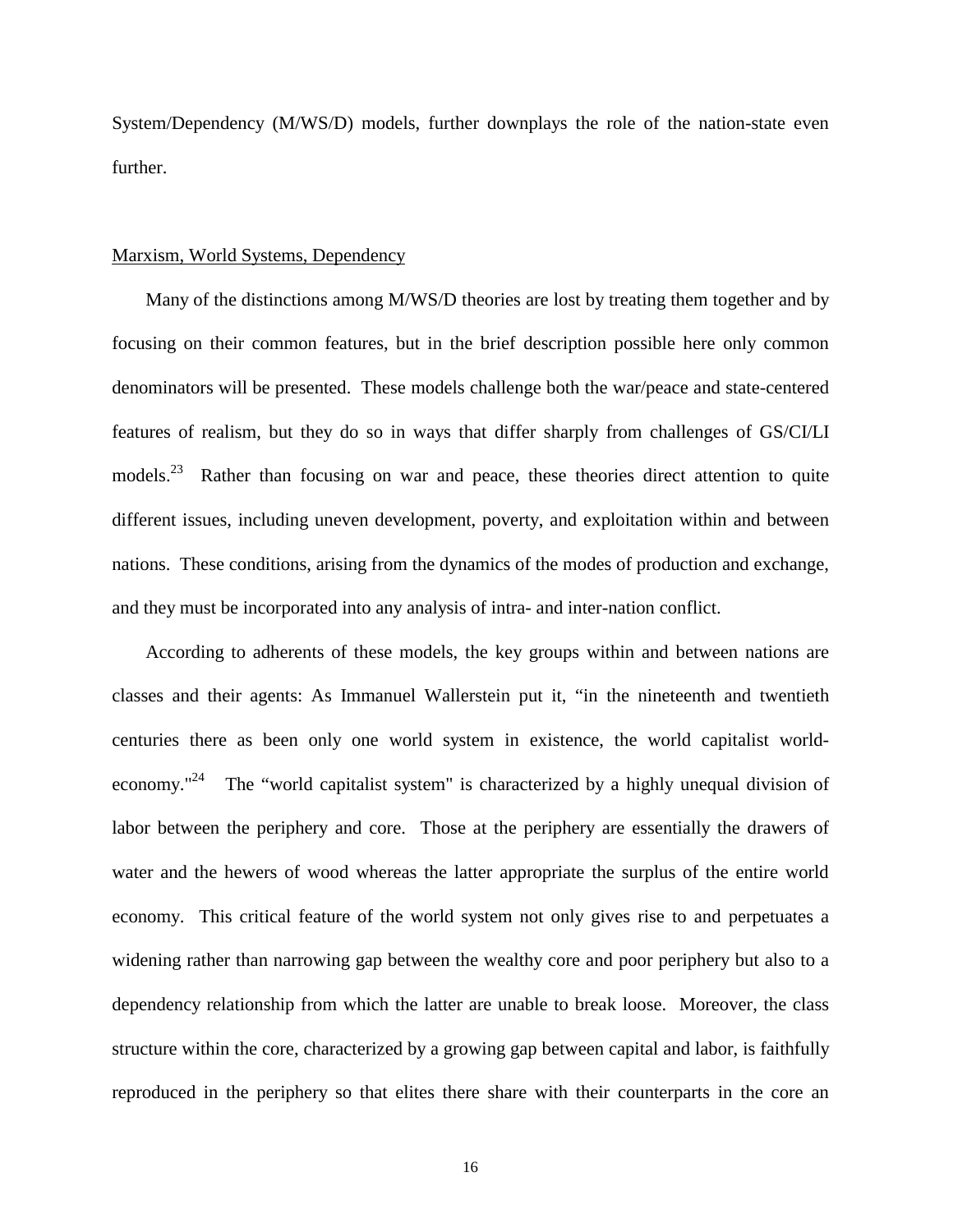System/Dependency (M/WS/D) models, further downplays the role of the nation-state even further.

Marxism, World Systems, Dependency

Many of the distinctions among M/WS/D theories are lost by treating them together and by focusing on their common features, but in the brief description possible here only common denominators will be presented. These models challenge both the war/peace and state-centered features of realism, but they do so in ways that differ sharply from challenges of GS/CI/LI models.[23] Rather than focusing on war and peace, these theories direct attention to quite different issues, including uneven development, poverty, and exploitation within and between nations. These conditions, arising from the dynamics of the modes of production and exchange, and they must be incorporated into any analysis of intra- and inter-nation conflict.

According to adherents of these models, the key groups within and between nations are classes and their agents: As Immanuel Wallerstein put it, "in the nineteenth and twentieth centuries there as been only one world system in existence, the world capitalist world-economy."[24] The "world capitalist system" is characterized by a highly unequal division of labor between the periphery and core. Those at the periphery are essentially the drawers of water and the hewers of wood whereas the latter appropriate the surplus of the entire world economy. This critical feature of the world system not only gives rise to and perpetuates a widening rather than narrowing gap between the wealthy core and poor periphery but also to a dependency relationship from which the latter are unable to break loose. Moreover, the class structure within the core, characterized by a growing gap between capital and labor, is faithfully reproduced in the periphery so that elites there share with their counterparts in the core an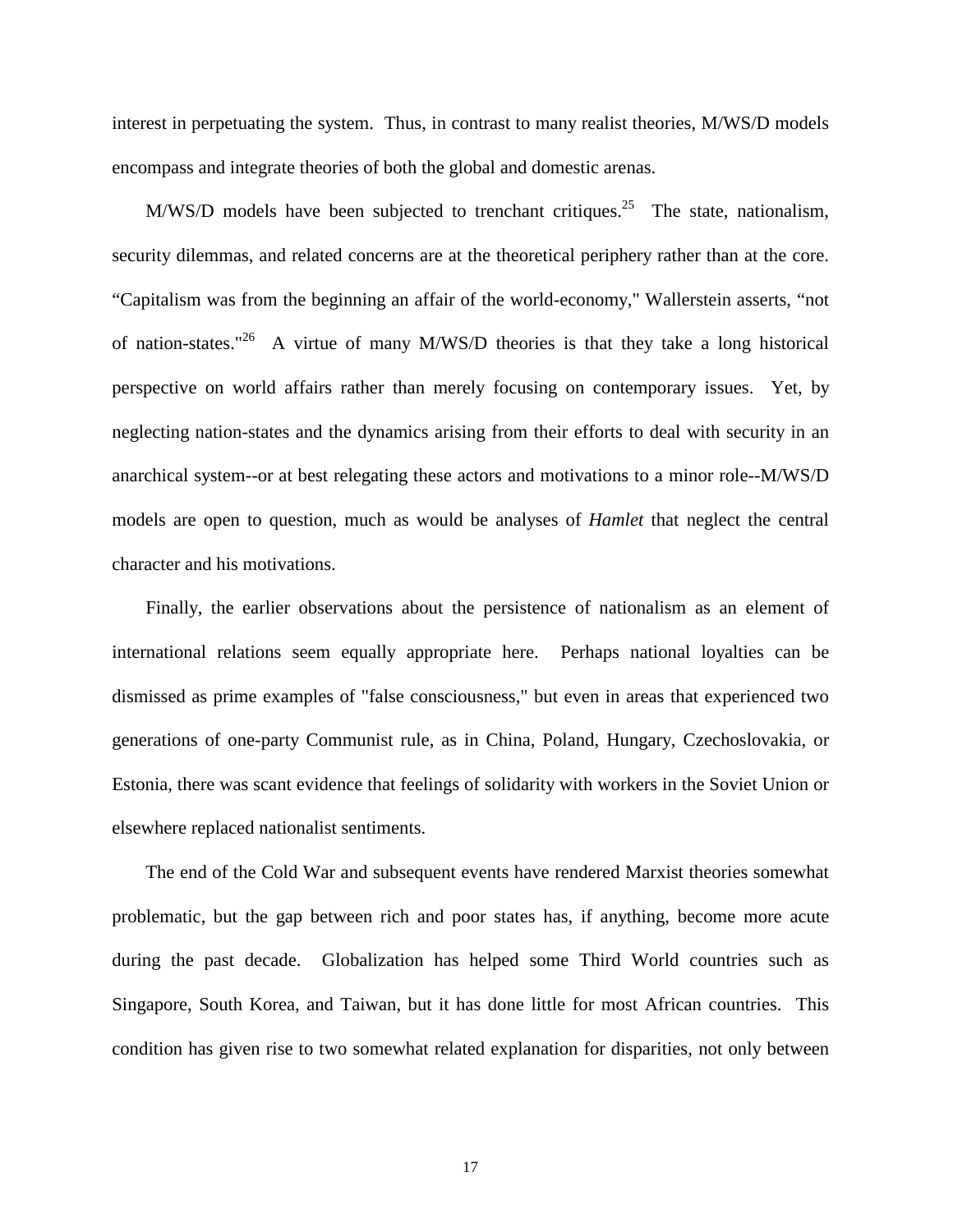interest in perpetuating the system. Thus, in contrast to many realist theories, M/WS/D models encompass and integrate theories of both the global and domestic arenas.

M/WS/D models have been subjected to trenchant critiques.[25] The state, nationalism, security dilemmas, and related concerns are at the theoretical periphery rather than at the core. “Capitalism was from the beginning an affair of the world-economy," Wallerstein asserts, “not of nation-states."[26] A virtue of many M/WS/D theories is that they take a long historical perspective on world affairs rather than merely focusing on contemporary issues. Yet, by neglecting nation-states and the dynamics arising from their efforts to deal with security in an anarchical system--or at best relegating these actors and motivations to a minor role--M/WS/D models are open to question, much as would be analyses of *Hamlet* that neglect the central character and his motivations.

Finally, the earlier observations about the persistence of nationalism as an element of international relations seem equally appropriate here. Perhaps national loyalties can be dismissed as prime examples of "false consciousness," but even in areas that experienced two generations of one-party Communist rule, as in China, Poland, Hungary, Czechoslovakia, or Estonia, there was scant evidence that feelings of solidarity with workers in the Soviet Union or elsewhere replaced nationalist sentiments.

The end of the Cold War and subsequent events have rendered Marxist theories somewhat problematic, but the gap between rich and poor states has, if anything, become more acute during the past decade. Globalization has helped some Third World countries such as Singapore, South Korea, and Taiwan, but it has done little for most African countries. This condition has given rise to two somewhat related explanation for disparities, not only between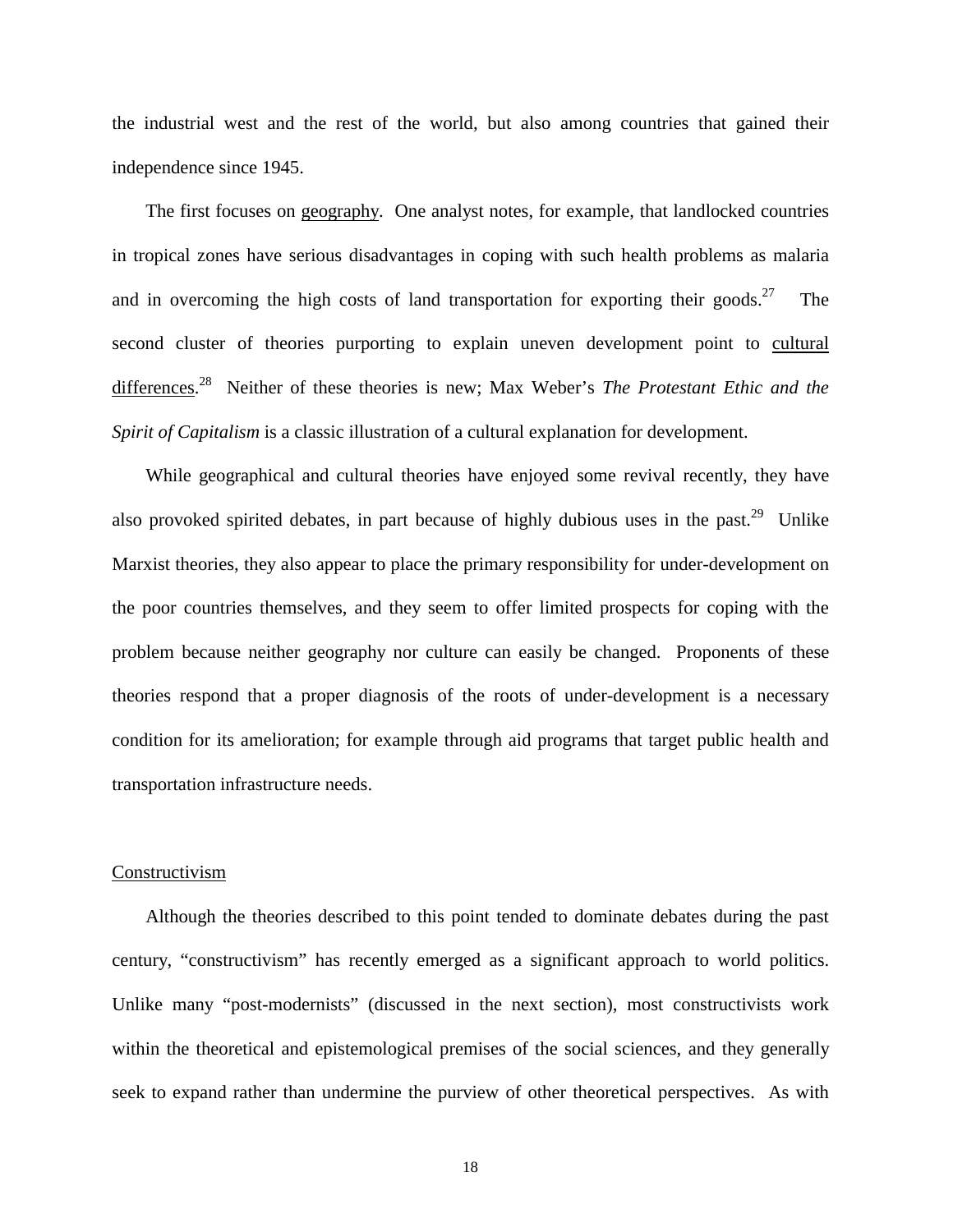the industrial west and the rest of the world, but also among countries that gained their independence since 1945.

The first focuses on geography. One analyst notes, for example, that landlocked countries in tropical zones have serious disadvantages in coping with such health problems as malaria and in overcoming the high costs of land transportation for exporting their goods.[27] The second cluster of theories purporting to explain uneven development point to cultural differences.[28] Neither of these theories is new; Max Weber's *The Protestant Ethic and the Spirit of Capitalism* is a classic illustration of a cultural explanation for development.

While geographical and cultural theories have enjoyed some revival recently, they have also provoked spirited debates, in part because of highly dubious uses in the past.[29] Unlike Marxist theories, they also appear to place the primary responsibility for under-development on the poor countries themselves, and they seem to offer limited prospects for coping with the problem because neither geography nor culture can easily be changed. Proponents of these theories respond that a proper diagnosis of the roots of under-development is a necessary condition for its amelioration; for example through aid programs that target public health and transportation infrastructure needs.

## Constructivism

Although the theories described to this point tended to dominate debates during the past century, "constructivism" has recently emerged as a significant approach to world politics. Unlike many "post-modernists" (discussed in the next section), most constructivists work within the theoretical and epistemological premises of the social sciences, and they generally seek to expand rather than undermine the purview of other theoretical perspectives. As with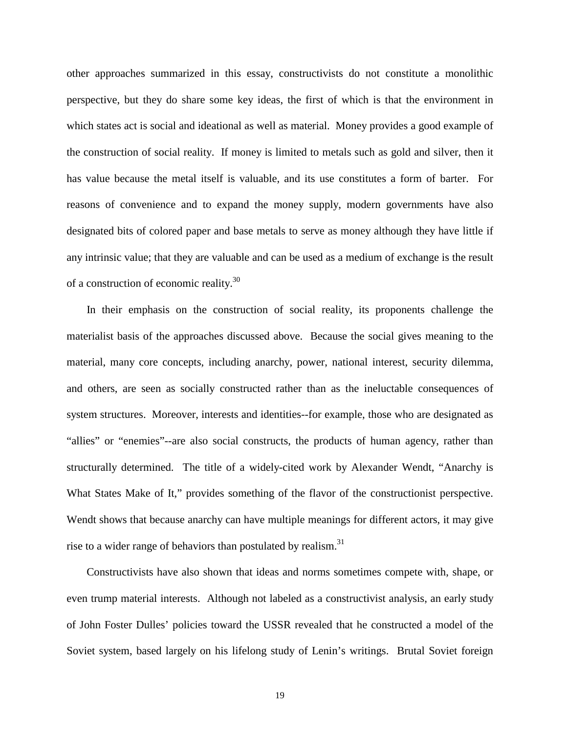other approaches summarized in this essay, constructivists do not constitute a monolithic perspective, but they do share some key ideas, the first of which is that the environment in which states act is social and ideational as well as material. Money provides a good example of the construction of social reality. If money is limited to metals such as gold and silver, then it has value because the metal itself is valuable, and its use constitutes a form of barter. For reasons of convenience and to expand the money supply, modern governments have also designated bits of colored paper and base metals to serve as money although they have little if any intrinsic value; that they are valuable and can be used as a medium of exchange is the result of a construction of economic reality.[30]

In their emphasis on the construction of social reality, its proponents challenge the materialist basis of the approaches discussed above. Because the social gives meaning to the material, many core concepts, including anarchy, power, national interest, security dilemma, and others, are seen as socially constructed rather than as the ineluctable consequences of system structures. Moreover, interests and identities--for example, those who are designated as "allies" or "enemies"--are also social constructs, the products of human agency, rather than structurally determined. The title of a widely-cited work by Alexander Wendt, "Anarchy is What States Make of It," provides something of the flavor of the constructionist perspective. Wendt shows that because anarchy can have multiple meanings for different actors, it may give rise to a wider range of behaviors than postulated by realism.[31]

Constructivists have also shown that ideas and norms sometimes compete with, shape, or even trump material interests. Although not labeled as a constructivist analysis, an early study of John Foster Dulles' policies toward the USSR revealed that he constructed a model of the Soviet system, based largely on his lifelong study of Lenin's writings. Brutal Soviet foreign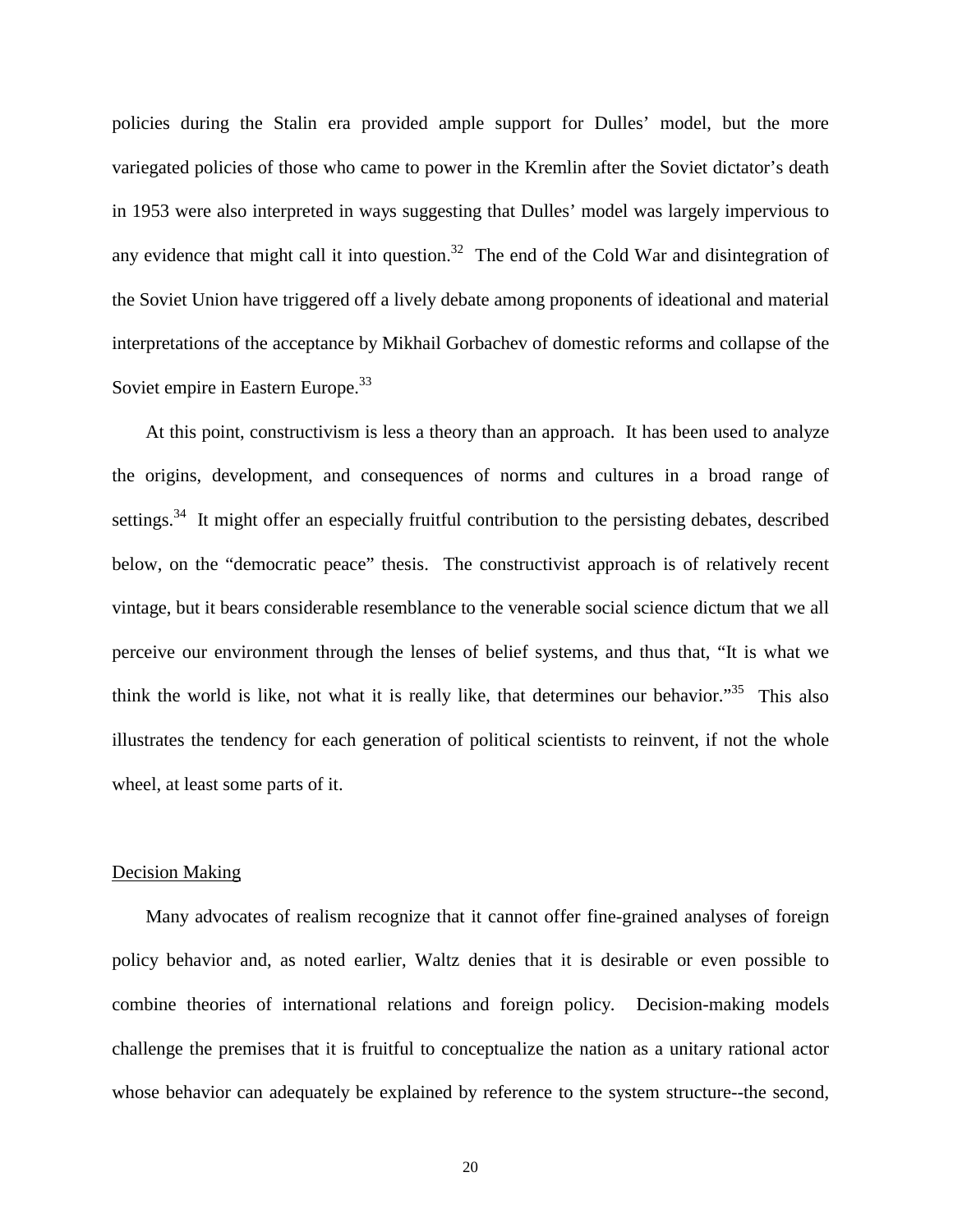policies during the Stalin era provided ample support for Dulles' model, but the more variegated policies of those who came to power in the Kremlin after the Soviet dictator's death in 1953 were also interpreted in ways suggesting that Dulles' model was largely impervious to any evidence that might call it into question.[32] The end of the Cold War and disintegration of the Soviet Union have triggered off a lively debate among proponents of ideational and material interpretations of the acceptance by Mikhail Gorbachev of domestic reforms and collapse of the Soviet empire in Eastern Europe.[33]

At this point, constructivism is less a theory than an approach. It has been used to analyze the origins, development, and consequences of norms and cultures in a broad range of settings.[34] It might offer an especially fruitful contribution to the persisting debates, described below, on the "democratic peace" thesis. The constructivist approach is of relatively recent vintage, but it bears considerable resemblance to the venerable social science dictum that we all perceive our environment through the lenses of belief systems, and thus that, "It is what we think the world is like, not what it is really like, that determines our behavior."[35] This also illustrates the tendency for each generation of political scientists to reinvent, if not the whole wheel, at least some parts of it.

## Decision Making

Many advocates of realism recognize that it cannot offer fine-grained analyses of foreign policy behavior and, as noted earlier, Waltz denies that it is desirable or even possible to combine theories of international relations and foreign policy. Decision-making models challenge the premises that it is fruitful to conceptualize the nation as a unitary rational actor whose behavior can adequately be explained by reference to the system structure--the second,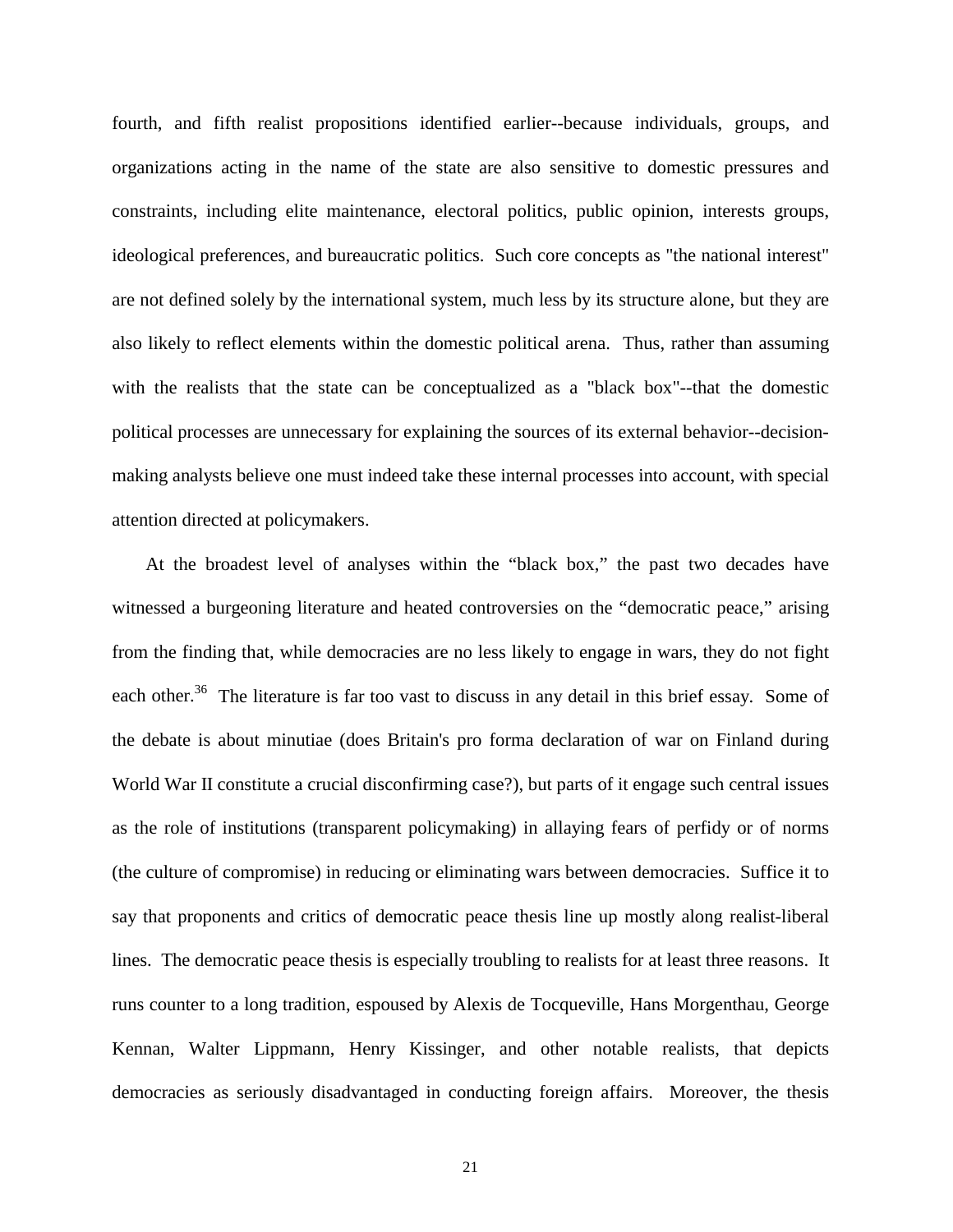fourth, and fifth realist propositions identified earlier--because individuals, groups, and organizations acting in the name of the state are also sensitive to domestic pressures and constraints, including elite maintenance, electoral politics, public opinion, interests groups, ideological preferences, and bureaucratic politics. Such core concepts as "the national interest" are not defined solely by the international system, much less by its structure alone, but they are also likely to reflect elements within the domestic political arena. Thus, rather than assuming with the realists that the state can be conceptualized as a "black box"--that the domestic political processes are unnecessary for explaining the sources of its external behavior--decision-making analysts believe one must indeed take these internal processes into account, with special attention directed at policymakers.

At the broadest level of analyses within the "black box," the past two decades have witnessed a burgeoning literature and heated controversies on the "democratic peace," arising from the finding that, while democracies are no less likely to engage in wars, they do not fight each other.[36] The literature is far too vast to discuss in any detail in this brief essay. Some of the debate is about minutiae (does Britain's pro forma declaration of war on Finland during World War II constitute a crucial disconfirming case?), but parts of it engage such central issues as the role of institutions (transparent policymaking) in allaying fears of perfidy or of norms (the culture of compromise) in reducing or eliminating wars between democracies. Suffice it to say that proponents and critics of democratic peace thesis line up mostly along realist-liberal lines. The democratic peace thesis is especially troubling to realists for at least three reasons. It runs counter to a long tradition, espoused by Alexis de Tocqueville, Hans Morgenthau, George Kennan, Walter Lippmann, Henry Kissinger, and other notable realists, that depicts democracies as seriously disadvantaged in conducting foreign affairs. Moreover, the thesis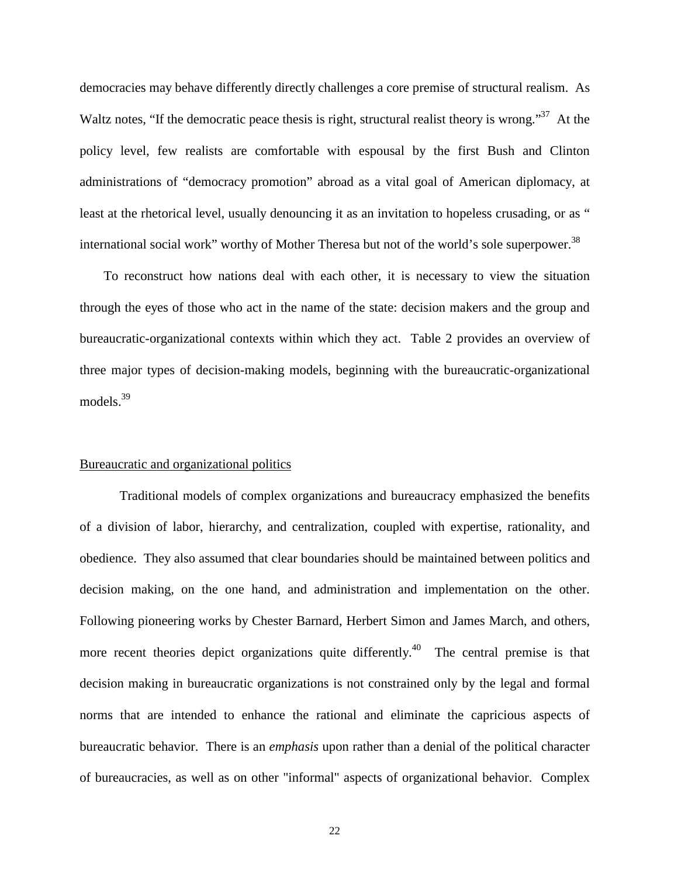democracies may behave differently directly challenges a core premise of structural realism. As Waltz notes, "If the democratic peace thesis is right, structural realist theory is wrong."[37] At the policy level, few realists are comfortable with espousal by the first Bush and Clinton administrations of "democracy promotion" abroad as a vital goal of American diplomacy, at least at the rhetorical level, usually denouncing it as an invitation to hopeless crusading, or as " international social work" worthy of Mother Theresa but not of the world's sole superpower.[38]

To reconstruct how nations deal with each other, it is necessary to view the situation through the eyes of those who act in the name of the state: decision makers and the group and bureaucratic-organizational contexts within which they act. Table 2 provides an overview of three major types of decision-making models, beginning with the bureaucratic-organizational models.[39]

## Bureaucratic and organizational politics

Traditional models of complex organizations and bureaucracy emphasized the benefits of a division of labor, hierarchy, and centralization, coupled with expertise, rationality, and obedience. They also assumed that clear boundaries should be maintained between politics and decision making, on the one hand, and administration and implementation on the other. Following pioneering works by Chester Barnard, Herbert Simon and James March, and others, more recent theories depict organizations quite differently.[40] The central premise is that decision making in bureaucratic organizations is not constrained only by the legal and formal norms that are intended to enhance the rational and eliminate the capricious aspects of bureaucratic behavior. There is an *emphasis* upon rather than a denial of the political character of bureaucracies, as well as on other "informal" aspects of organizational behavior. Complex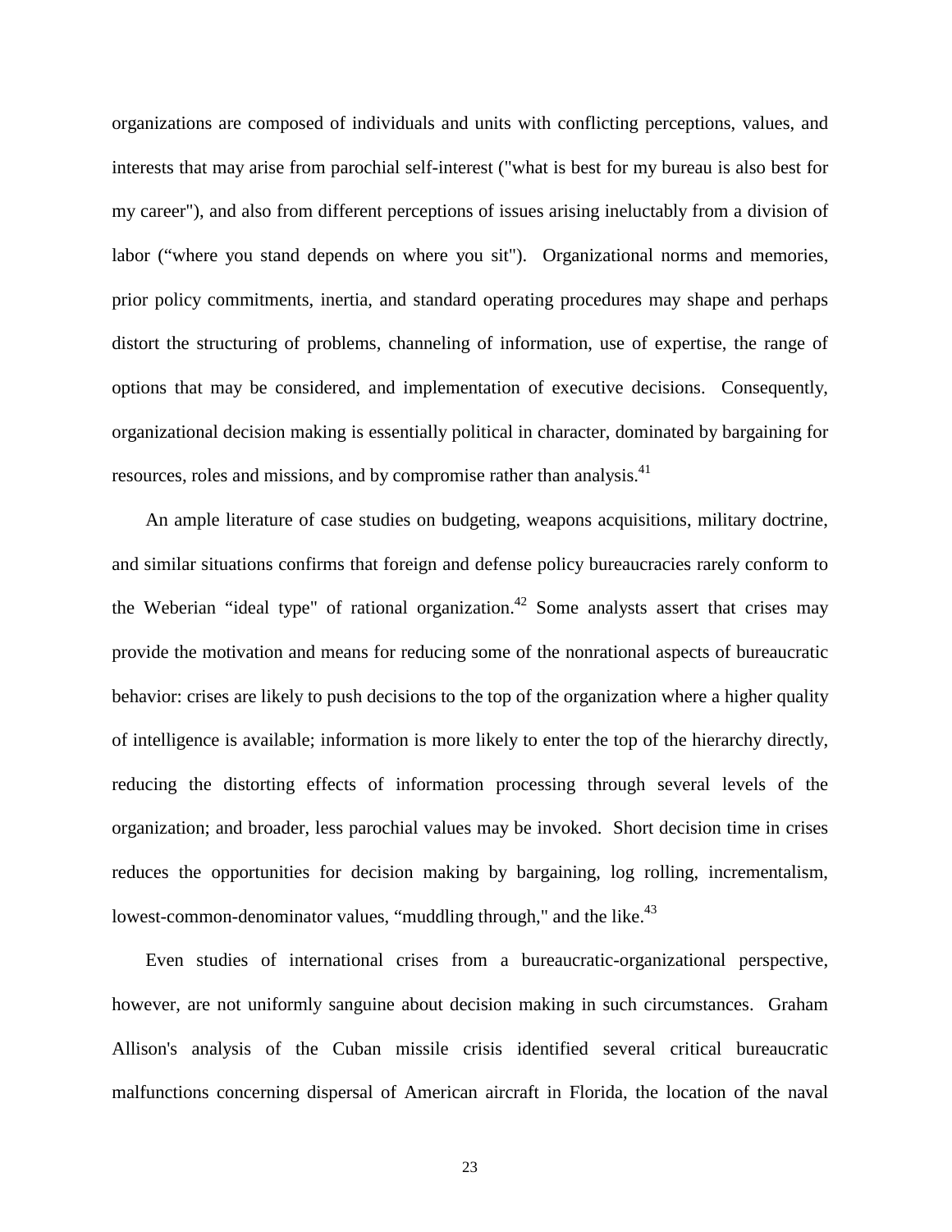organizations are composed of individuals and units with conflicting perceptions, values, and interests that may arise from parochial self-interest ("what is best for my bureau is also best for my career"), and also from different perceptions of issues arising ineluctably from a division of labor ("where you stand depends on where you sit"). Organizational norms and memories, prior policy commitments, inertia, and standard operating procedures may shape and perhaps distort the structuring of problems, channeling of information, use of expertise, the range of options that may be considered, and implementation of executive decisions. Consequently, organizational decision making is essentially political in character, dominated by bargaining for resources, roles and missions, and by compromise rather than analysis.[41]

An ample literature of case studies on budgeting, weapons acquisitions, military doctrine, and similar situations confirms that foreign and defense policy bureaucracies rarely conform to the Weberian "ideal type" of rational organization.[42] Some analysts assert that crises may provide the motivation and means for reducing some of the nonrational aspects of bureaucratic behavior: crises are likely to push decisions to the top of the organization where a higher quality of intelligence is available; information is more likely to enter the top of the hierarchy directly, reducing the distorting effects of information processing through several levels of the organization; and broader, less parochial values may be invoked. Short decision time in crises reduces the opportunities for decision making by bargaining, log rolling, incrementalism, lowest-common-denominator values, "muddling through," and the like.[43]

Even studies of international crises from a bureaucratic-organizational perspective, however, are not uniformly sanguine about decision making in such circumstances. Graham Allison's analysis of the Cuban missile crisis identified several critical bureaucratic malfunctions concerning dispersal of American aircraft in Florida, the location of the naval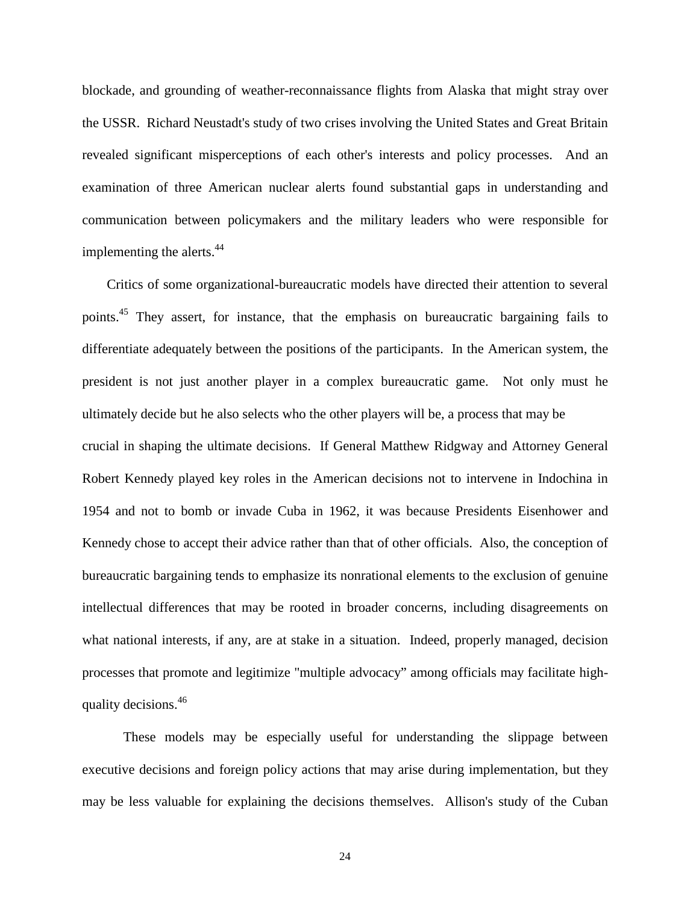blockade, and grounding of weather-reconnaissance flights from Alaska that might stray over the USSR. Richard Neustadt's study of two crises involving the United States and Great Britain revealed significant misperceptions of each other's interests and policy processes. And an examination of three American nuclear alerts found substantial gaps in understanding and communication between policymakers and the military leaders who were responsible for implementing the alerts.[44]

Critics of some organizational-bureaucratic models have directed their attention to several points.[45] They assert, for instance, that the emphasis on bureaucratic bargaining fails to differentiate adequately between the positions of the participants. In the American system, the president is not just another player in a complex bureaucratic game. Not only must he ultimately decide but he also selects who the other players will be, a process that may be crucial in shaping the ultimate decisions. If General Matthew Ridgway and Attorney General Robert Kennedy played key roles in the American decisions not to intervene in Indochina in 1954 and not to bomb or invade Cuba in 1962, it was because Presidents Eisenhower and Kennedy chose to accept their advice rather than that of other officials. Also, the conception of bureaucratic bargaining tends to emphasize its nonrational elements to the exclusion of genuine intellectual differences that may be rooted in broader concerns, including disagreements on what national interests, if any, are at stake in a situation. Indeed, properly managed, decision processes that promote and legitimize "multiple advocacy" among officials may facilitate high-quality decisions.[46]

These models may be especially useful for understanding the slippage between executive decisions and foreign policy actions that may arise during implementation, but they may be less valuable for explaining the decisions themselves. Allison's study of the Cuban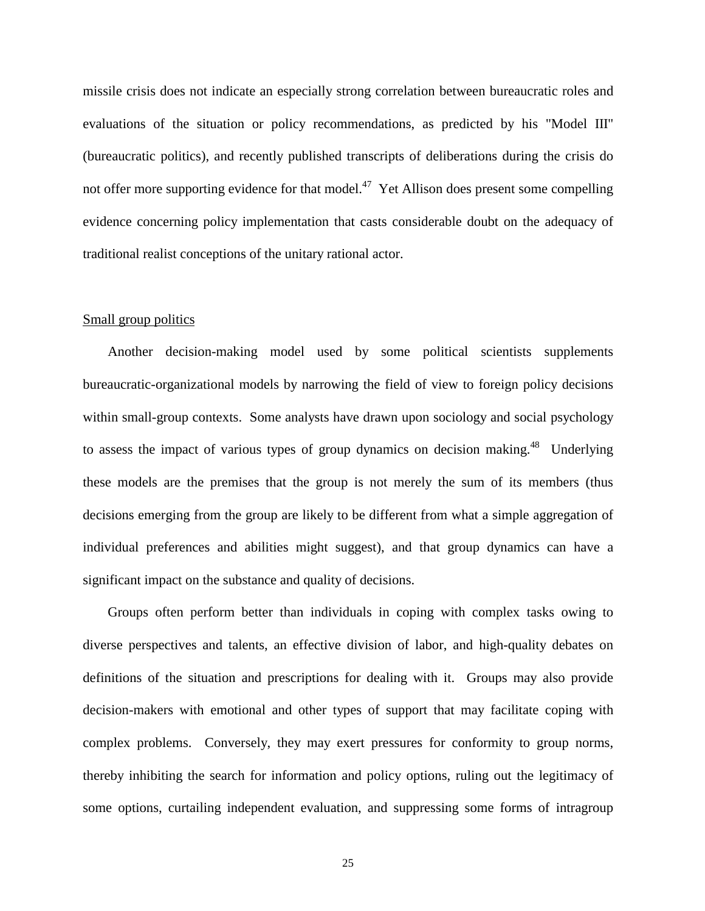missile crisis does not indicate an especially strong correlation between bureaucratic roles and evaluations of the situation or policy recommendations, as predicted by his "Model III" (bureaucratic politics), and recently published transcripts of deliberations during the crisis do not offer more supporting evidence for that model.[47] Yet Allison does present some compelling evidence concerning policy implementation that casts considerable doubt on the adequacy of traditional realist conceptions of the unitary rational actor.

## Small group politics

Another decision-making model used by some political scientists supplements bureaucratic-organizational models by narrowing the field of view to foreign policy decisions within small-group contexts. Some analysts have drawn upon sociology and social psychology to assess the impact of various types of group dynamics on decision making.[48] Underlying these models are the premises that the group is not merely the sum of its members (thus decisions emerging from the group are likely to be different from what a simple aggregation of individual preferences and abilities might suggest), and that group dynamics can have a significant impact on the substance and quality of decisions.

Groups often perform better than individuals in coping with complex tasks owing to diverse perspectives and talents, an effective division of labor, and high-quality debates on definitions of the situation and prescriptions for dealing with it. Groups may also provide decision-makers with emotional and other types of support that may facilitate coping with complex problems. Conversely, they may exert pressures for conformity to group norms, thereby inhibiting the search for information and policy options, ruling out the legitimacy of some options, curtailing independent evaluation, and suppressing some forms of intragroup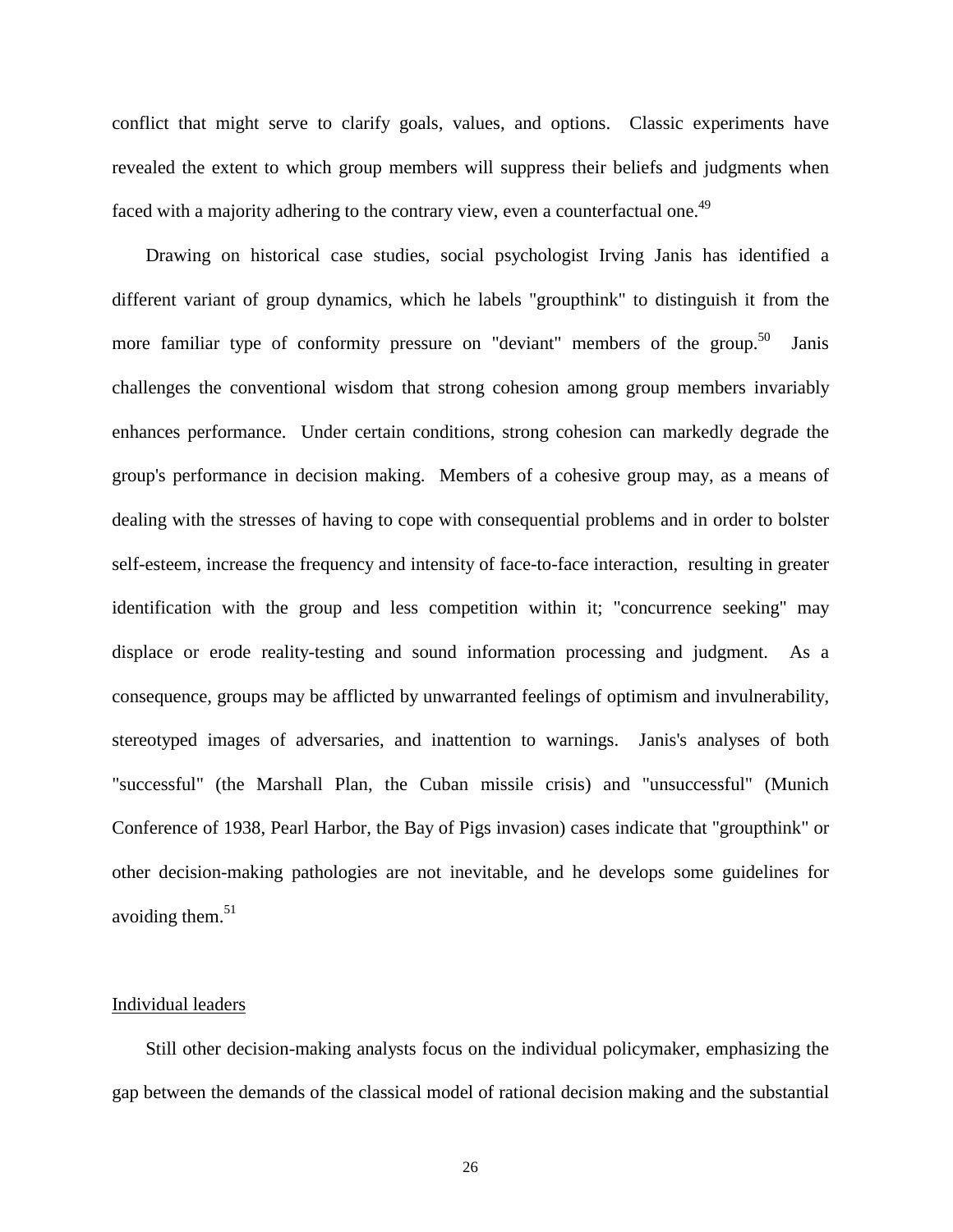conflict that might serve to clarify goals, values, and options. Classic experiments have revealed the extent to which group members will suppress their beliefs and judgments when faced with a majority adhering to the contrary view, even a counterfactual one.[49]

Drawing on historical case studies, social psychologist Irving Janis has identified a different variant of group dynamics, which he labels "groupthink" to distinguish it from the more familiar type of conformity pressure on "deviant" members of the group.[50] Janis challenges the conventional wisdom that strong cohesion among group members invariably enhances performance. Under certain conditions, strong cohesion can markedly degrade the group's performance in decision making. Members of a cohesive group may, as a means of dealing with the stresses of having to cope with consequential problems and in order to bolster self-esteem, increase the frequency and intensity of face-to-face interaction, resulting in greater identification with the group and less competition within it; "concurrence seeking" may displace or erode reality-testing and sound information processing and judgment. As a consequence, groups may be afflicted by unwarranted feelings of optimism and invulnerability, stereotyped images of adversaries, and inattention to warnings. Janis's analyses of both "successful" (the Marshall Plan, the Cuban missile crisis) and "unsuccessful" (Munich Conference of 1938, Pearl Harbor, the Bay of Pigs invasion) cases indicate that "groupthink" or other decision-making pathologies are not inevitable, and he develops some guidelines for avoiding them.[51]

## Individual leaders

Still other decision-making analysts focus on the individual policymaker, emphasizing the gap between the demands of the classical model of rational decision making and the substantial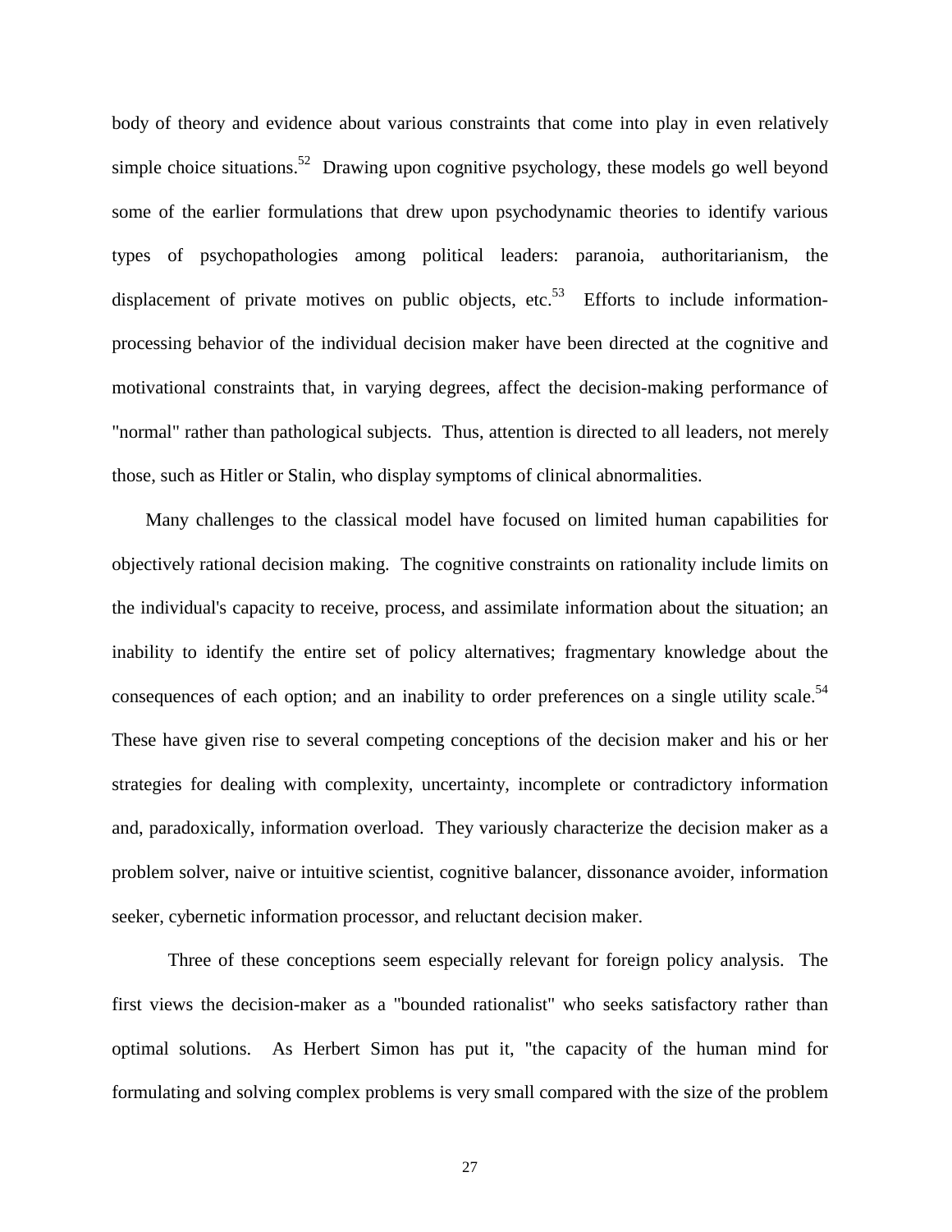body of theory and evidence about various constraints that come into play in even relatively simple choice situations.[52] Drawing upon cognitive psychology, these models go well beyond some of the earlier formulations that drew upon psychodynamic theories to identify various types of psychopathologies among political leaders: paranoia, authoritarianism, the displacement of private motives on public objects, etc.[53] Efforts to include information-processing behavior of the individual decision maker have been directed at the cognitive and motivational constraints that, in varying degrees, affect the decision-making performance of "normal" rather than pathological subjects. Thus, attention is directed to all leaders, not merely those, such as Hitler or Stalin, who display symptoms of clinical abnormalities.

Many challenges to the classical model have focused on limited human capabilities for objectively rational decision making. The cognitive constraints on rationality include limits on the individual's capacity to receive, process, and assimilate information about the situation; an inability to identify the entire set of policy alternatives; fragmentary knowledge about the consequences of each option; and an inability to order preferences on a single utility scale.[54] These have given rise to several competing conceptions of the decision maker and his or her strategies for dealing with complexity, uncertainty, incomplete or contradictory information and, paradoxically, information overload. They variously characterize the decision maker as a problem solver, naive or intuitive scientist, cognitive balancer, dissonance avoider, information seeker, cybernetic information processor, and reluctant decision maker.

Three of these conceptions seem especially relevant for foreign policy analysis. The first views the decision-maker as a "bounded rationalist" who seeks satisfactory rather than optimal solutions. As Herbert Simon has put it, "the capacity of the human mind for formulating and solving complex problems is very small compared with the size of the problem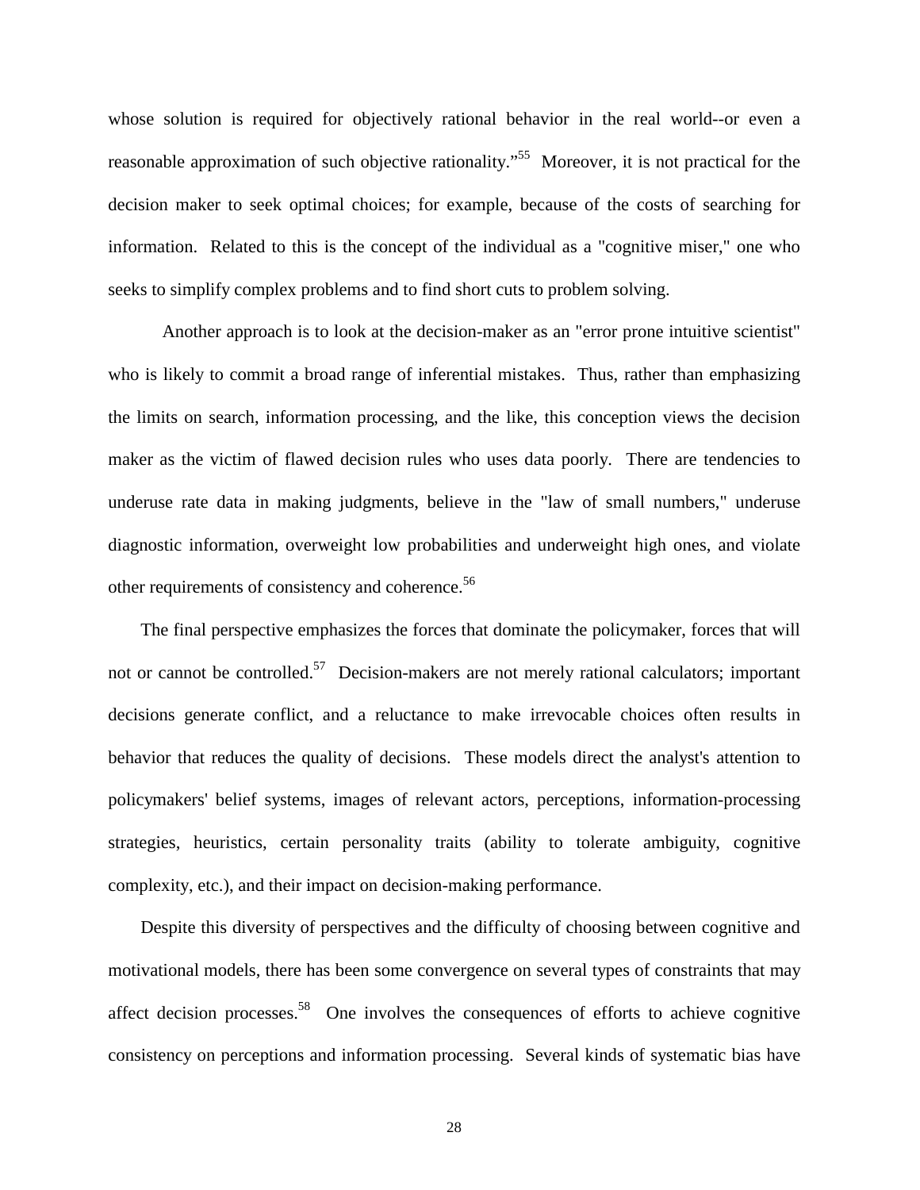whose solution is required for objectively rational behavior in the real world--or even a reasonable approximation of such objective rationality."[55] Moreover, it is not practical for the decision maker to seek optimal choices; for example, because of the costs of searching for information. Related to this is the concept of the individual as a "cognitive miser," one who seeks to simplify complex problems and to find short cuts to problem solving.

Another approach is to look at the decision-maker as an "error prone intuitive scientist" who is likely to commit a broad range of inferential mistakes. Thus, rather than emphasizing the limits on search, information processing, and the like, this conception views the decision maker as the victim of flawed decision rules who uses data poorly. There are tendencies to underuse rate data in making judgments, believe in the "law of small numbers," underuse diagnostic information, overweight low probabilities and underweight high ones, and violate other requirements of consistency and coherence.[56]

The final perspective emphasizes the forces that dominate the policymaker, forces that will not or cannot be controlled.[57] Decision-makers are not merely rational calculators; important decisions generate conflict, and a reluctance to make irrevocable choices often results in behavior that reduces the quality of decisions. These models direct the analyst's attention to policymakers' belief systems, images of relevant actors, perceptions, information-processing strategies, heuristics, certain personality traits (ability to tolerate ambiguity, cognitive complexity, etc.), and their impact on decision-making performance.

Despite this diversity of perspectives and the difficulty of choosing between cognitive and motivational models, there has been some convergence on several types of constraints that may affect decision processes.[58] One involves the consequences of efforts to achieve cognitive consistency on perceptions and information processing. Several kinds of systematic bias have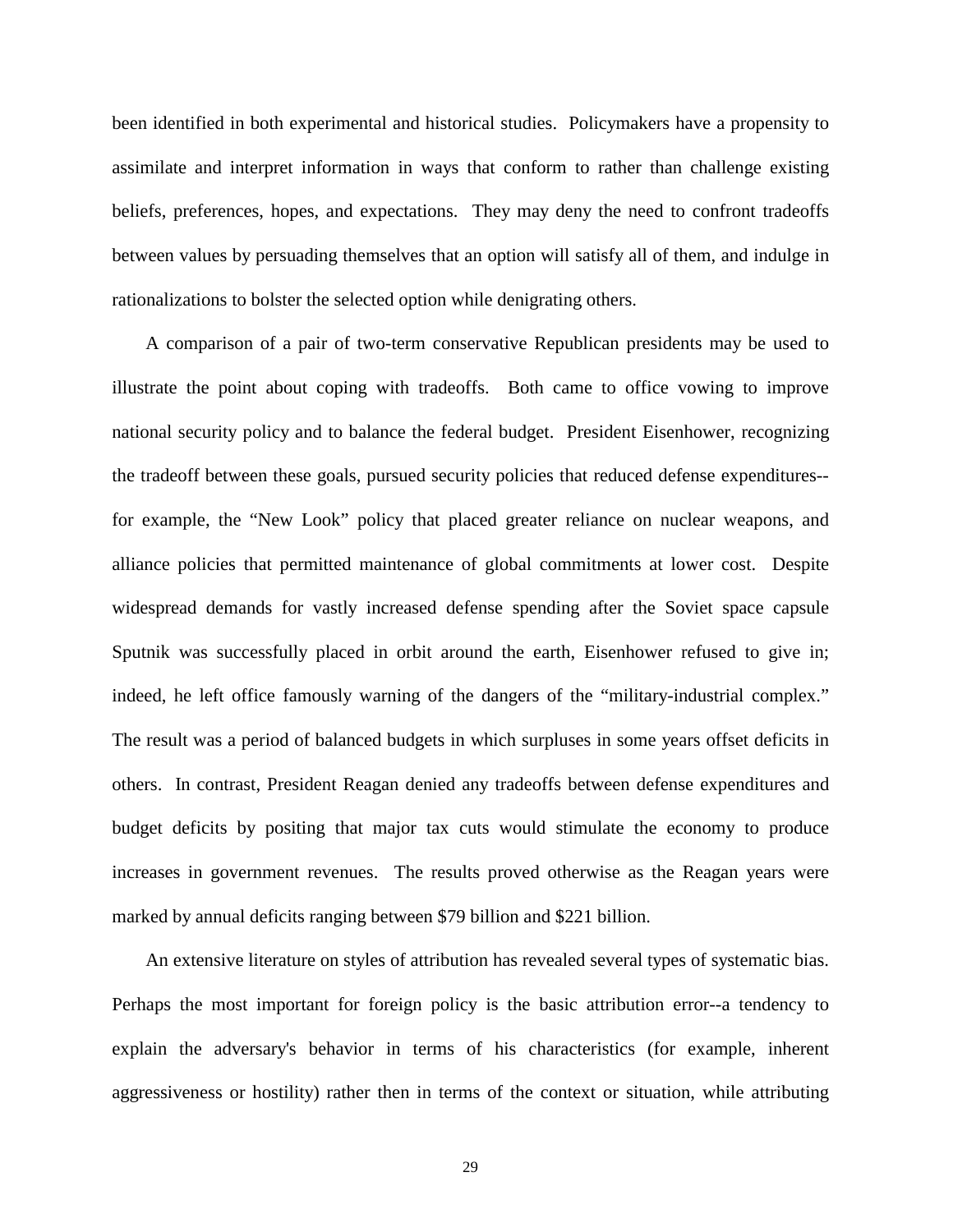been identified in both experimental and historical studies. Policymakers have a propensity to assimilate and interpret information in ways that conform to rather than challenge existing beliefs, preferences, hopes, and expectations. They may deny the need to confront tradeoffs between values by persuading themselves that an option will satisfy all of them, and indulge in rationalizations to bolster the selected option while denigrating others.

A comparison of a pair of two-term conservative Republican presidents may be used to illustrate the point about coping with tradeoffs. Both came to office vowing to improve national security policy and to balance the federal budget. President Eisenhower, recognizing the tradeoff between these goals, pursued security policies that reduced defense expenditures--for example, the "New Look" policy that placed greater reliance on nuclear weapons, and alliance policies that permitted maintenance of global commitments at lower cost. Despite widespread demands for vastly increased defense spending after the Soviet space capsule Sputnik was successfully placed in orbit around the earth, Eisenhower refused to give in; indeed, he left office famously warning of the dangers of the "military-industrial complex." The result was a period of balanced budgets in which surpluses in some years offset deficits in others. In contrast, President Reagan denied any tradeoffs between defense expenditures and budget deficits by positing that major tax cuts would stimulate the economy to produce increases in government revenues. The results proved otherwise as the Reagan years were marked by annual deficits ranging between $79 billion and $221 billion.

An extensive literature on styles of attribution has revealed several types of systematic bias. Perhaps the most important for foreign policy is the basic attribution error--a tendency to explain the adversary's behavior in terms of his characteristics (for example, inherent aggressiveness or hostility) rather then in terms of the context or situation, while attributing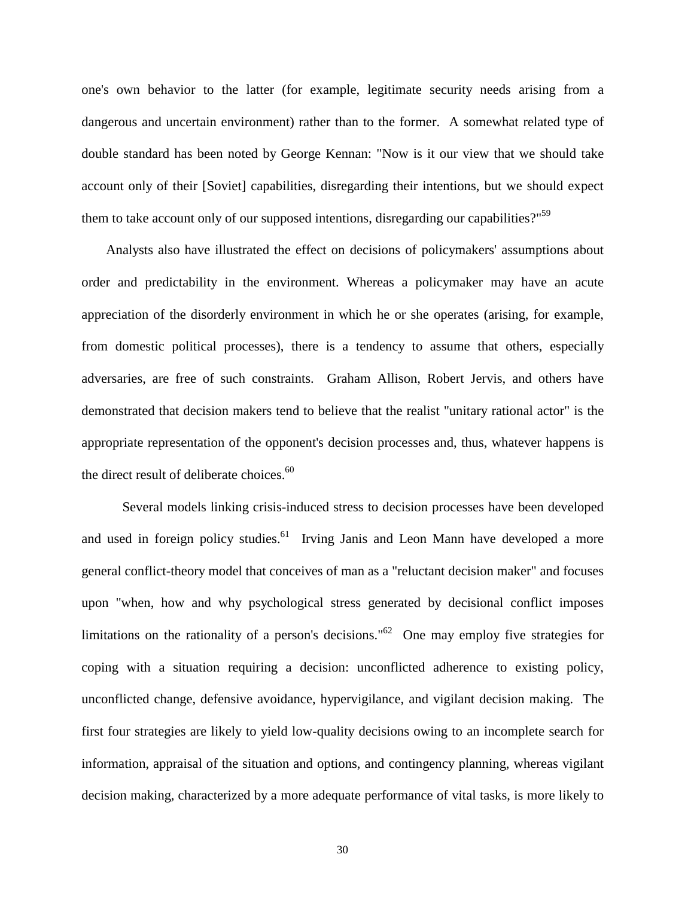one's own behavior to the latter (for example, legitimate security needs arising from a dangerous and uncertain environment) rather than to the former. A somewhat related type of double standard has been noted by George Kennan: "Now is it our view that we should take account only of their [Soviet] capabilities, disregarding their intentions, but we should expect them to take account only of our supposed intentions, disregarding our capabilities?"[59]

Analysts also have illustrated the effect on decisions of policymakers' assumptions about order and predictability in the environment. Whereas a policymaker may have an acute appreciation of the disorderly environment in which he or she operates (arising, for example, from domestic political processes), there is a tendency to assume that others, especially adversaries, are free of such constraints. Graham Allison, Robert Jervis, and others have demonstrated that decision makers tend to believe that the realist "unitary rational actor" is the appropriate representation of the opponent's decision processes and, thus, whatever happens is the direct result of deliberate choices.[60]

Several models linking crisis-induced stress to decision processes have been developed and used in foreign policy studies.[61] Irving Janis and Leon Mann have developed a more general conflict-theory model that conceives of man as a "reluctant decision maker" and focuses upon "when, how and why psychological stress generated by decisional conflict imposes limitations on the rationality of a person's decisions."[62] One may employ five strategies for coping with a situation requiring a decision: unconflicted adherence to existing policy, unconflicted change, defensive avoidance, hypervigilance, and vigilant decision making. The first four strategies are likely to yield low-quality decisions owing to an incomplete search for information, appraisal of the situation and options, and contingency planning, whereas vigilant decision making, characterized by a more adequate performance of vital tasks, is more likely to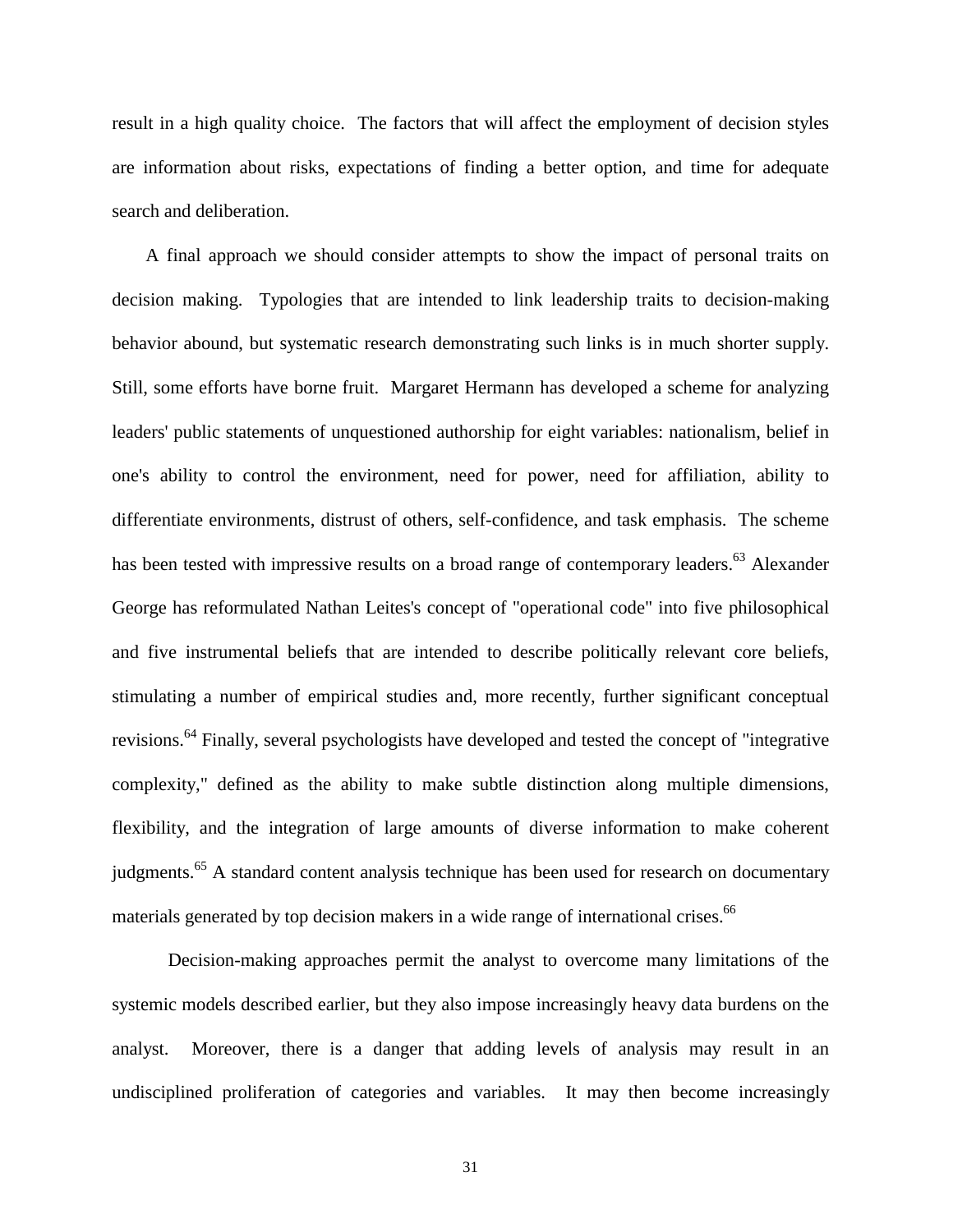result in a high quality choice. The factors that will affect the employment of decision styles are information about risks, expectations of finding a better option, and time for adequate search and deliberation.

A final approach we should consider attempts to show the impact of personal traits on decision making. Typologies that are intended to link leadership traits to decision-making behavior abound, but systematic research demonstrating such links is in much shorter supply. Still, some efforts have borne fruit. Margaret Hermann has developed a scheme for analyzing leaders' public statements of unquestioned authorship for eight variables: nationalism, belief in one's ability to control the environment, need for power, need for affiliation, ability to differentiate environments, distrust of others, self-confidence, and task emphasis. The scheme has been tested with impressive results on a broad range of contemporary leaders.[63] Alexander George has reformulated Nathan Leites's concept of "operational code" into five philosophical and five instrumental beliefs that are intended to describe politically relevant core beliefs, stimulating a number of empirical studies and, more recently, further significant conceptual revisions.[64] Finally, several psychologists have developed and tested the concept of "integrative complexity," defined as the ability to make subtle distinction along multiple dimensions, flexibility, and the integration of large amounts of diverse information to make coherent judgments.[65] A standard content analysis technique has been used for research on documentary materials generated by top decision makers in a wide range of international crises.[66]

Decision-making approaches permit the analyst to overcome many limitations of the systemic models described earlier, but they also impose increasingly heavy data burdens on the analyst. Moreover, there is a danger that adding levels of analysis may result in an undisciplined proliferation of categories and variables. It may then become increasingly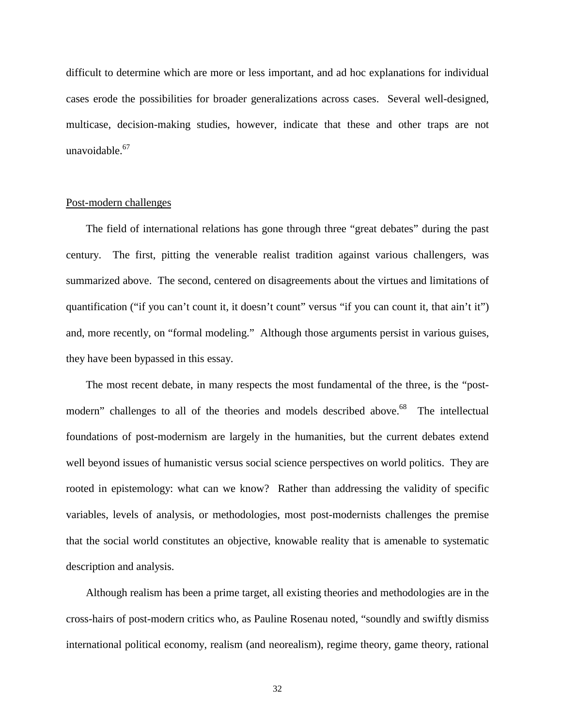difficult to determine which are more or less important, and ad hoc explanations for individual cases erode the possibilities for broader generalizations across cases. Several well-designed, multicase, decision-making studies, however, indicate that these and other traps are not unavoidable.[67]

## Post-modern challenges

The field of international relations has gone through three "great debates" during the past century. The first, pitting the venerable realist tradition against various challengers, was summarized above. The second, centered on disagreements about the virtues and limitations of quantification ("if you can't count it, it doesn't count" versus "if you can count it, that ain't it") and, more recently, on "formal modeling." Although those arguments persist in various guises, they have been bypassed in this essay.

The most recent debate, in many respects the most fundamental of the three, is the "post-modern" challenges to all of the theories and models described above.[68] The intellectual foundations of post-modernism are largely in the humanities, but the current debates extend well beyond issues of humanistic versus social science perspectives on world politics. They are rooted in epistemology: what can we know? Rather than addressing the validity of specific variables, levels of analysis, or methodologies, most post-modernists challenges the premise that the social world constitutes an objective, knowable reality that is amenable to systematic description and analysis.

Although realism has been a prime target, all existing theories and methodologies are in the cross-hairs of post-modern critics who, as Pauline Rosenau noted, "soundly and swiftly dismiss international political economy, realism (and neorealism), regime theory, game theory, rational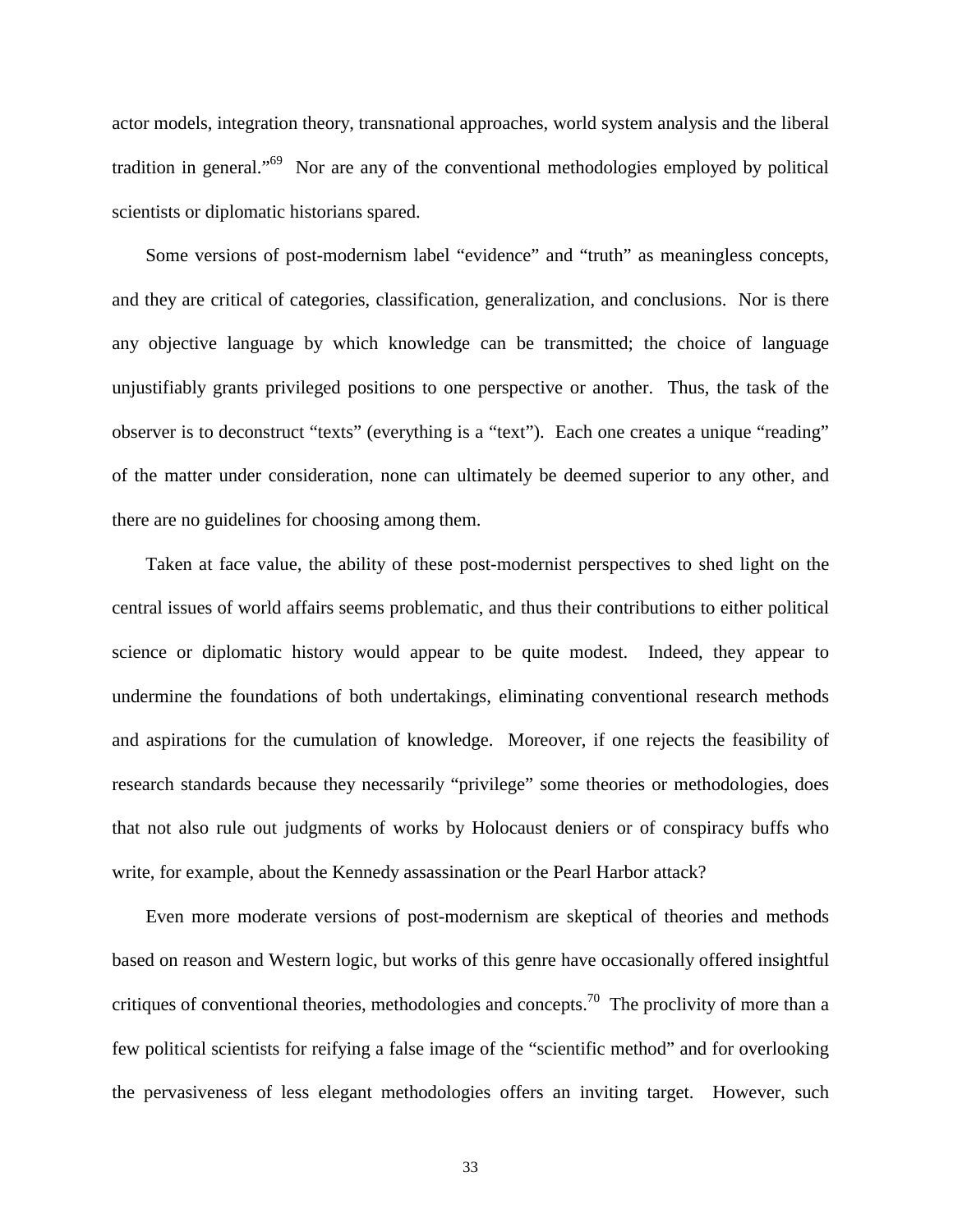actor models, integration theory, transnational approaches, world system analysis and the liberal tradition in general."[69] Nor are any of the conventional methodologies employed by political scientists or diplomatic historians spared.

Some versions of post-modernism label "evidence" and "truth" as meaningless concepts, and they are critical of categories, classification, generalization, and conclusions. Nor is there any objective language by which knowledge can be transmitted; the choice of language unjustifiably grants privileged positions to one perspective or another. Thus, the task of the observer is to deconstruct "texts" (everything is a "text"). Each one creates a unique "reading" of the matter under consideration, none can ultimately be deemed superior to any other, and there are no guidelines for choosing among them.

Taken at face value, the ability of these post-modernist perspectives to shed light on the central issues of world affairs seems problematic, and thus their contributions to either political science or diplomatic history would appear to be quite modest. Indeed, they appear to undermine the foundations of both undertakings, eliminating conventional research methods and aspirations for the cumulation of knowledge. Moreover, if one rejects the feasibility of research standards because they necessarily "privilege" some theories or methodologies, does that not also rule out judgments of works by Holocaust deniers or of conspiracy buffs who write, for example, about the Kennedy assassination or the Pearl Harbor attack?

Even more moderate versions of post-modernism are skeptical of theories and methods based on reason and Western logic, but works of this genre have occasionally offered insightful critiques of conventional theories, methodologies and concepts.[70] The proclivity of more than a few political scientists for reifying a false image of the "scientific method" and for overlooking the pervasiveness of less elegant methodologies offers an inviting target. However, such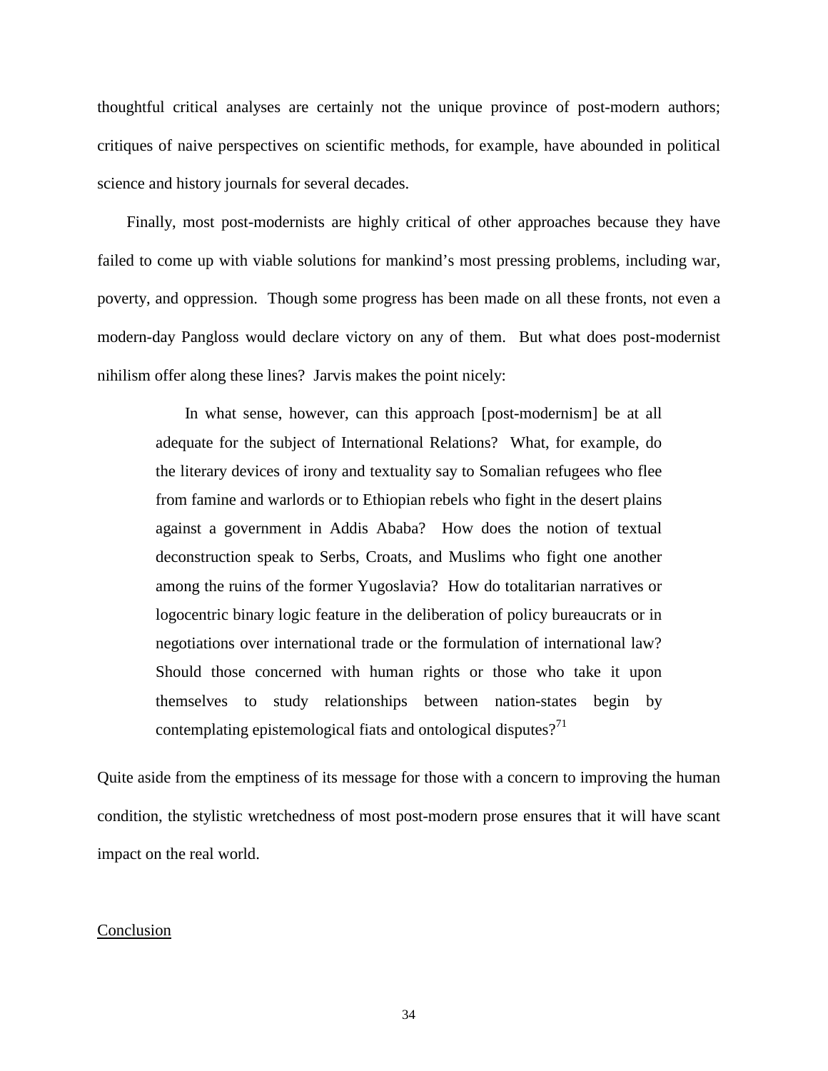thoughtful critical analyses are certainly not the unique province of post-modern authors; critiques of naive perspectives on scientific methods, for example, have abounded in political science and history journals for several decades.

Finally, most post-modernists are highly critical of other approaches because they have failed to come up with viable solutions for mankind's most pressing problems, including war, poverty, and oppression. Though some progress has been made on all these fronts, not even a modern-day Pangloss would declare victory on any of them. But what does post-modernist nihilism offer along these lines? Jarvis makes the point nicely:

> In what sense, however, can this approach [post-modernism] be at all adequate for the subject of International Relations? What, for example, do the literary devices of irony and textuality say to Somalian refugees who flee from famine and warlords or to Ethiopian rebels who fight in the desert plains against a government in Addis Ababa? How does the notion of textual deconstruction speak to Serbs, Croats, and Muslims who fight one another among the ruins of the former Yugoslavia? How do totalitarian narratives or logocentric binary logic feature in the deliberation of policy bureaucrats or in negotiations over international trade or the formulation of international law? Should those concerned with human rights or those who take it upon themselves to study relationships between nation-states begin by contemplating epistemological fiats and ontological disputes?[71]

Quite aside from the emptiness of its message for those with a concern to improving the human condition, the stylistic wretchedness of most post-modern prose ensures that it will have scant impact on the real world.

## Conclusion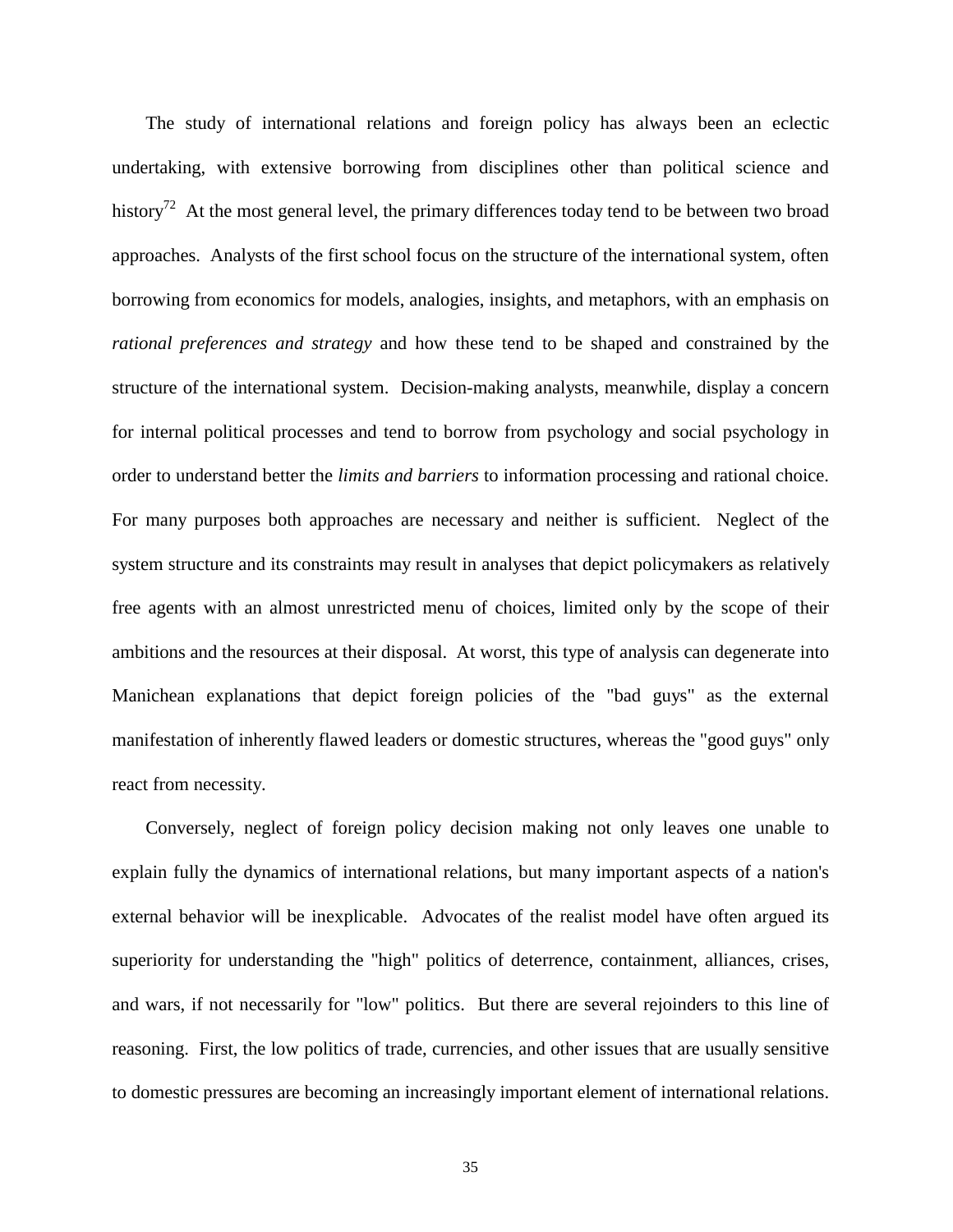The study of international relations and foreign policy has always been an eclectic undertaking, with extensive borrowing from disciplines other than political science and history[72] At the most general level, the primary differences today tend to be between two broad approaches. Analysts of the first school focus on the structure of the international system, often borrowing from economics for models, analogies, insights, and metaphors, with an emphasis on *rational preferences and strategy* and how these tend to be shaped and constrained by the structure of the international system. Decision-making analysts, meanwhile, display a concern for internal political processes and tend to borrow from psychology and social psychology in order to understand better the *limits and barriers* to information processing and rational choice. For many purposes both approaches are necessary and neither is sufficient. Neglect of the system structure and its constraints may result in analyses that depict policymakers as relatively free agents with an almost unrestricted menu of choices, limited only by the scope of their ambitions and the resources at their disposal. At worst, this type of analysis can degenerate into Manichean explanations that depict foreign policies of the "bad guys" as the external manifestation of inherently flawed leaders or domestic structures, whereas the "good guys" only react from necessity.

Conversely, neglect of foreign policy decision making not only leaves one unable to explain fully the dynamics of international relations, but many important aspects of a nation's external behavior will be inexplicable. Advocates of the realist model have often argued its superiority for understanding the "high" politics of deterrence, containment, alliances, crises, and wars, if not necessarily for "low" politics. But there are several rejoinders to this line of reasoning. First, the low politics of trade, currencies, and other issues that are usually sensitive to domestic pressures are becoming an increasingly important element of international relations.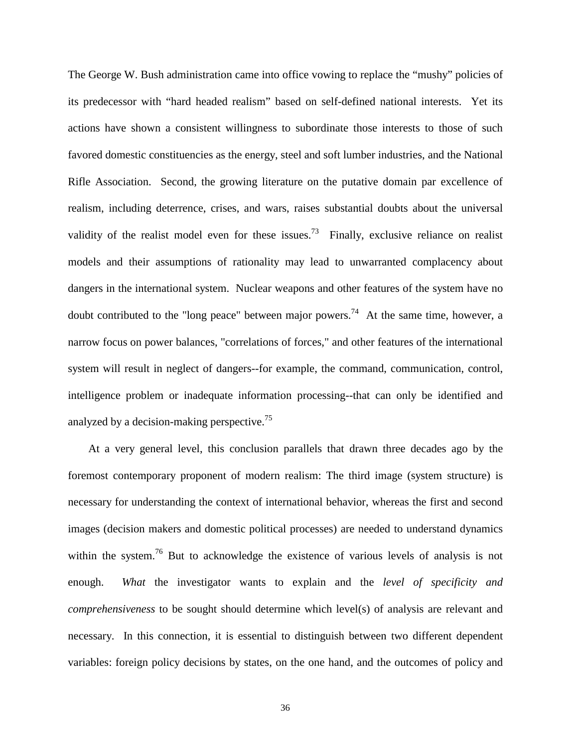The George W. Bush administration came into office vowing to replace the “mushy” policies of its predecessor with “hard headed realism” based on self-defined national interests. Yet its actions have shown a consistent willingness to subordinate those interests to those of such favored domestic constituencies as the energy, steel and soft lumber industries, and the National Rifle Association. Second, the growing literature on the putative domain par excellence of realism, including deterrence, crises, and wars, raises substantial doubts about the universal validity of the realist model even for these issues.[73] Finally, exclusive reliance on realist models and their assumptions of rationality may lead to unwarranted complacency about dangers in the international system. Nuclear weapons and other features of the system have no doubt contributed to the "long peace" between major powers.[74] At the same time, however, a narrow focus on power balances, "correlations of forces," and other features of the international system will result in neglect of dangers--for example, the command, communication, control, intelligence problem or inadequate information processing--that can only be identified and analyzed by a decision-making perspective.[75]

At a very general level, this conclusion parallels that drawn three decades ago by the foremost contemporary proponent of modern realism: The third image (system structure) is necessary for understanding the context of international behavior, whereas the first and second images (decision makers and domestic political processes) are needed to understand dynamics within the system.[76] But to acknowledge the existence of various levels of analysis is not enough. *What* the investigator wants to explain and the *level of specificity and comprehensiveness* to be sought should determine which level(s) of analysis are relevant and necessary. In this connection, it is essential to distinguish between two different dependent variables: foreign policy decisions by states, on the one hand, and the outcomes of policy and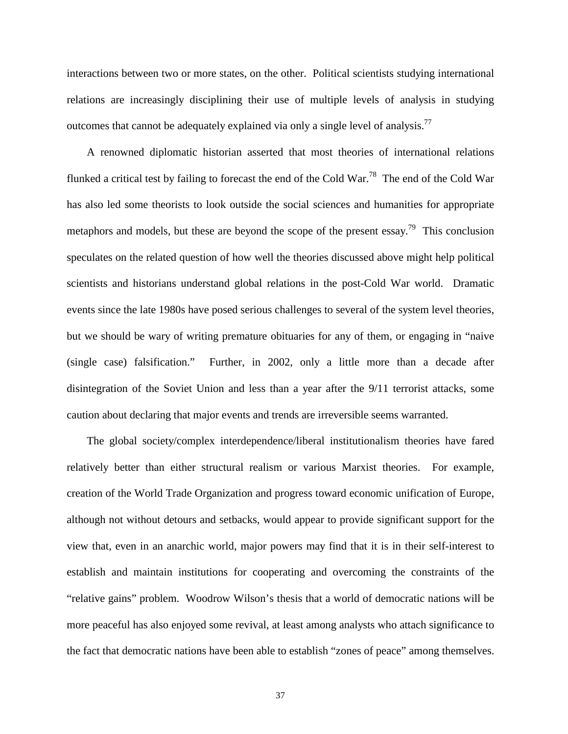interactions between two or more states, on the other. Political scientists studying international relations are increasingly disciplining their use of multiple levels of analysis in studying outcomes that cannot be adequately explained via only a single level of analysis.[77]

A renowned diplomatic historian asserted that most theories of international relations flunked a critical test by failing to forecast the end of the Cold War.[78] The end of the Cold War has also led some theorists to look outside the social sciences and humanities for appropriate metaphors and models, but these are beyond the scope of the present essay.[79] This conclusion speculates on the related question of how well the theories discussed above might help political scientists and historians understand global relations in the post-Cold War world. Dramatic events since the late 1980s have posed serious challenges to several of the system level theories, but we should be wary of writing premature obituaries for any of them, or engaging in "naive (single case) falsification." Further, in 2002, only a little more than a decade after disintegration of the Soviet Union and less than a year after the 9/11 terrorist attacks, some caution about declaring that major events and trends are irreversible seems warranted.

The global society/complex interdependence/liberal institutionalism theories have fared relatively better than either structural realism or various Marxist theories. For example, creation of the World Trade Organization and progress toward economic unification of Europe, although not without detours and setbacks, would appear to provide significant support for the view that, even in an anarchic world, major powers may find that it is in their self-interest to establish and maintain institutions for cooperating and overcoming the constraints of the "relative gains" problem. Woodrow Wilson's thesis that a world of democratic nations will be more peaceful has also enjoyed some revival, at least among analysts who attach significance to the fact that democratic nations have been able to establish "zones of peace" among themselves.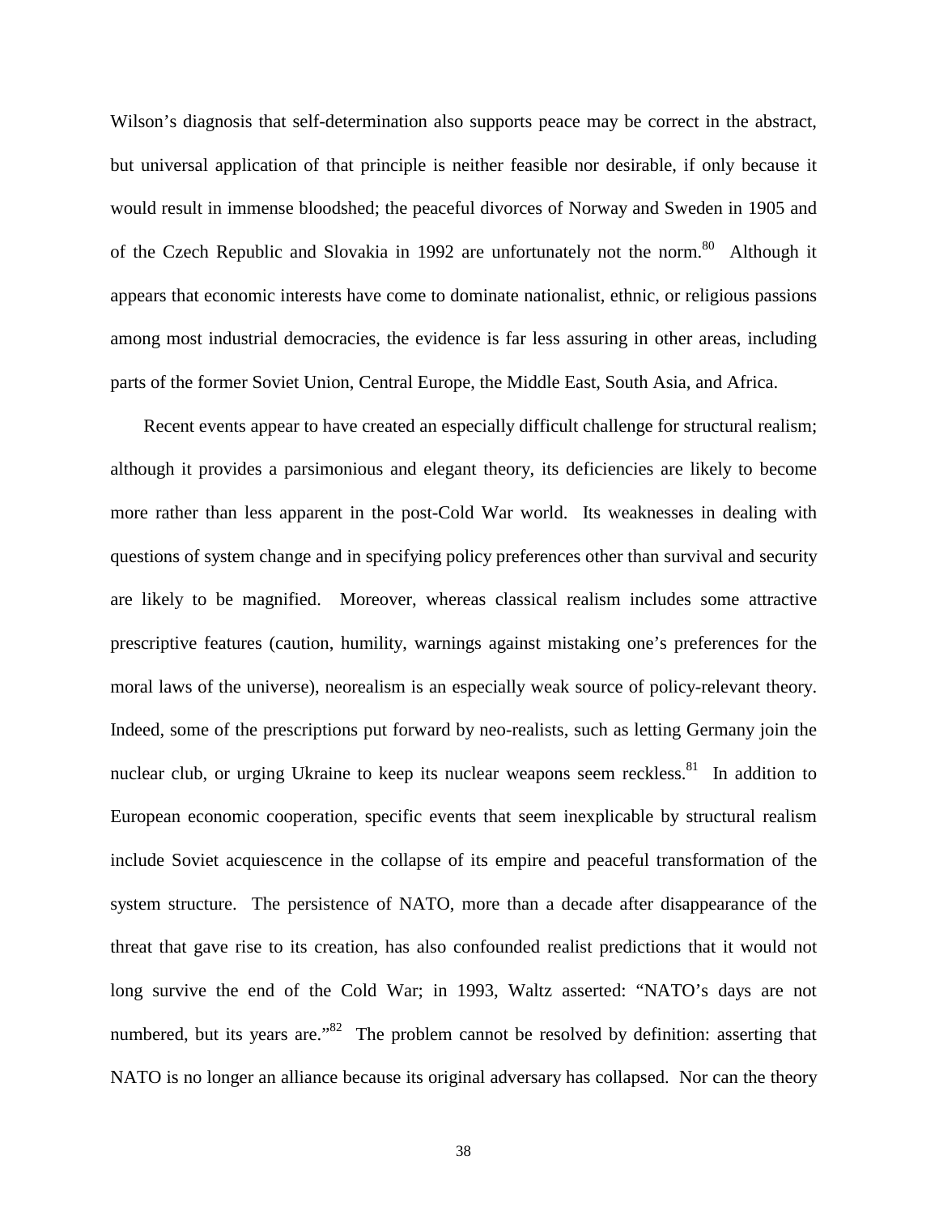Wilson's diagnosis that self-determination also supports peace may be correct in the abstract, but universal application of that principle is neither feasible nor desirable, if only because it would result in immense bloodshed; the peaceful divorces of Norway and Sweden in 1905 and of the Czech Republic and Slovakia in 1992 are unfortunately not the norm.[80] Although it appears that economic interests have come to dominate nationalist, ethnic, or religious passions among most industrial democracies, the evidence is far less assuring in other areas, including parts of the former Soviet Union, Central Europe, the Middle East, South Asia, and Africa.

Recent events appear to have created an especially difficult challenge for structural realism; although it provides a parsimonious and elegant theory, its deficiencies are likely to become more rather than less apparent in the post-Cold War world. Its weaknesses in dealing with questions of system change and in specifying policy preferences other than survival and security are likely to be magnified. Moreover, whereas classical realism includes some attractive prescriptive features (caution, humility, warnings against mistaking one's preferences for the moral laws of the universe), neorealism is an especially weak source of policy-relevant theory. Indeed, some of the prescriptions put forward by neo-realists, such as letting Germany join the nuclear club, or urging Ukraine to keep its nuclear weapons seem reckless.[81] In addition to European economic cooperation, specific events that seem inexplicable by structural realism include Soviet acquiescence in the collapse of its empire and peaceful transformation of the system structure. The persistence of NATO, more than a decade after disappearance of the threat that gave rise to its creation, has also confounded realist predictions that it would not long survive the end of the Cold War; in 1993, Waltz asserted: "NATO's days are not numbered, but its years are."[82] The problem cannot be resolved by definition: asserting that NATO is no longer an alliance because its original adversary has collapsed. Nor can the theory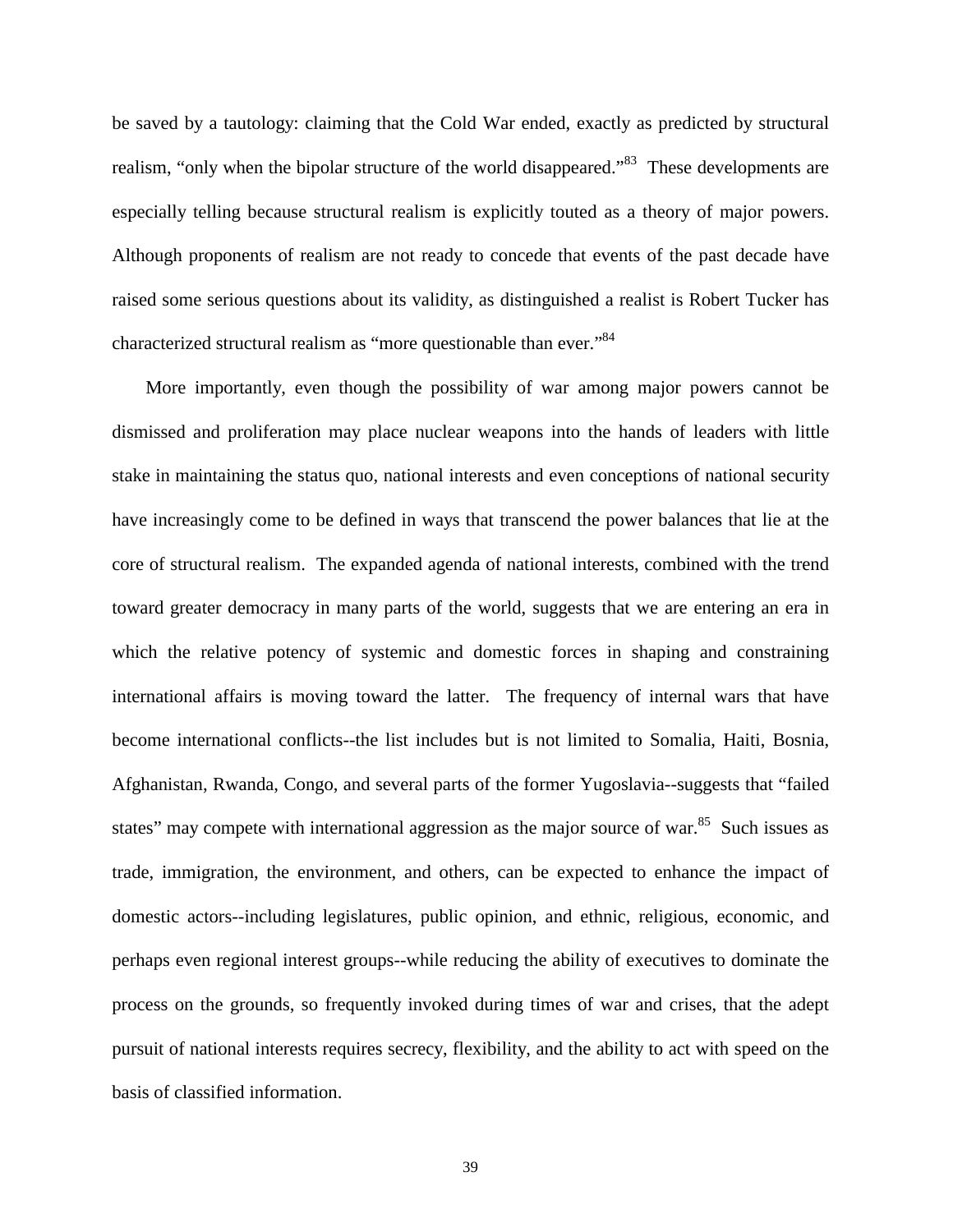be saved by a tautology: claiming that the Cold War ended, exactly as predicted by structural realism, "only when the bipolar structure of the world disappeared."[83] These developments are especially telling because structural realism is explicitly touted as a theory of major powers. Although proponents of realism are not ready to concede that events of the past decade have raised some serious questions about its validity, as distinguished a realist is Robert Tucker has characterized structural realism as "more questionable than ever."[84]

More importantly, even though the possibility of war among major powers cannot be dismissed and proliferation may place nuclear weapons into the hands of leaders with little stake in maintaining the status quo, national interests and even conceptions of national security have increasingly come to be defined in ways that transcend the power balances that lie at the core of structural realism. The expanded agenda of national interests, combined with the trend toward greater democracy in many parts of the world, suggests that we are entering an era in which the relative potency of systemic and domestic forces in shaping and constraining international affairs is moving toward the latter. The frequency of internal wars that have become international conflicts--the list includes but is not limited to Somalia, Haiti, Bosnia, Afghanistan, Rwanda, Congo, and several parts of the former Yugoslavia--suggests that "failed states" may compete with international aggression as the major source of war.[85] Such issues as trade, immigration, the environment, and others, can be expected to enhance the impact of domestic actors--including legislatures, public opinion, and ethnic, religious, economic, and perhaps even regional interest groups--while reducing the ability of executives to dominate the process on the grounds, so frequently invoked during times of war and crises, that the adept pursuit of national interests requires secrecy, flexibility, and the ability to act with speed on the basis of classified information.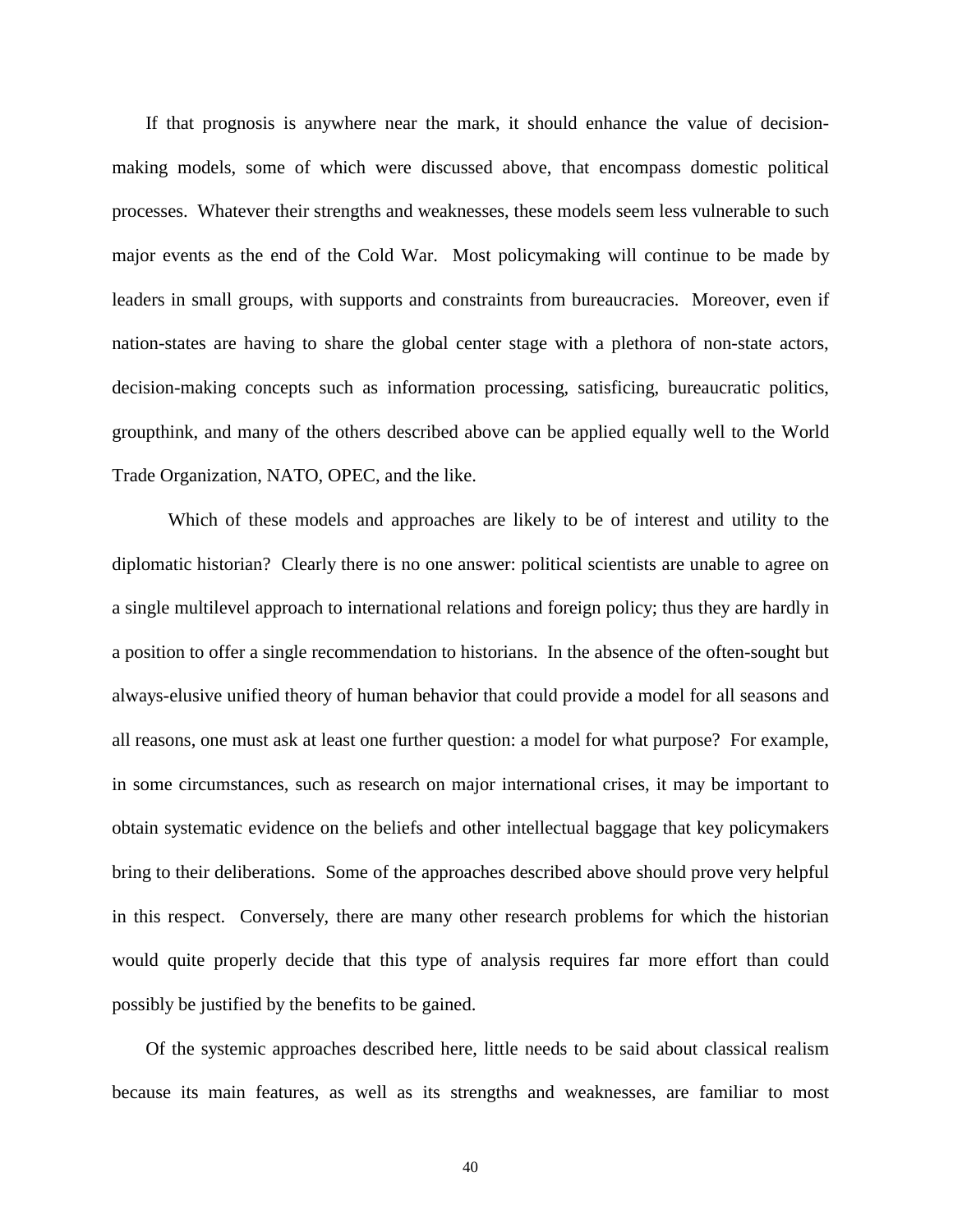If that prognosis is anywhere near the mark, it should enhance the value of decision-making models, some of which were discussed above, that encompass domestic political processes. Whatever their strengths and weaknesses, these models seem less vulnerable to such major events as the end of the Cold War. Most policymaking will continue to be made by leaders in small groups, with supports and constraints from bureaucracies. Moreover, even if nation-states are having to share the global center stage with a plethora of non-state actors, decision-making concepts such as information processing, satisficing, bureaucratic politics, groupthink, and many of the others described above can be applied equally well to the World Trade Organization, NATO, OPEC, and the like.

Which of these models and approaches are likely to be of interest and utility to the diplomatic historian? Clearly there is no one answer: political scientists are unable to agree on a single multilevel approach to international relations and foreign policy; thus they are hardly in a position to offer a single recommendation to historians. In the absence of the often-sought but always-elusive unified theory of human behavior that could provide a model for all seasons and all reasons, one must ask at least one further question: a model for what purpose? For example, in some circumstances, such as research on major international crises, it may be important to obtain systematic evidence on the beliefs and other intellectual baggage that key policymakers bring to their deliberations. Some of the approaches described above should prove very helpful in this respect. Conversely, there are many other research problems for which the historian would quite properly decide that this type of analysis requires far more effort than could possibly be justified by the benefits to be gained.

Of the systemic approaches described here, little needs to be said about classical realism because its main features, as well as its strengths and weaknesses, are familiar to most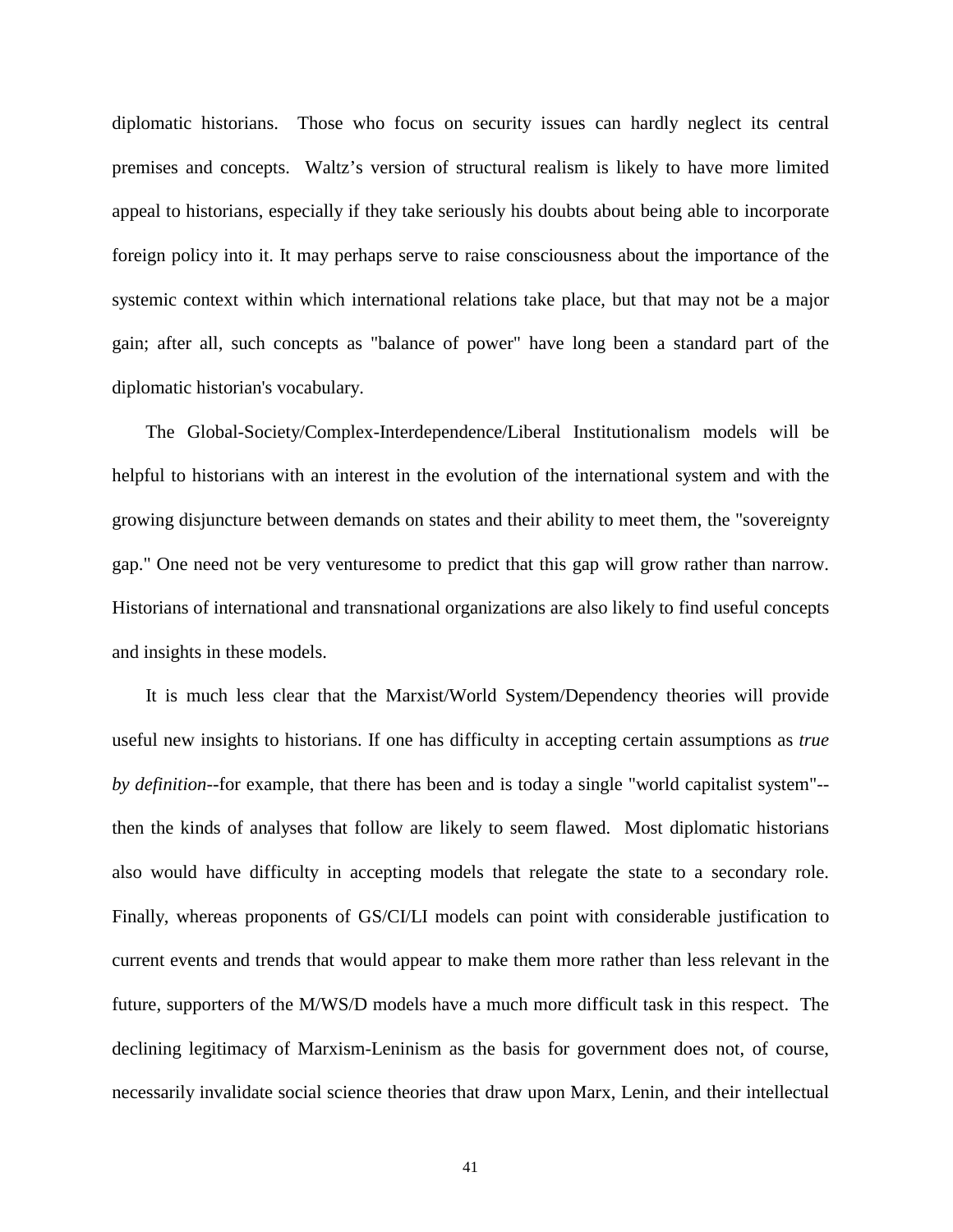diplomatic historians. Those who focus on security issues can hardly neglect its central premises and concepts. Waltz's version of structural realism is likely to have more limited appeal to historians, especially if they take seriously his doubts about being able to incorporate foreign policy into it. It may perhaps serve to raise consciousness about the importance of the systemic context within which international relations take place, but that may not be a major gain; after all, such concepts as "balance of power" have long been a standard part of the diplomatic historian's vocabulary.

The Global-Society/Complex-Interdependence/Liberal Institutionalism models will be helpful to historians with an interest in the evolution of the international system and with the growing disjuncture between demands on states and their ability to meet them, the "sovereignty gap." One need not be very venturesome to predict that this gap will grow rather than narrow. Historians of international and transnational organizations are also likely to find useful concepts and insights in these models.

It is much less clear that the Marxist/World System/Dependency theories will provide useful new insights to historians. If one has difficulty in accepting certain assumptions as *true by definition*--for example, that there has been and is today a single "world capitalist system"--then the kinds of analyses that follow are likely to seem flawed. Most diplomatic historians also would have difficulty in accepting models that relegate the state to a secondary role. Finally, whereas proponents of GS/CI/LI models can point with considerable justification to current events and trends that would appear to make them more rather than less relevant in the future, supporters of the M/WS/D models have a much more difficult task in this respect. The declining legitimacy of Marxism-Leninism as the basis for government does not, of course, necessarily invalidate social science theories that draw upon Marx, Lenin, and their intellectual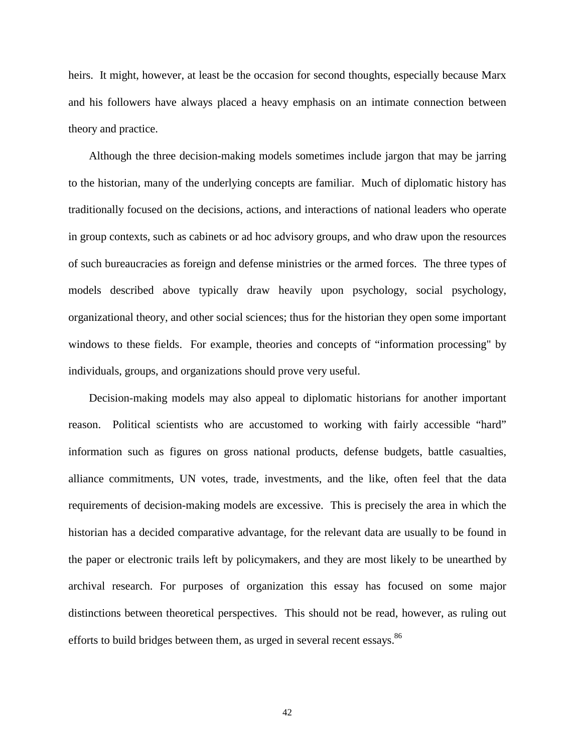heirs. It might, however, at least be the occasion for second thoughts, especially because Marx and his followers have always placed a heavy emphasis on an intimate connection between theory and practice.

Although the three decision-making models sometimes include jargon that may be jarring to the historian, many of the underlying concepts are familiar. Much of diplomatic history has traditionally focused on the decisions, actions, and interactions of national leaders who operate in group contexts, such as cabinets or ad hoc advisory groups, and who draw upon the resources of such bureaucracies as foreign and defense ministries or the armed forces. The three types of models described above typically draw heavily upon psychology, social psychology, organizational theory, and other social sciences; thus for the historian they open some important windows to these fields. For example, theories and concepts of "information processing" by individuals, groups, and organizations should prove very useful.

Decision-making models may also appeal to diplomatic historians for another important reason. Political scientists who are accustomed to working with fairly accessible "hard" information such as figures on gross national products, defense budgets, battle casualties, alliance commitments, UN votes, trade, investments, and the like, often feel that the data requirements of decision-making models are excessive. This is precisely the area in which the historian has a decided comparative advantage, for the relevant data are usually to be found in the paper or electronic trails left by policymakers, and they are most likely to be unearthed by archival research. For purposes of organization this essay has focused on some major distinctions between theoretical perspectives. This should not be read, however, as ruling out efforts to build bridges between them, as urged in several recent essays.[86]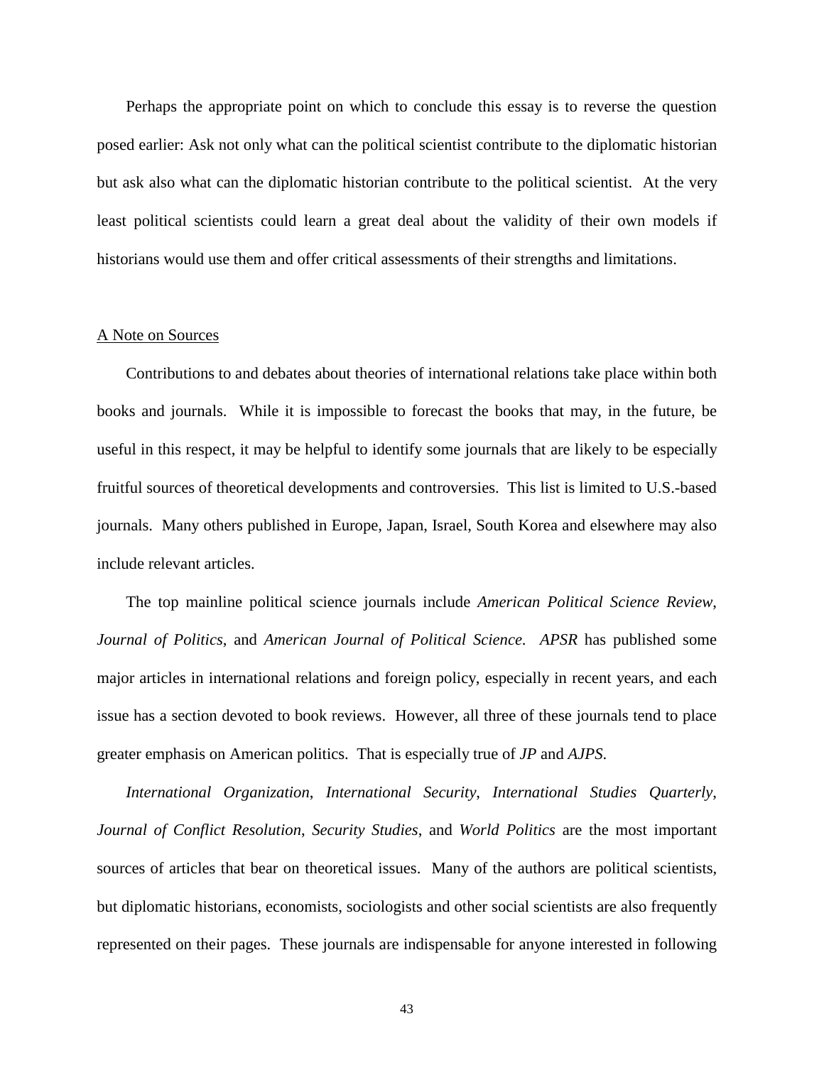Perhaps the appropriate point on which to conclude this essay is to reverse the question posed earlier: Ask not only what can the political scientist contribute to the diplomatic historian but ask also what can the diplomatic historian contribute to the political scientist. At the very least political scientists could learn a great deal about the validity of their own models if historians would use them and offer critical assessments of their strengths and limitations.

<u>A Note on Sources</u>

Contributions to and debates about theories of international relations take place within both books and journals. While it is impossible to forecast the books that may, in the future, be useful in this respect, it may be helpful to identify some journals that are likely to be especially fruitful sources of theoretical developments and controversies. This list is limited to U.S.-based journals. Many others published in Europe, Japan, Israel, South Korea and elsewhere may also include relevant articles.

The top mainline political science journals include *American Political Science Review*, *Journal of Politics*, and *American Journal of Political Science*. *APSR* has published some major articles in international relations and foreign policy, especially in recent years, and each issue has a section devoted to book reviews. However, all three of these journals tend to place greater emphasis on American politics. That is especially true of *JP* and *AJPS*.

*International Organization*, *International Security*, *International Studies Quarterly*, *Journal of Conflict Resolution*, *Security Studies*, and *World Politics* are the most important sources of articles that bear on theoretical issues. Many of the authors are political scientists, but diplomatic historians, economists, sociologists and other social scientists are also frequently represented on their pages. These journals are indispensable for anyone interested in following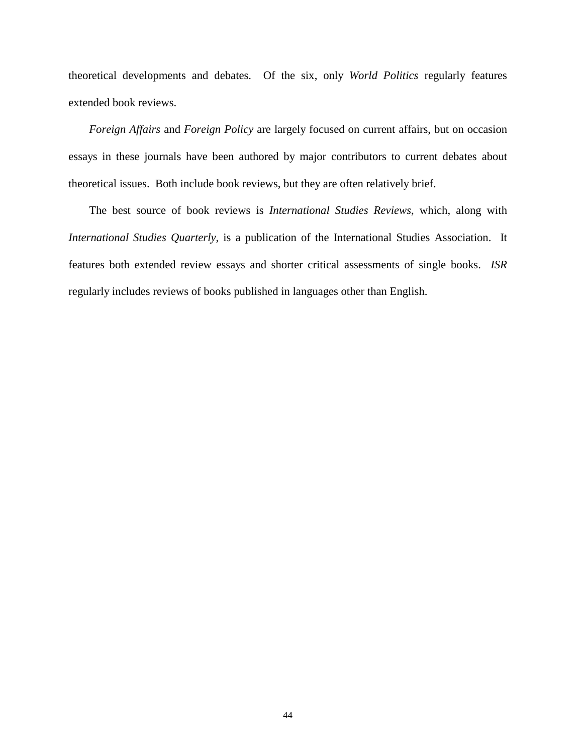theoretical developments and debates. Of the six, only *World Politics* regularly features extended book reviews.

*Foreign Affairs* and *Foreign Policy* are largely focused on current affairs, but on occasion essays in these journals have been authored by major contributors to current debates about theoretical issues. Both include book reviews, but they are often relatively brief.

The best source of book reviews is *International Studies Reviews*, which, along with *International Studies Quarterly*, is a publication of the International Studies Association. It features both extended review essays and shorter critical assessments of single books. *ISR* regularly includes reviews of books published in languages other than English.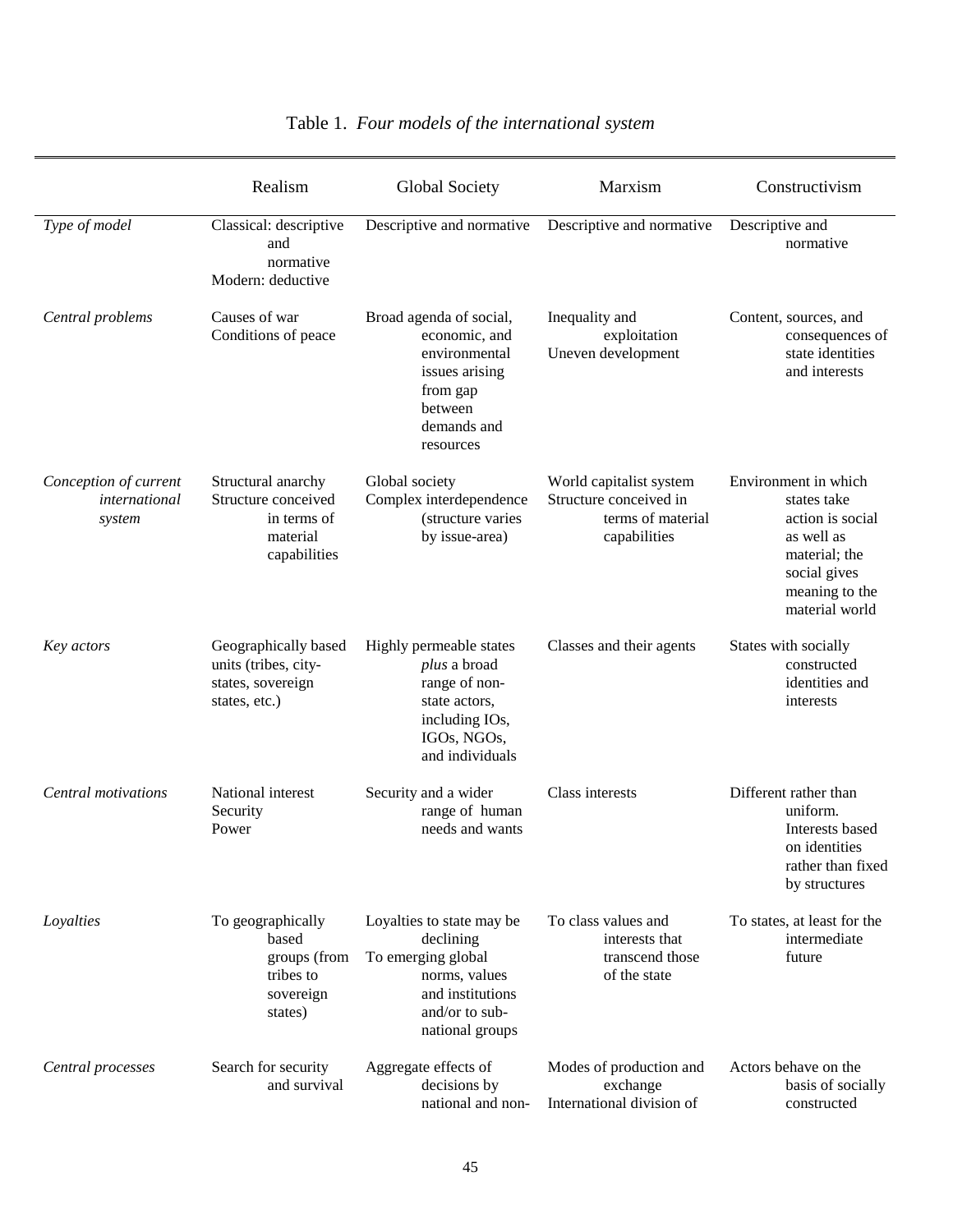Table 1. *Four models of the international system*

| | Realism | Global Society | Marxism | Constructivism |
|---|---|---|---|---|
| *Type of model* | Classical: descriptive and normative<br>Modern: deductive | Descriptive and normative | Descriptive and normative | Descriptive and normative |
| *Central problems* | Causes of war<br>Conditions of peace | Broad agenda of social, economic, and environmental issues arising from gap between demands and resources | Inequality and exploitation<br>Uneven development | Content, sources, and consequences of state identities and interests |
| *Conception of current international system* | Structural anarchy<br>Structure conceived in terms of material capabilities | Global society<br>Complex interdependence (structure varies by issue-area) | World capitalist system<br>Structure conceived in terms of material capabilities | Environment in which states take action is social as well as material; the social gives meaning to the material world |
| *Key actors* | Geographically based units (tribes, city-states, sovereign states, etc.) | Highly permeable states *plus* a broad range of non-state actors, including IOs, IGOs, NGOs, and individuals | Classes and their agents | States with socially constructed identities and interests |
| *Central motivations* | National interest<br>Security<br>Power | Security and a wider range of human needs and wants | Class interests | Different rather than uniform. Interests based on identities rather than fixed by structures |
| *Loyalties* | To geographically based groups (from tribes to sovereign states) | Loyalties to state may be declining<br>To emerging global norms, values and institutions and/or to sub-national groups | To class values and interests that transcend those of the state | To states, at least for the intermediate future |
| *Central processes* | Search for security and survival | Aggregate effects of decisions by national and non- | Modes of production and exchange<br>International division of | Actors behave on the basis of socially constructed |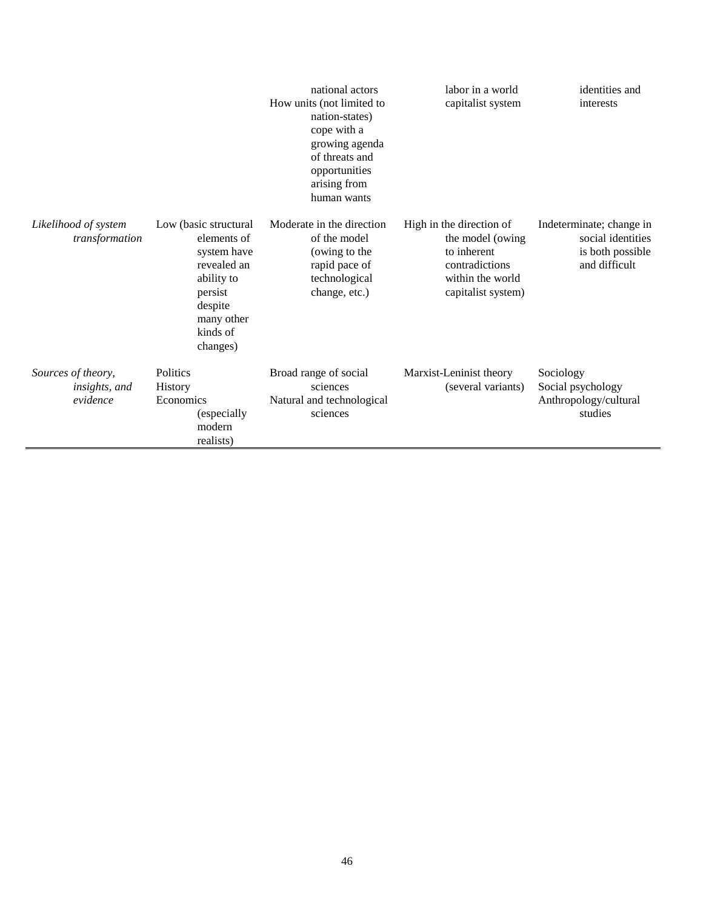| | | | | |
|---|---|---|---|---|
| | | national actors<br>How units (not limited to nation-states) cope with a growing agenda of threats and opportunities arising from human wants | labor in a world capitalist system | identities and interests |
| *Likelihood of system transformation* | Low (basic structural elements of system have revealed an ability to persist despite many other kinds of changes) | Moderate in the direction of the model (owing to the rapid pace of technological change, etc.) | High in the direction of the model (owing to inherent contradictions within the world capitalist system) | Indeterminate; change in social identities is both possible and difficult |
| *Sources of theory, insights, and evidence* | Politics<br>History<br>Economics (especially modern realists) | Broad range of social sciences<br>Natural and technological sciences | Marxist-Leninist theory (several variants) | Sociology<br>Social psychology<br>Anthropology/cultural studies |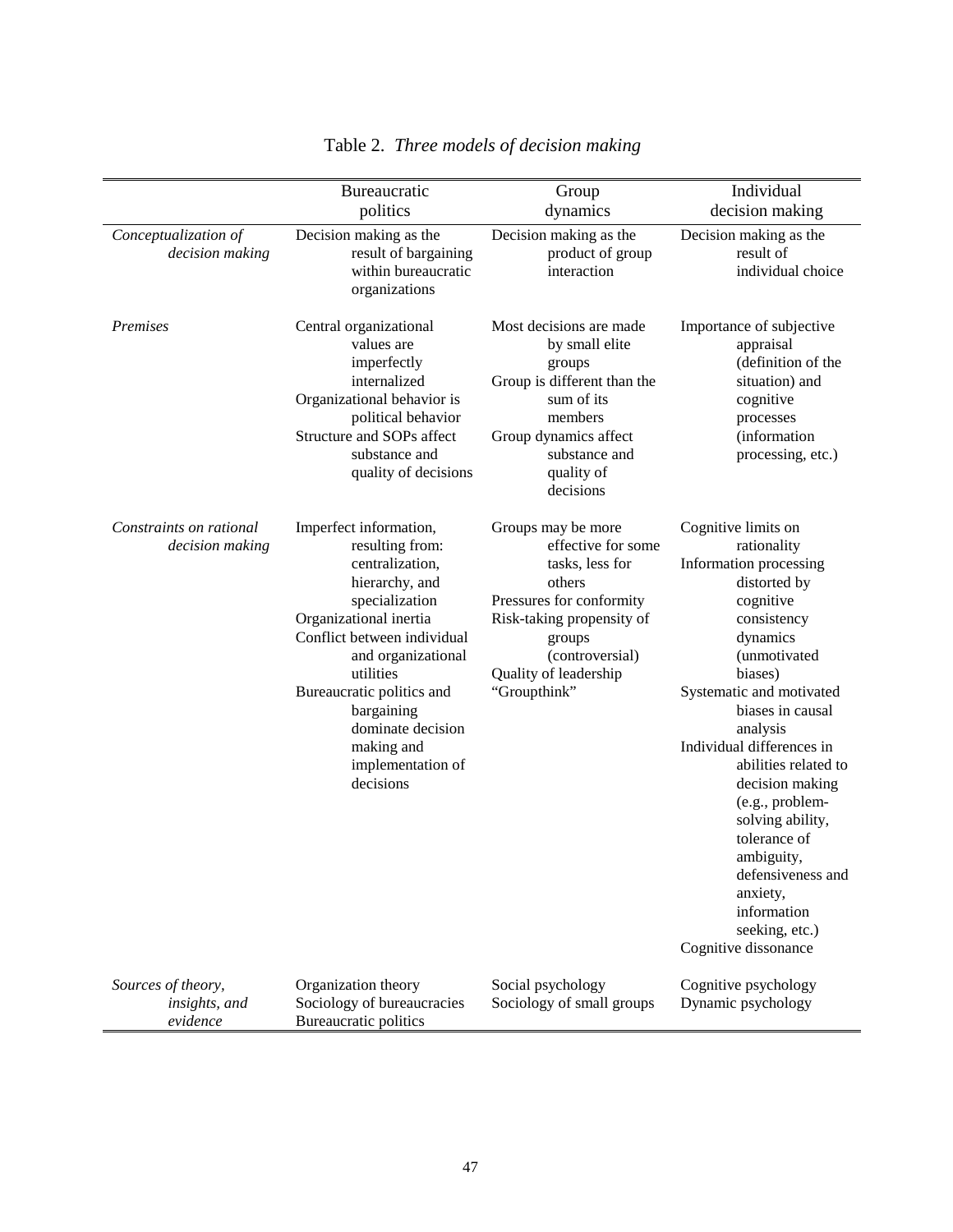Table 2. *Three models of decision making*

| | Bureaucratic politics | Group dynamics | Individual decision making |
|---|---|---|---|
| *Conceptualization of decision making* | Decision making as the result of bargaining within bureaucratic organizations | Decision making as the product of group interaction | Decision making as the result of individual choice |
| *Premises* | Central organizational values are imperfectly internalized<br>Organizational behavior is political behavior<br>Structure and SOPs affect substance and quality of decisions | Most decisions are made by small elite groups<br>Group is different than the sum of its members<br>Group dynamics affect substance and quality of decisions | Importance of subjective appraisal (definition of the situation) and cognitive processes (information processing, etc.) |
| *Constraints on rational decision making* | Imperfect information, resulting from: centralization, hierarchy, and specialization<br>Organizational inertia<br>Conflict between individual and organizational utilities<br>Bureaucratic politics and bargaining dominate decision making and implementation of decisions | Groups may be more effective for some tasks, less for others<br>Pressures for conformity<br>Risk-taking propensity of groups (controversial)<br>Quality of leadership<br>"Groupthink" | Cognitive limits on rationality<br>Information processing distorted by cognitive consistency dynamics (unmotivated biases)<br>Systematic and motivated biases in causal analysis<br>Individual differences in abilities related to decision making (e.g., problem-solving ability, tolerance of ambiguity, defensiveness and anxiety, information seeking, etc.)<br>Cognitive dissonance |
| *Sources of theory, insights, and evidence* | Organization theory<br>Sociology of bureaucracies<br>Bureaucratic politics | Social psychology<br>Sociology of small groups | Cognitive psychology<br>Dynamic psychology |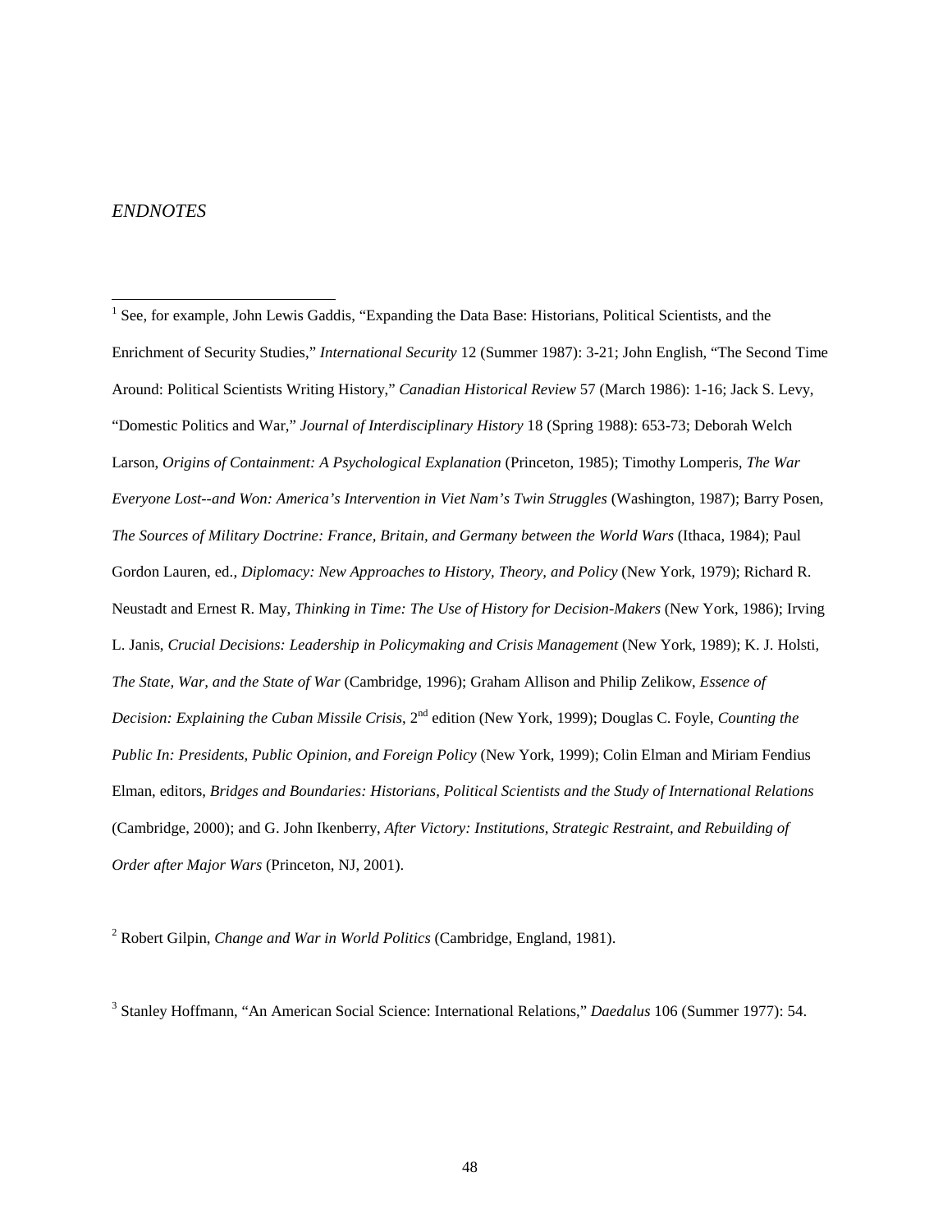*ENDNOTES*

[1] See, for example, John Lewis Gaddis, "Expanding the Data Base: Historians, Political Scientists, and the Enrichment of Security Studies," *International Security* 12 (Summer 1987): 3-21; John English, "The Second Time Around: Political Scientists Writing History," *Canadian Historical Review* 57 (March 1986): 1-16; Jack S. Levy, "Domestic Politics and War," *Journal of Interdisciplinary History* 18 (Spring 1988): 653-73; Deborah Welch Larson, *Origins of Containment: A Psychological Explanation* (Princeton, 1985); Timothy Lomperis, *The War Everyone Lost--and Won: America's Intervention in Viet Nam's Twin Struggles* (Washington, 1987); Barry Posen, *The Sources of Military Doctrine: France, Britain, and Germany between the World Wars* (Ithaca, 1984); Paul Gordon Lauren, ed., *Diplomacy: New Approaches to History, Theory, and Policy* (New York, 1979); Richard R. Neustadt and Ernest R. May, *Thinking in Time: The Use of History for Decision-Makers* (New York, 1986); Irving L. Janis, *Crucial Decisions: Leadership in Policymaking and Crisis Management* (New York, 1989); K. J. Holsti, *The State, War, and the State of War* (Cambridge, 1996); Graham Allison and Philip Zelikow, *Essence of Decision: Explaining the Cuban Missile Crisis*, 2nd edition (New York, 1999); Douglas C. Foyle, *Counting the Public In: Presidents, Public Opinion, and Foreign Policy* (New York, 1999); Colin Elman and Miriam Fendius Elman, editors, *Bridges and Boundaries: Historians, Political Scientists and the Study of International Relations* (Cambridge, 2000); and G. John Ikenberry, *After Victory: Institutions, Strategic Restraint, and Rebuilding of Order after Major Wars* (Princeton, NJ, 2001).

[2] Robert Gilpin, *Change and War in World Politics* (Cambridge, England, 1981).

[3] Stanley Hoffmann, "An American Social Science: International Relations," *Daedalus* 106 (Summer 1977): 54.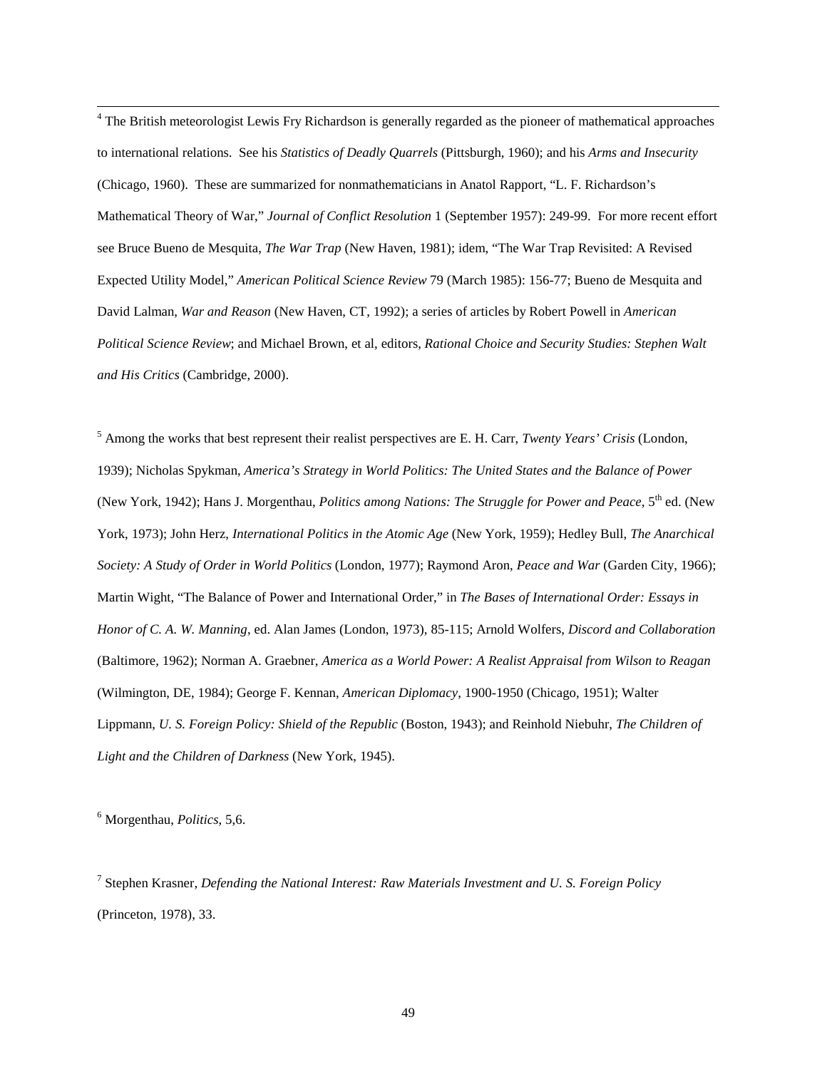[4] The British meteorologist Lewis Fry Richardson is generally regarded as the pioneer of mathematical approaches to international relations. See his *Statistics of Deadly Quarrels* (Pittsburgh, 1960); and his *Arms and Insecurity* (Chicago, 1960). These are summarized for nonmathematicians in Anatol Rapport, "L. F. Richardson's Mathematical Theory of War," *Journal of Conflict Resolution* 1 (September 1957): 249-99. For more recent effort see Bruce Bueno de Mesquita, *The War Trap* (New Haven, 1981); idem, "The War Trap Revisited: A Revised Expected Utility Model," *American Political Science Review* 79 (March 1985): 156-77; Bueno de Mesquita and David Lalman, *War and Reason* (New Haven, CT, 1992); a series of articles by Robert Powell in *American Political Science Review*; and Michael Brown, et al, editors, *Rational Choice and Security Studies: Stephen Walt and His Critics* (Cambridge, 2000).

[5] Among the works that best represent their realist perspectives are E. H. Carr, *Twenty Years' Crisis* (London, 1939); Nicholas Spykman, *America's Strategy in World Politics: The United States and the Balance of Power* (New York, 1942); Hans J. Morgenthau, *Politics among Nations: The Struggle for Power and Peace*, 5th ed. (New York, 1973); John Herz, *International Politics in the Atomic Age* (New York, 1959); Hedley Bull, *The Anarchical Society: A Study of Order in World Politics* (London, 1977); Raymond Aron, *Peace and War* (Garden City, 1966); Martin Wight, "The Balance of Power and International Order," in *The Bases of International Order: Essays in Honor of C. A. W. Manning*, ed. Alan James (London, 1973), 85-115; Arnold Wolfers, *Discord and Collaboration* (Baltimore, 1962); Norman A. Graebner, *America as a World Power: A Realist Appraisal from Wilson to Reagan* (Wilmington, DE, 1984); George F. Kennan, *American Diplomacy*, 1900-1950 (Chicago, 1951); Walter Lippmann, *U. S. Foreign Policy: Shield of the Republic* (Boston, 1943); and Reinhold Niebuhr, *The Children of Light and the Children of Darkness* (New York, 1945).

[6] Morgenthau, *Politics*, 5,6.

[7] Stephen Krasner, *Defending the National Interest: Raw Materials Investment and U. S. Foreign Policy* (Princeton, 1978), 33.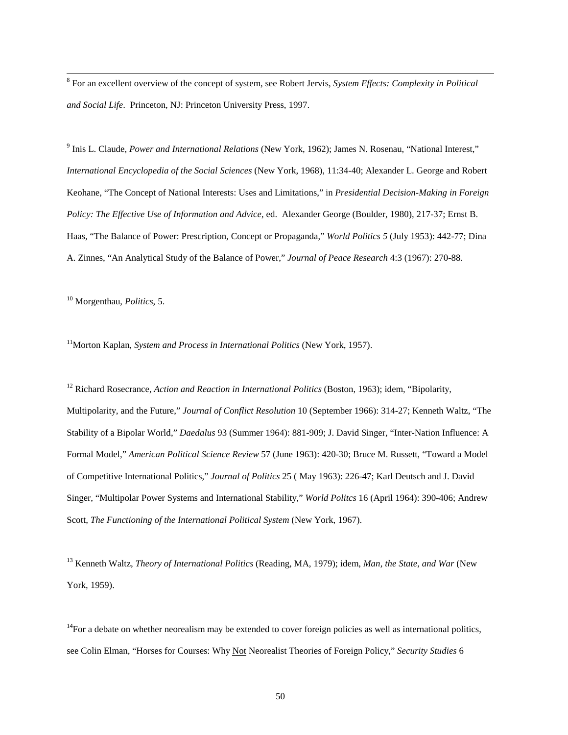[8] For an excellent overview of the concept of system, see Robert Jervis, *System Effects: Complexity in Political and Social Life*. Princeton, NJ: Princeton University Press, 1997.

[9] Inis L. Claude, *Power and International Relations* (New York, 1962); James N. Rosenau, "National Interest," *International Encyclopedia of the Social Sciences* (New York, 1968), 11:34-40; Alexander L. George and Robert Keohane, "The Concept of National Interests: Uses and Limitations," in *Presidential Decision-Making in Foreign Policy: The Effective Use of Information and Advice*, ed. Alexander George (Boulder, 1980), 217-37; Ernst B. Haas, "The Balance of Power: Prescription, Concept or Propaganda," *World Politics 5* (July 1953): 442-77; Dina A. Zinnes, "An Analytical Study of the Balance of Power," *Journal of Peace Research* 4:3 (1967): 270-88.

[10] Morgenthau, *Politics*, 5.

[11]Morton Kaplan, *System and Process in International Politics* (New York, 1957).

[12] Richard Rosecrance, *Action and Reaction in International Politics* (Boston, 1963); idem, "Bipolarity, Multipolarity, and the Future," *Journal of Conflict Resolution* 10 (September 1966): 314-27; Kenneth Waltz, "The Stability of a Bipolar World," *Daedalus* 93 (Summer 1964): 881-909; J. David Singer, "Inter-Nation Influence: A Formal Model," *American Political Science Review* 57 (June 1963): 420-30; Bruce M. Russett, "Toward a Model of Competitive International Politics," *Journal of Politics* 25 ( May 1963): 226-47; Karl Deutsch and J. David Singer, "Multipolar Power Systems and International Stability," *World Politcs* 16 (April 1964): 390-406; Andrew Scott, *The Functioning of the International Political System* (New York, 1967).

[13] Kenneth Waltz, *Theory of International Politics* (Reading, MA, 1979); idem, *Man, the State, and War* (New York, 1959).

[14]For a debate on whether neorealism may be extended to cover foreign policies as well as international politics, see Colin Elman, "Horses for Courses: Why Not Neorealist Theories of Foreign Policy," *Security Studies* 6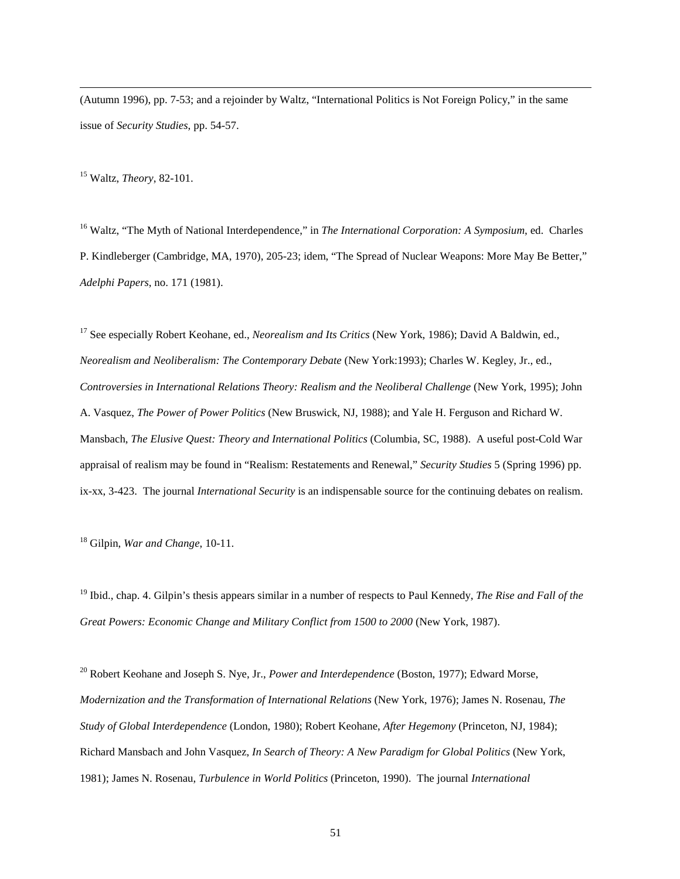(Autumn 1996), pp. 7-53; and a rejoinder by Waltz, "International Politics is Not Foreign Policy," in the same issue of *Security Studies*, pp. 54-57.

[15] Waltz, *Theory*, 82-101.

[16] Waltz, "The Myth of National Interdependence," in *The International Corporation: A Symposium*, ed. Charles P. Kindleberger (Cambridge, MA, 1970), 205-23; idem, "The Spread of Nuclear Weapons: More May Be Better," *Adelphi Papers*, no. 171 (1981).

[17] See especially Robert Keohane, ed., *Neorealism and Its Critics* (New York, 1986); David A Baldwin, ed., *Neorealism and Neoliberalism: The Contemporary Debate* (New York:1993); Charles W. Kegley, Jr., ed., *Controversies in International Relations Theory: Realism and the Neoliberal Challenge* (New York, 1995); John A. Vasquez, *The Power of Power Politics* (New Bruswick, NJ, 1988); and Yale H. Ferguson and Richard W. Mansbach, *The Elusive Quest: Theory and International Politics* (Columbia, SC, 1988). A useful post-Cold War appraisal of realism may be found in "Realism: Restatements and Renewal," *Security Studies* 5 (Spring 1996) pp. ix-xx, 3-423. The journal *International Security* is an indispensable source for the continuing debates on realism.

[18] Gilpin, *War and Change*, 10-11.

[19] Ibid., chap. 4. Gilpin's thesis appears similar in a number of respects to Paul Kennedy, *The Rise and Fall of the Great Powers: Economic Change and Military Conflict from 1500 to 2000* (New York, 1987).

[20] Robert Keohane and Joseph S. Nye, Jr., *Power and Interdependence* (Boston, 1977); Edward Morse, *Modernization and the Transformation of International Relations* (New York, 1976); James N. Rosenau, *The Study of Global Interdependence* (London, 1980); Robert Keohane, *After Hegemony* (Princeton, NJ, 1984); Richard Mansbach and John Vasquez, *In Search of Theory: A New Paradigm for Global Politics* (New York, 1981); James N. Rosenau, *Turbulence in World Politics* (Princeton, 1990). The journal *International*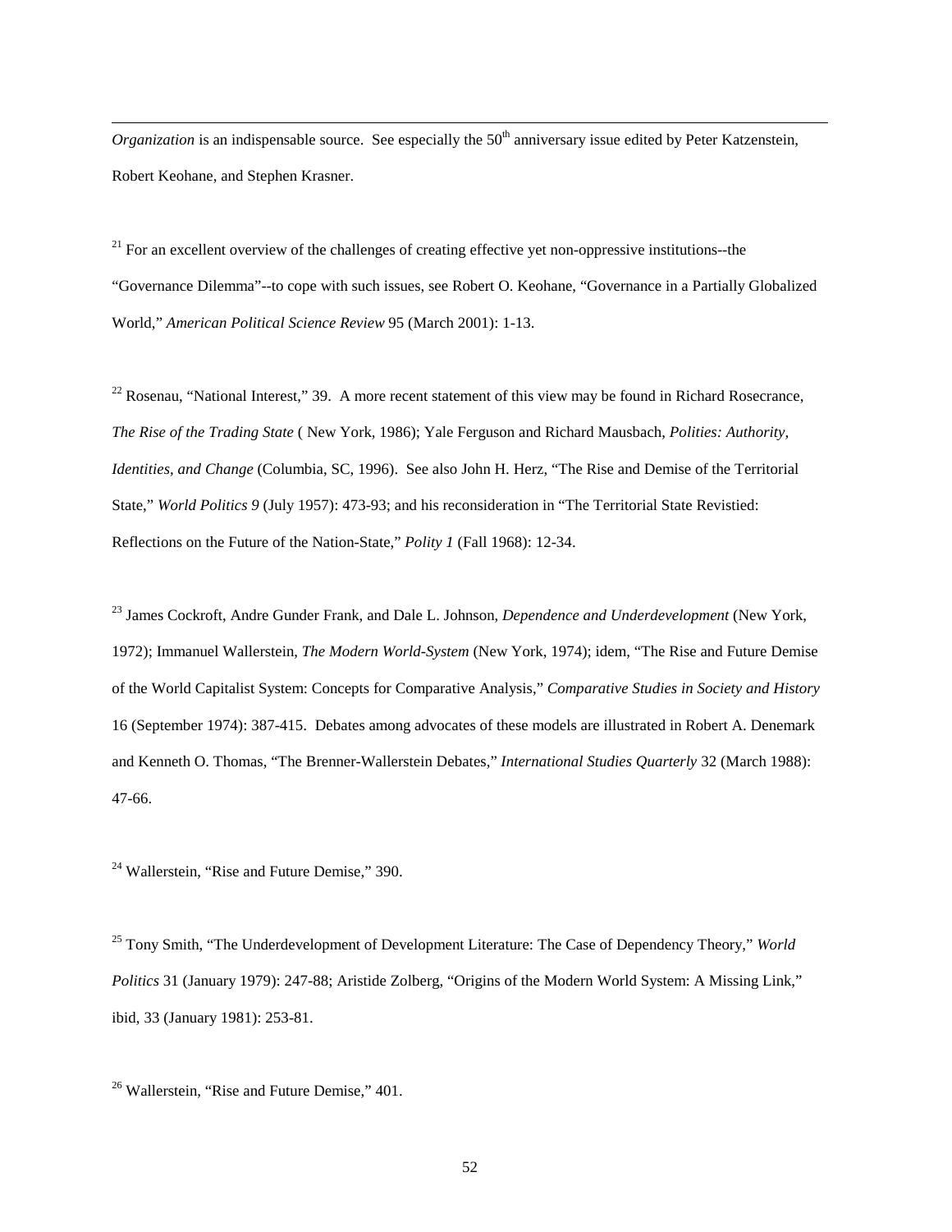*Organization* is an indispensable source. See especially the 50th anniversary issue edited by Peter Katzenstein, Robert Keohane, and Stephen Krasner.

[21] For an excellent overview of the challenges of creating effective yet non-oppressive institutions--the "Governance Dilemma"--to cope with such issues, see Robert O. Keohane, "Governance in a Partially Globalized World," *American Political Science Review* 95 (March 2001): 1-13.

[22] Rosenau, "National Interest," 39. A more recent statement of this view may be found in Richard Rosecrance, *The Rise of the Trading State* ( New York, 1986); Yale Ferguson and Richard Mausbach, *Polities: Authority, Identities, and Change* (Columbia, SC, 1996). See also John H. Herz, "The Rise and Demise of the Territorial State," *World Politics 9* (July 1957): 473-93; and his reconsideration in "The Territorial State Revistied: Reflections on the Future of the Nation-State," *Polity 1* (Fall 1968): 12-34.

[23] James Cockroft, Andre Gunder Frank, and Dale L. Johnson, *Dependence and Underdevelopment* (New York, 1972); Immanuel Wallerstein, *The Modern World-System* (New York, 1974); idem, "The Rise and Future Demise of the World Capitalist System: Concepts for Comparative Analysis," *Comparative Studies in Society and History* 16 (September 1974): 387-415. Debates among advocates of these models are illustrated in Robert A. Denemark and Kenneth O. Thomas, "The Brenner-Wallerstein Debates," *International Studies Quarterly* 32 (March 1988): 47-66.

[24] Wallerstein, "Rise and Future Demise," 390.

[25] Tony Smith, "The Underdevelopment of Development Literature: The Case of Dependency Theory," *World Politics* 31 (January 1979): 247-88; Aristide Zolberg, "Origins of the Modern World System: A Missing Link," ibid, 33 (January 1981): 253-81.

[26] Wallerstein, "Rise and Future Demise," 401.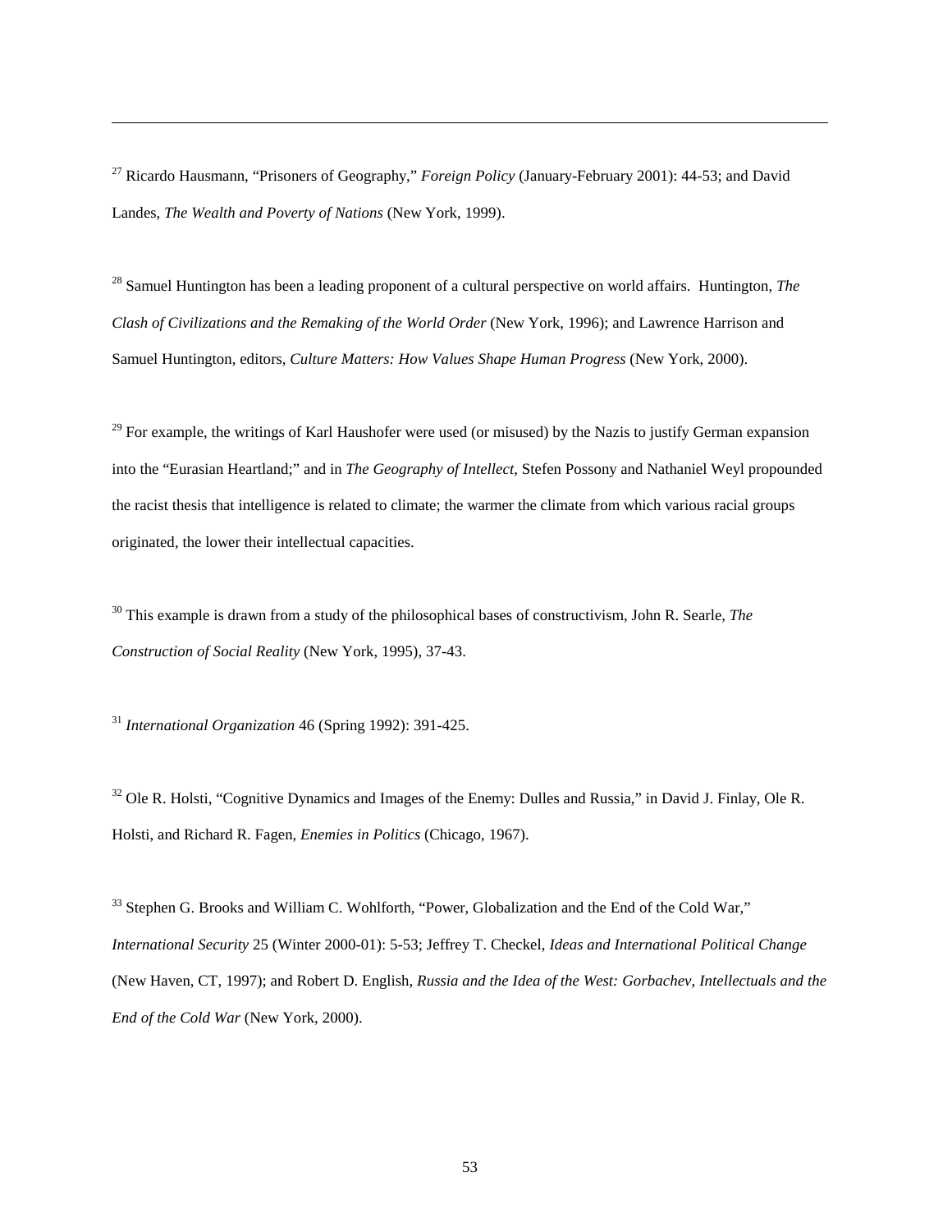[27] Ricardo Hausmann, "Prisoners of Geography," *Foreign Policy* (January-February 2001): 44-53; and David Landes, *The Wealth and Poverty of Nations* (New York, 1999).

[28] Samuel Huntington has been a leading proponent of a cultural perspective on world affairs. Huntington, *The Clash of Civilizations and the Remaking of the World Order* (New York, 1996); and Lawrence Harrison and Samuel Huntington, editors, *Culture Matters: How Values Shape Human Progress* (New York, 2000).

[29] For example, the writings of Karl Haushofer were used (or misused) by the Nazis to justify German expansion into the "Eurasian Heartland;" and in *The Geography of Intellect*, Stefen Possony and Nathaniel Weyl propounded the racist thesis that intelligence is related to climate; the warmer the climate from which various racial groups originated, the lower their intellectual capacities.

[30] This example is drawn from a study of the philosophical bases of constructivism, John R. Searle, *The Construction of Social Reality* (New York, 1995), 37-43.

[31] *International Organization* 46 (Spring 1992): 391-425.

[32] Ole R. Holsti, "Cognitive Dynamics and Images of the Enemy: Dulles and Russia," in David J. Finlay, Ole R. Holsti, and Richard R. Fagen, *Enemies in Politics* (Chicago, 1967).

[33] Stephen G. Brooks and William C. Wohlforth, "Power, Globalization and the End of the Cold War," *International Security* 25 (Winter 2000-01): 5-53; Jeffrey T. Checkel, *Ideas and International Political Change* (New Haven, CT, 1997); and Robert D. English, *Russia and the Idea of the West: Gorbachev, Intellectuals and the End of the Cold War* (New York, 2000).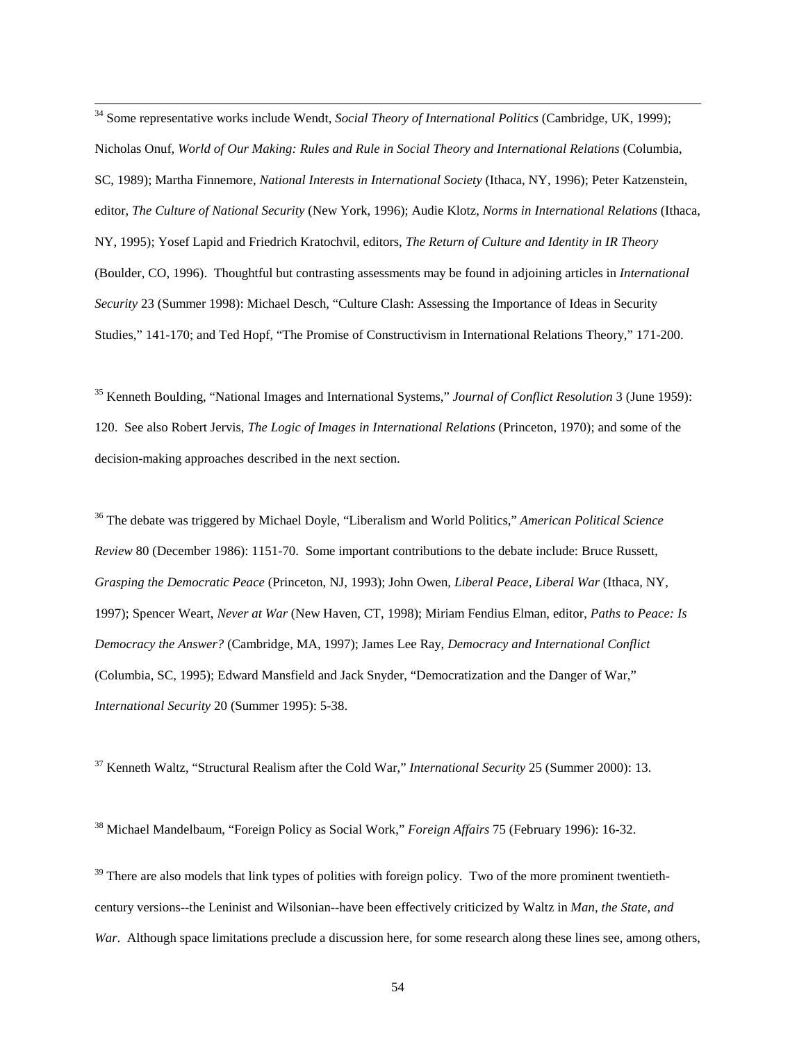[34] Some representative works include Wendt, *Social Theory of International Politics* (Cambridge, UK, 1999); Nicholas Onuf, *World of Our Making: Rules and Rule in Social Theory and International Relations* (Columbia, SC, 1989); Martha Finnemore, *National Interests in International Society* (Ithaca, NY, 1996); Peter Katzenstein, editor, *The Culture of National Security* (New York, 1996); Audie Klotz, *Norms in International Relations* (Ithaca, NY, 1995); Yosef Lapid and Friedrich Kratochvil, editors, *The Return of Culture and Identity in IR Theory* (Boulder, CO, 1996). Thoughtful but contrasting assessments may be found in adjoining articles in *International Security* 23 (Summer 1998): Michael Desch, "Culture Clash: Assessing the Importance of Ideas in Security Studies," 141-170; and Ted Hopf, "The Promise of Constructivism in International Relations Theory," 171-200.

[35] Kenneth Boulding, "National Images and International Systems," *Journal of Conflict Resolution* 3 (June 1959): 120. See also Robert Jervis, *The Logic of Images in International Relations* (Princeton, 1970); and some of the decision-making approaches described in the next section.

[36] The debate was triggered by Michael Doyle, "Liberalism and World Politics," *American Political Science Review* 80 (December 1986): 1151-70. Some important contributions to the debate include: Bruce Russett, *Grasping the Democratic Peace* (Princeton, NJ, 1993); John Owen, *Liberal Peace, Liberal War* (Ithaca, NY, 1997); Spencer Weart, *Never at War* (New Haven, CT, 1998); Miriam Fendius Elman, editor, *Paths to Peace: Is Democracy the Answer?* (Cambridge, MA, 1997); James Lee Ray, *Democracy and International Conflict* (Columbia, SC, 1995); Edward Mansfield and Jack Snyder, "Democratization and the Danger of War," *International Security* 20 (Summer 1995): 5-38.

[37] Kenneth Waltz, "Structural Realism after the Cold War," *International Security* 25 (Summer 2000): 13.

[38] Michael Mandelbaum, "Foreign Policy as Social Work," *Foreign Affairs* 75 (February 1996): 16-32.

[39] There are also models that link types of polities with foreign policy. Two of the more prominent twentieth-century versions--the Leninist and Wilsonian--have been effectively criticized by Waltz in *Man, the State, and War*. Although space limitations preclude a discussion here, for some research along these lines see, among others,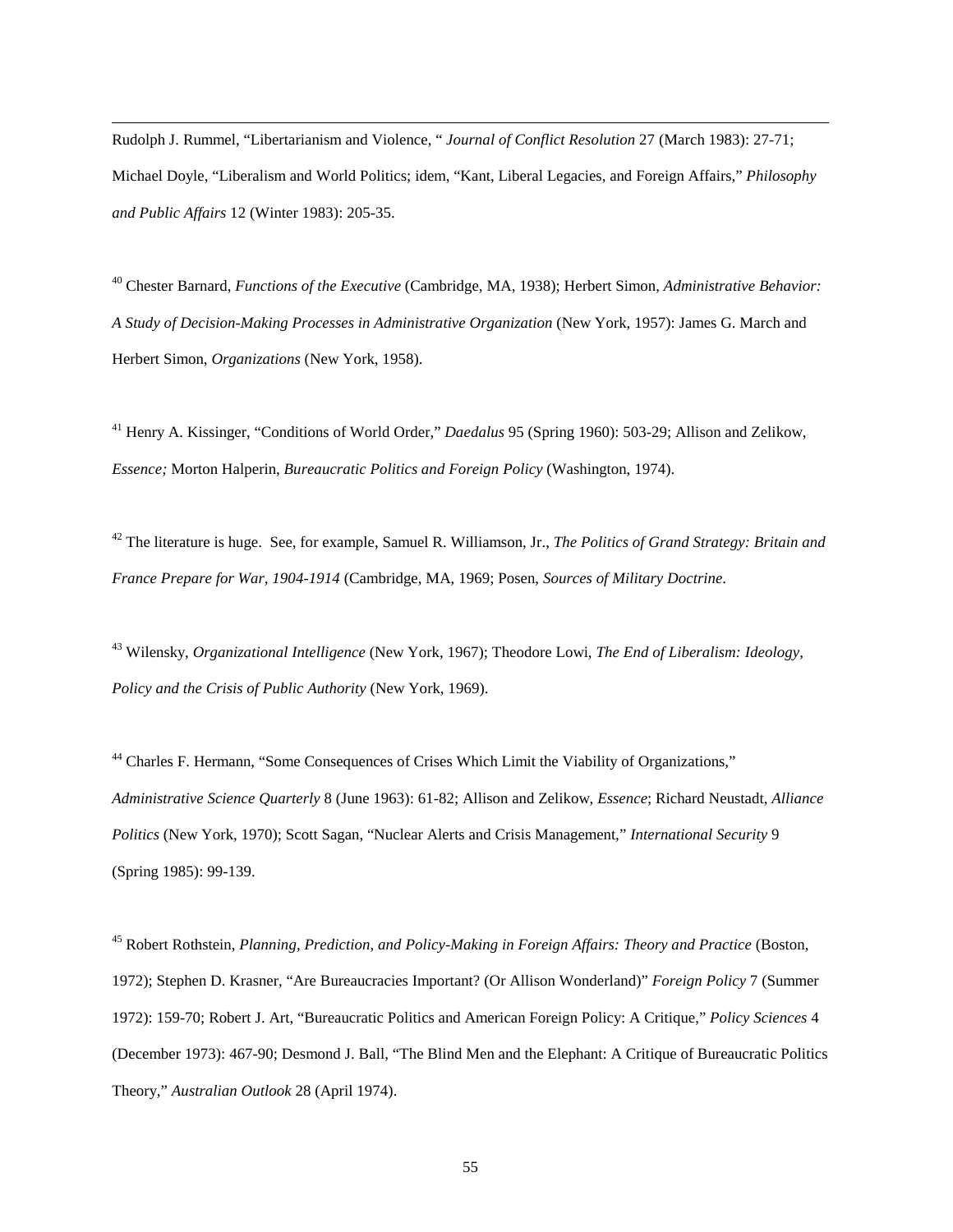Rudolph J. Rummel, "Libertarianism and Violence, " *Journal of Conflict Resolution* 27 (March 1983): 27-71; Michael Doyle, "Liberalism and World Politics; idem, "Kant, Liberal Legacies, and Foreign Affairs," *Philosophy and Public Affairs* 12 (Winter 1983): 205-35.

[40] Chester Barnard, *Functions of the Executive* (Cambridge, MA, 1938); Herbert Simon, *Administrative Behavior: A Study of Decision-Making Processes in Administrative Organization* (New York, 1957): James G. March and Herbert Simon, *Organizations* (New York, 1958).

[41] Henry A. Kissinger, "Conditions of World Order," *Daedalus* 95 (Spring 1960): 503-29; Allison and Zelikow, *Essence;* Morton Halperin, *Bureaucratic Politics and Foreign Policy* (Washington, 1974).

[42] The literature is huge. See, for example, Samuel R. Williamson, Jr., *The Politics of Grand Strategy: Britain and France Prepare for War, 1904-1914* (Cambridge, MA, 1969; Posen, *Sources of Military Doctrine*.

[43] Wilensky, *Organizational Intelligence* (New York, 1967); Theodore Lowi, *The End of Liberalism: Ideology, Policy and the Crisis of Public Authority* (New York, 1969).

[44] Charles F. Hermann, "Some Consequences of Crises Which Limit the Viability of Organizations," *Administrative Science Quarterly* 8 (June 1963): 61-82; Allison and Zelikow, *Essence*; Richard Neustadt, *Alliance Politics* (New York, 1970); Scott Sagan, "Nuclear Alerts and Crisis Management," *International Security* 9 (Spring 1985): 99-139.

[45] Robert Rothstein, *Planning, Prediction, and Policy-Making in Foreign Affairs: Theory and Practice* (Boston, 1972); Stephen D. Krasner, "Are Bureaucracies Important? (Or Allison Wonderland)" *Foreign Policy* 7 (Summer 1972): 159-70; Robert J. Art, "Bureaucratic Politics and American Foreign Policy: A Critique," *Policy Sciences* 4 (December 1973): 467-90; Desmond J. Ball, "The Blind Men and the Elephant: A Critique of Bureaucratic Politics Theory," *Australian Outlook* 28 (April 1974).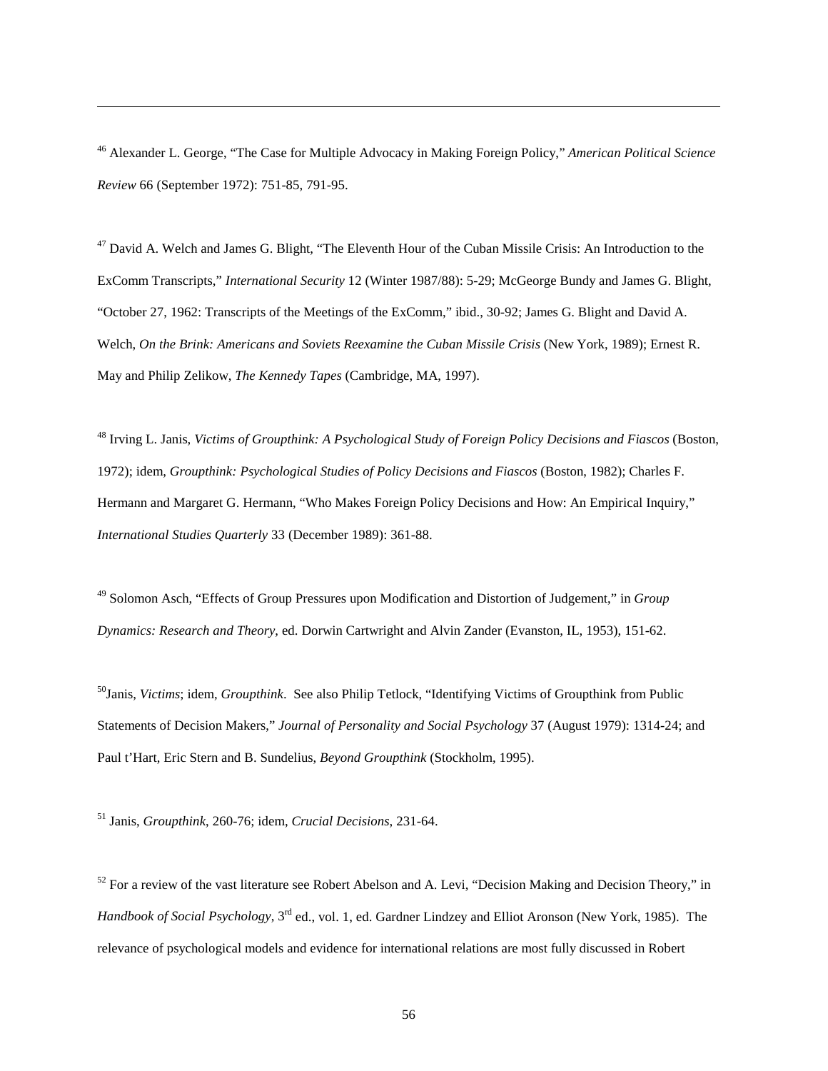[46] Alexander L. George, "The Case for Multiple Advocacy in Making Foreign Policy," *American Political Science Review* 66 (September 1972): 751-85, 791-95.

[47] David A. Welch and James G. Blight, "The Eleventh Hour of the Cuban Missile Crisis: An Introduction to the ExComm Transcripts," *International Security* 12 (Winter 1987/88): 5-29; McGeorge Bundy and James G. Blight, "October 27, 1962: Transcripts of the Meetings of the ExComm," ibid., 30-92; James G. Blight and David A. Welch, *On the Brink: Americans and Soviets Reexamine the Cuban Missile Crisis* (New York, 1989); Ernest R. May and Philip Zelikow, *The Kennedy Tapes* (Cambridge, MA, 1997).

[48] Irving L. Janis, *Victims of Groupthink: A Psychological Study of Foreign Policy Decisions and Fiascos* (Boston, 1972); idem, *Groupthink: Psychological Studies of Policy Decisions and Fiascos* (Boston, 1982); Charles F. Hermann and Margaret G. Hermann, "Who Makes Foreign Policy Decisions and How: An Empirical Inquiry," *International Studies Quarterly* 33 (December 1989): 361-88.

[49] Solomon Asch, "Effects of Group Pressures upon Modification and Distortion of Judgement," in *Group Dynamics: Research and Theory*, ed. Dorwin Cartwright and Alvin Zander (Evanston, IL, 1953), 151-62.

[50] Janis, *Victims*; idem, *Groupthink*. See also Philip Tetlock, "Identifying Victims of Groupthink from Public Statements of Decision Makers," *Journal of Personality and Social Psychology* 37 (August 1979): 1314-24; and Paul t'Hart, Eric Stern and B. Sundelius, *Beyond Groupthink* (Stockholm, 1995).

[51] Janis, *Groupthink*, 260-76; idem, *Crucial Decisions*, 231-64.

[52] For a review of the vast literature see Robert Abelson and A. Levi, "Decision Making and Decision Theory," in *Handbook of Social Psychology*, 3rd ed., vol. 1, ed. Gardner Lindzey and Elliot Aronson (New York, 1985). The relevance of psychological models and evidence for international relations are most fully discussed in Robert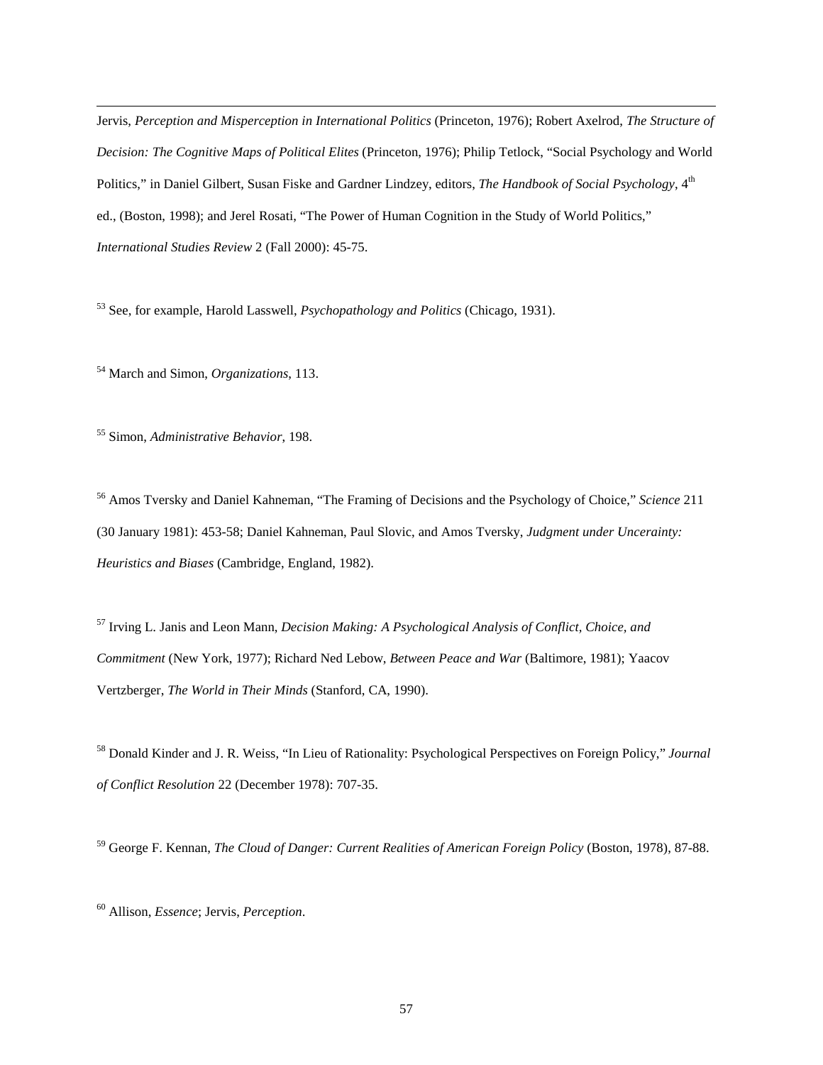Jervis, *Perception and Misperception in International Politics* (Princeton, 1976); Robert Axelrod, *The Structure of Decision: The Cognitive Maps of Political Elites* (Princeton, 1976); Philip Tetlock, "Social Psychology and World Politics," in Daniel Gilbert, Susan Fiske and Gardner Lindzey, editors, *The Handbook of Social Psychology*, 4th ed., (Boston, 1998); and Jerel Rosati, "The Power of Human Cognition in the Study of World Politics," *International Studies Review* 2 (Fall 2000): 45-75.

[53] See, for example, Harold Lasswell, *Psychopathology and Politics* (Chicago, 1931).

[54] March and Simon, *Organizations*, 113.

[55] Simon, *Administrative Behavior*, 198.

[56] Amos Tversky and Daniel Kahneman, "The Framing of Decisions and the Psychology of Choice," *Science* 211 (30 January 1981): 453-58; Daniel Kahneman, Paul Slovic, and Amos Tversky, *Judgment under Uncerainty: Heuristics and Biases* (Cambridge, England, 1982).

[57] Irving L. Janis and Leon Mann, *Decision Making: A Psychological Analysis of Conflict, Choice, and Commitment* (New York, 1977); Richard Ned Lebow, *Between Peace and War* (Baltimore, 1981); Yaacov Vertzberger, *The World in Their Minds* (Stanford, CA, 1990).

[58] Donald Kinder and J. R. Weiss, "In Lieu of Rationality: Psychological Perspectives on Foreign Policy," *Journal of Conflict Resolution* 22 (December 1978): 707-35.

[59] George F. Kennan, *The Cloud of Danger: Current Realities of American Foreign Policy* (Boston, 1978), 87-88.

[60] Allison, *Essence*; Jervis, *Perception*.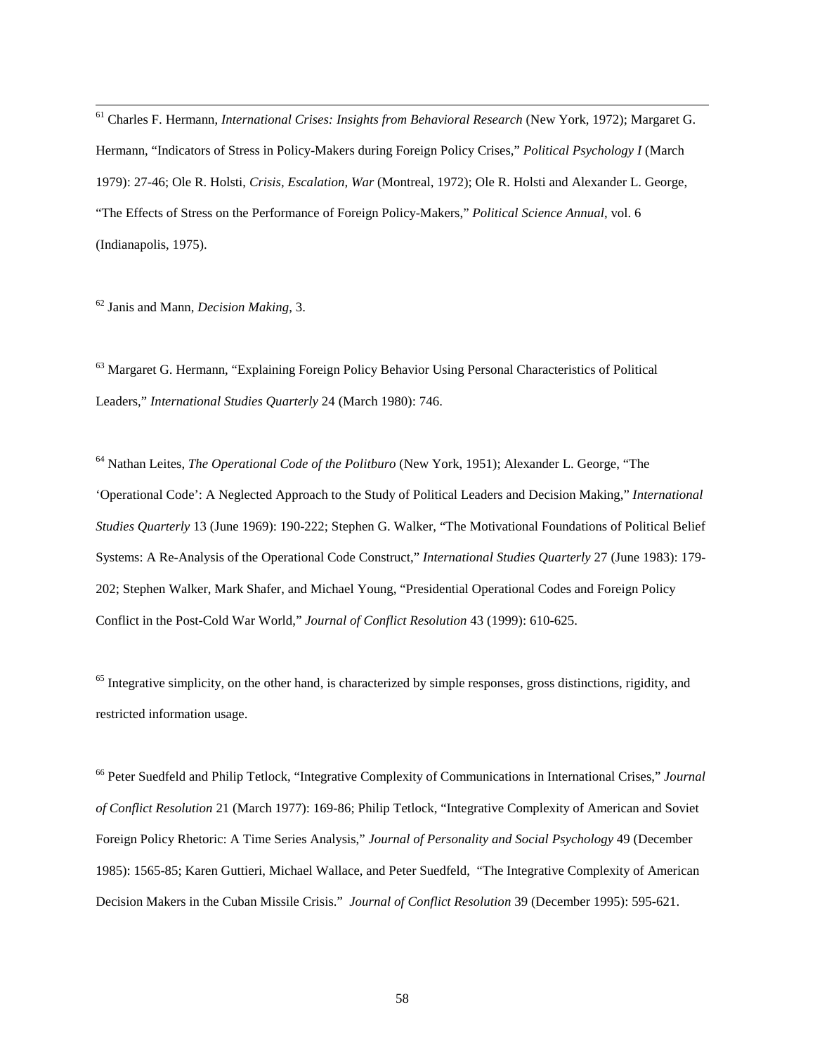[61] Charles F. Hermann, *International Crises: Insights from Behavioral Research* (New York, 1972); Margaret G. Hermann, "Indicators of Stress in Policy-Makers during Foreign Policy Crises," *Political Psychology I* (March 1979): 27-46; Ole R. Holsti, *Crisis, Escalation, War* (Montreal, 1972); Ole R. Holsti and Alexander L. George, "The Effects of Stress on the Performance of Foreign Policy-Makers," *Political Science Annual*, vol. 6 (Indianapolis, 1975).

[62] Janis and Mann, *Decision Making*, 3.

[63] Margaret G. Hermann, "Explaining Foreign Policy Behavior Using Personal Characteristics of Political Leaders," *International Studies Quarterly* 24 (March 1980): 746.

[64] Nathan Leites, *The Operational Code of the Politburo* (New York, 1951); Alexander L. George, "The 'Operational Code': A Neglected Approach to the Study of Political Leaders and Decision Making," *International Studies Quarterly* 13 (June 1969): 190-222; Stephen G. Walker, "The Motivational Foundations of Political Belief Systems: A Re-Analysis of the Operational Code Construct," *International Studies Quarterly* 27 (June 1983): 179-202; Stephen Walker, Mark Shafer, and Michael Young, "Presidential Operational Codes and Foreign Policy Conflict in the Post-Cold War World," *Journal of Conflict Resolution* 43 (1999): 610-625.

[65] Integrative simplicity, on the other hand, is characterized by simple responses, gross distinctions, rigidity, and restricted information usage.

[66] Peter Suedfeld and Philip Tetlock, "Integrative Complexity of Communications in International Crises," *Journal of Conflict Resolution* 21 (March 1977): 169-86; Philip Tetlock, "Integrative Complexity of American and Soviet Foreign Policy Rhetoric: A Time Series Analysis," *Journal of Personality and Social Psychology* 49 (December 1985): 1565-85; Karen Guttieri, Michael Wallace, and Peter Suedfeld, "The Integrative Complexity of American Decision Makers in the Cuban Missile Crisis." *Journal of Conflict Resolution* 39 (December 1995): 595-621.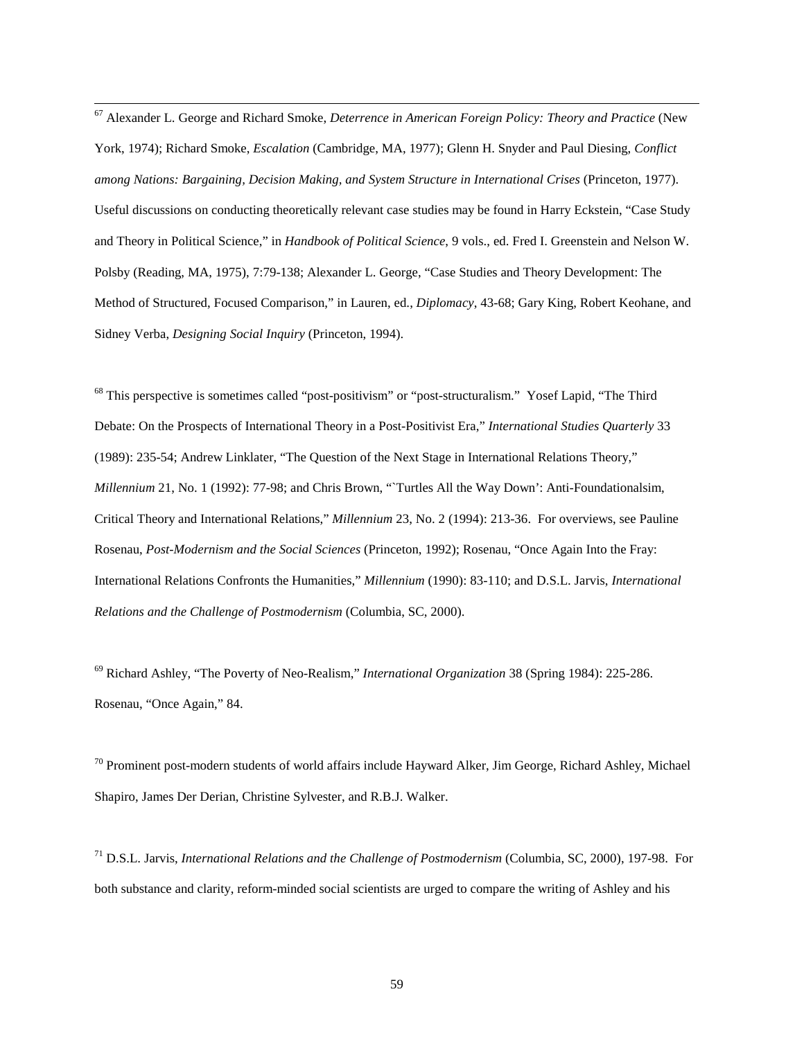[67] Alexander L. George and Richard Smoke, *Deterrence in American Foreign Policy: Theory and Practice* (New York, 1974); Richard Smoke, *Escalation* (Cambridge, MA, 1977); Glenn H. Snyder and Paul Diesing, *Conflict among Nations: Bargaining, Decision Making, and System Structure in International Crises* (Princeton, 1977). Useful discussions on conducting theoretically relevant case studies may be found in Harry Eckstein, "Case Study and Theory in Political Science," in *Handbook of Political Science,* 9 vols., ed. Fred I. Greenstein and Nelson W. Polsby (Reading, MA, 1975), 7:79-138; Alexander L. George, "Case Studies and Theory Development: The Method of Structured, Focused Comparison," in Lauren, ed., *Diplomacy*, 43-68; Gary King, Robert Keohane, and Sidney Verba, *Designing Social Inquiry* (Princeton, 1994).

[68] This perspective is sometimes called "post-positivism" or "post-structuralism." Yosef Lapid, "The Third Debate: On the Prospects of International Theory in a Post-Positivist Era," *International Studies Quarterly* 33 (1989): 235-54; Andrew Linklater, "The Question of the Next Stage in International Relations Theory," *Millennium* 21, No. 1 (1992): 77-98; and Chris Brown, "`Turtles All the Way Down': Anti-Foundationalsim, Critical Theory and International Relations," *Millennium* 23, No. 2 (1994): 213-36. For overviews, see Pauline Rosenau, *Post-Modernism and the Social Sciences* (Princeton, 1992); Rosenau, "Once Again Into the Fray: International Relations Confronts the Humanities," *Millennium* (1990): 83-110; and D.S.L. Jarvis, *International Relations and the Challenge of Postmodernism* (Columbia, SC, 2000).

[69] Richard Ashley, "The Poverty of Neo-Realism," *International Organization* 38 (Spring 1984): 225-286. Rosenau, "Once Again," 84.

[70] Prominent post-modern students of world affairs include Hayward Alker, Jim George, Richard Ashley, Michael Shapiro, James Der Derian, Christine Sylvester, and R.B.J. Walker.

[71] D.S.L. Jarvis, *International Relations and the Challenge of Postmodernism* (Columbia, SC, 2000), 197-98. For both substance and clarity, reform-minded social scientists are urged to compare the writing of Ashley and his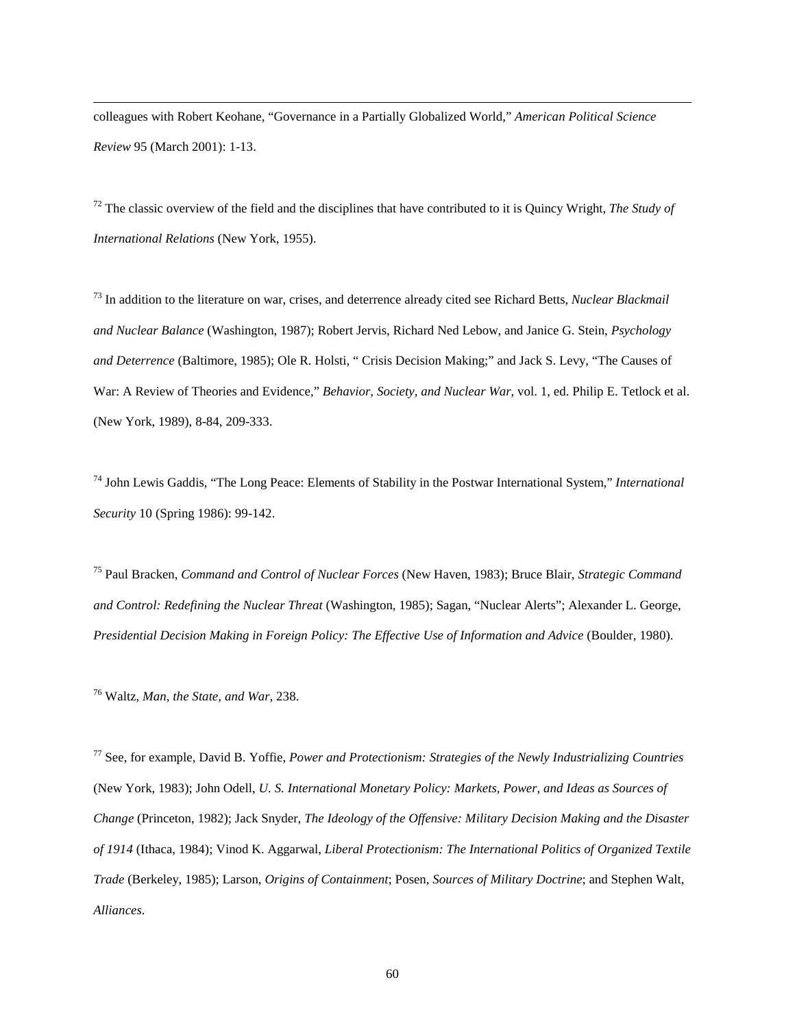colleagues with Robert Keohane, “Governance in a Partially Globalized World,” *American Political Science Review* 95 (March 2001): 1-13.

[72] The classic overview of the field and the disciplines that have contributed to it is Quincy Wright, *The Study of International Relations* (New York, 1955).

[73] In addition to the literature on war, crises, and deterrence already cited see Richard Betts, *Nuclear Blackmail and Nuclear Balance* (Washington, 1987); Robert Jervis, Richard Ned Lebow, and Janice G. Stein, *Psychology and Deterrence* (Baltimore, 1985); Ole R. Holsti, “ Crisis Decision Making;” and Jack S. Levy, “The Causes of War: A Review of Theories and Evidence,” *Behavior, Society, and Nuclear War*, vol. 1, ed. Philip E. Tetlock et al. (New York, 1989), 8-84, 209-333.

[74] John Lewis Gaddis, “The Long Peace: Elements of Stability in the Postwar International System,” *International Security* 10 (Spring 1986): 99-142.

[75] Paul Bracken, *Command and Control of Nuclear Forces* (New Haven, 1983); Bruce Blair, *Strategic Command and Control: Redefining the Nuclear Threat* (Washington, 1985); Sagan, “Nuclear Alerts”; Alexander L. George, *Presidential Decision Making in Foreign Policy: The Effective Use of Information and Advice* (Boulder, 1980).

[76] Waltz, *Man, the State, and War*, 238.

[77] See, for example, David B. Yoffie, *Power and Protectionism: Strategies of the Newly Industrializing Countries* (New York, 1983); John Odell, *U. S. International Monetary Policy: Markets, Power, and Ideas as Sources of Change* (Princeton, 1982); Jack Snyder, *The Ideology of the Offensive: Military Decision Making and the Disaster of 1914* (Ithaca, 1984); Vinod K. Aggarwal, *Liberal Protectionism: The International Politics of Organized Textile Trade* (Berkeley, 1985); Larson, *Origins of Containment*; Posen, *Sources of Military Doctrine*; and Stephen Walt, *Alliances*.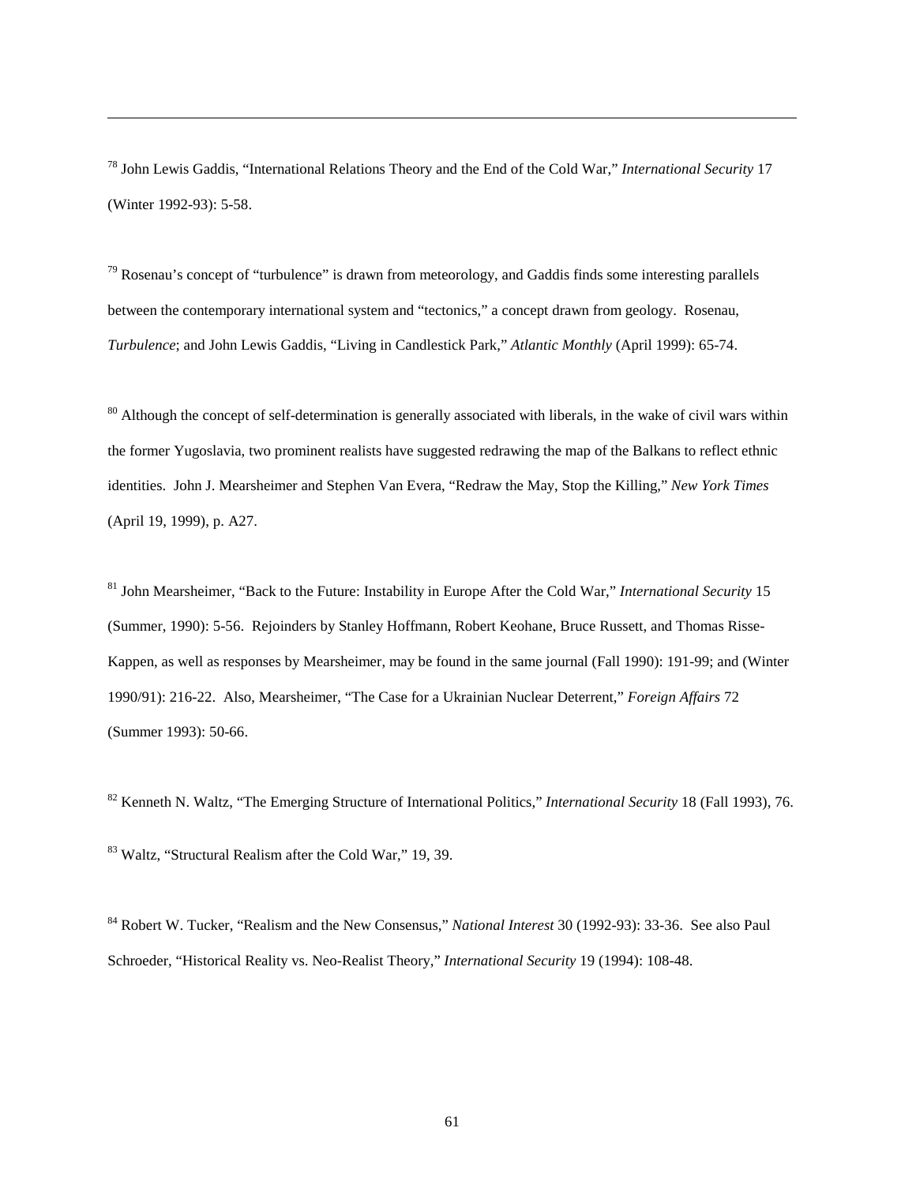[78] John Lewis Gaddis, "International Relations Theory and the End of the Cold War," *International Security* 17 (Winter 1992-93): 5-58.

[79] Rosenau's concept of "turbulence" is drawn from meteorology, and Gaddis finds some interesting parallels between the contemporary international system and "tectonics," a concept drawn from geology. Rosenau, *Turbulence*; and John Lewis Gaddis, "Living in Candlestick Park," *Atlantic Monthly* (April 1999): 65-74.

[80] Although the concept of self-determination is generally associated with liberals, in the wake of civil wars within the former Yugoslavia, two prominent realists have suggested redrawing the map of the Balkans to reflect ethnic identities. John J. Mearsheimer and Stephen Van Evera, "Redraw the May, Stop the Killing," *New York Times* (April 19, 1999), p. A27.

[81] John Mearsheimer, "Back to the Future: Instability in Europe After the Cold War," *International Security* 15 (Summer, 1990): 5-56. Rejoinders by Stanley Hoffmann, Robert Keohane, Bruce Russett, and Thomas Risse-Kappen, as well as responses by Mearsheimer, may be found in the same journal (Fall 1990): 191-99; and (Winter 1990/91): 216-22. Also, Mearsheimer, "The Case for a Ukrainian Nuclear Deterrent," *Foreign Affairs* 72 (Summer 1993): 50-66.

[82] Kenneth N. Waltz, "The Emerging Structure of International Politics," *International Security* 18 (Fall 1993), 76.

[83] Waltz, "Structural Realism after the Cold War," 19, 39.

[84] Robert W. Tucker, "Realism and the New Consensus," *National Interest* 30 (1992-93): 33-36. See also Paul Schroeder, "Historical Reality vs. Neo-Realist Theory," *International Security* 19 (1994): 108-48.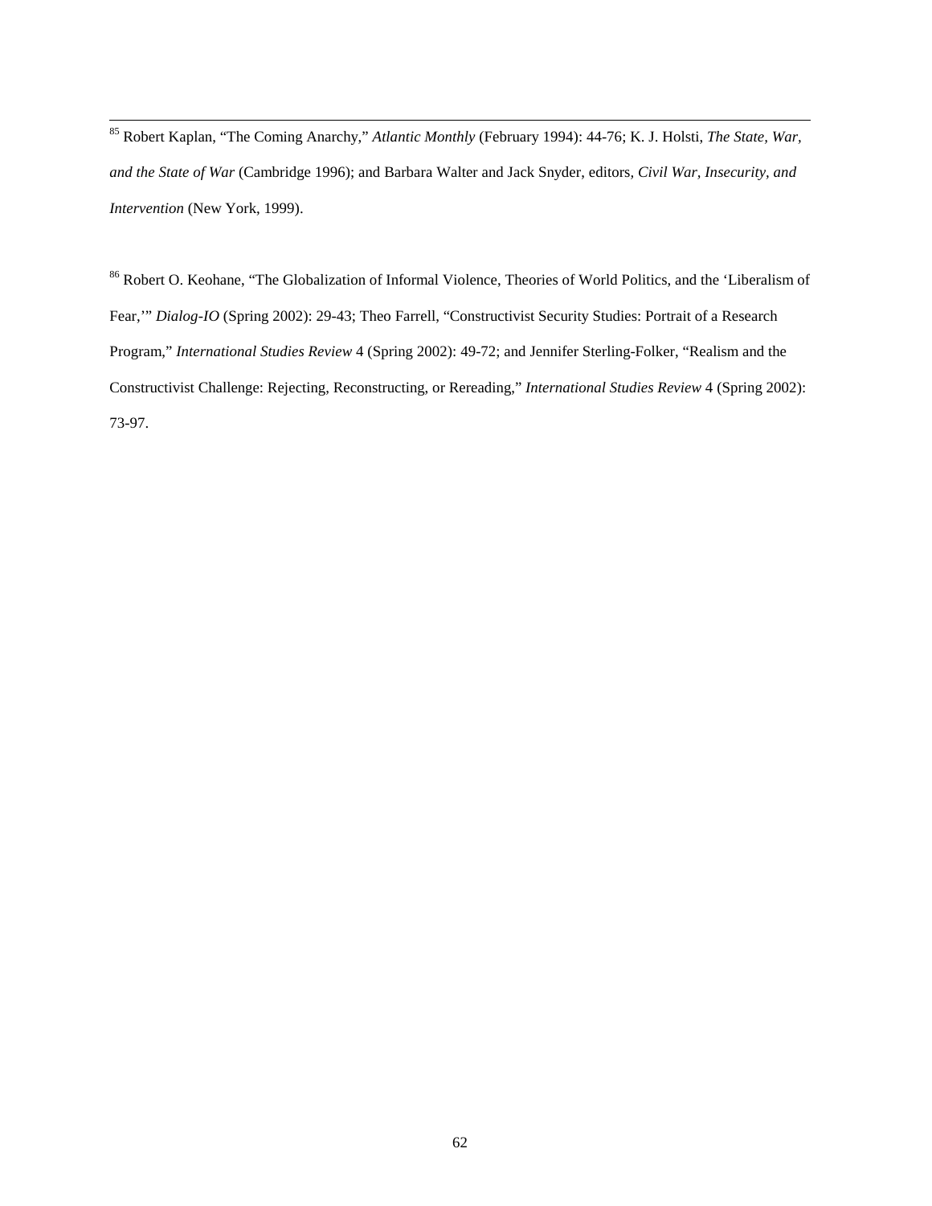[85] Robert Kaplan, "The Coming Anarchy," *Atlantic Monthly* (February 1994): 44-76; K. J. Holsti, *The State, War, and the State of War* (Cambridge 1996); and Barbara Walter and Jack Snyder, editors, *Civil War, Insecurity, and Intervention* (New York, 1999).

[86] Robert O. Keohane, "The Globalization of Informal Violence, Theories of World Politics, and the 'Liberalism of Fear,'" *Dialog-IO* (Spring 2002): 29-43; Theo Farrell, "Constructivist Security Studies: Portrait of a Research Program," *International Studies Review* 4 (Spring 2002): 49-72; and Jennifer Sterling-Folker, "Realism and the Constructivist Challenge: Rejecting, Reconstructing, or Rereading," *International Studies Review* 4 (Spring 2002): 73-97.